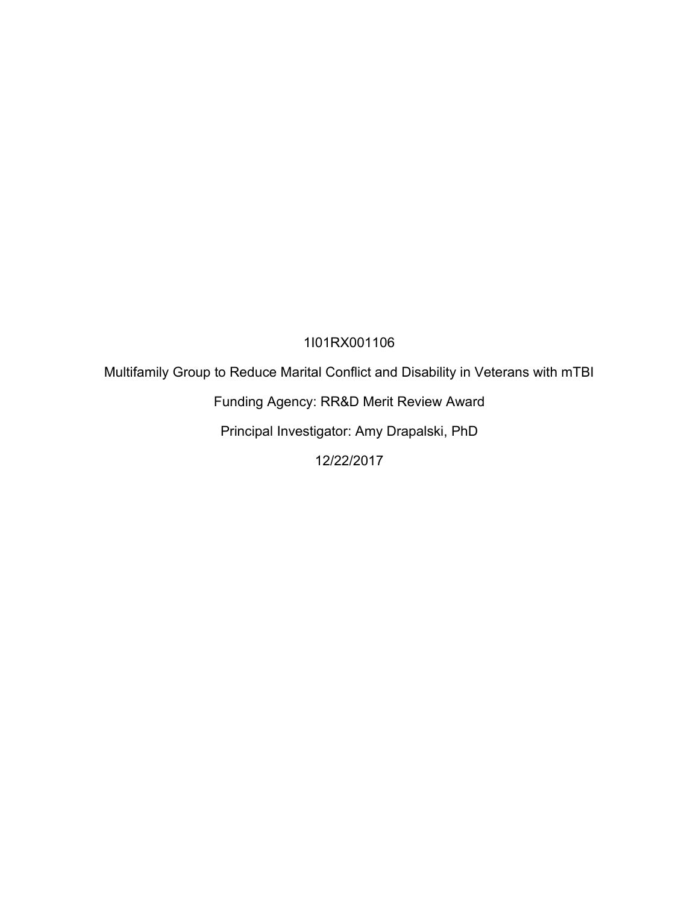1I01RX001106

Multifamily Group to Reduce Marital Conflict and Disability in Veterans with mTBI

Funding Agency: RR&D Merit Review Award

Principal Investigator: Amy Drapalski, PhD

12/22/2017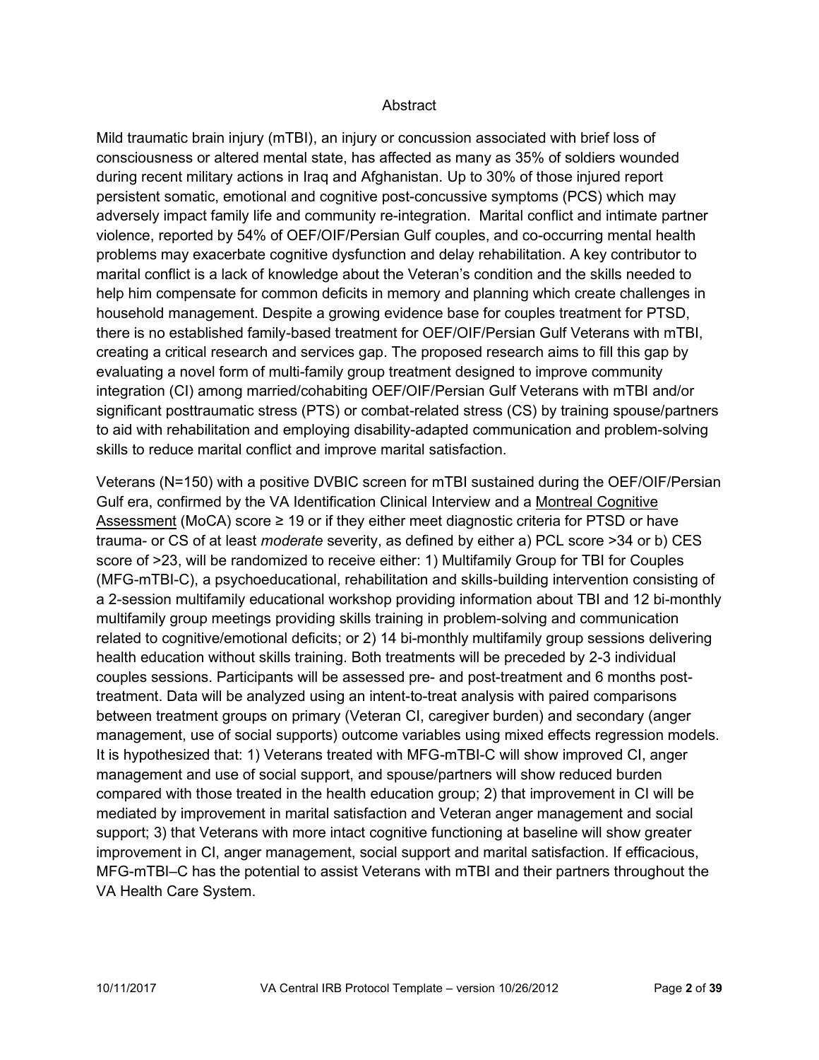# Abstract

Mild traumatic brain injury (mTBI), an injury or concussion associated with brief loss of consciousness or altered mental state, has affected as many as 35% of soldiers wounded during recent military actions in Iraq and Afghanistan. Up to 30% of those injured report persistent somatic, emotional and cognitive post-concussive symptoms (PCS) which may adversely impact family life and community re-integration. Marital conflict and intimate partner violence, reported by 54% of OEF/OIF/Persian Gulf couples, and co-occurring mental health problems may exacerbate cognitive dysfunction and delay rehabilitation. A key contributor to marital conflict is a lack of knowledge about the Veteran's condition and the skills needed to help him compensate for common deficits in memory and planning which create challenges in household management. Despite a growing evidence base for couples treatment for PTSD, there is no established family-based treatment for OEF/OIF/Persian Gulf Veterans with mTBI, creating a critical research and services gap. The proposed research aims to fill this gap by evaluating a novel form of multi-family group treatment designed to improve community integration (CI) among married/cohabiting OEF/OIF/Persian Gulf Veterans with mTBI and/or significant posttraumatic stress (PTS) or combat-related stress (CS) by training spouse/partners to aid with rehabilitation and employing disability-adapted communication and problem-solving skills to reduce marital conflict and improve marital satisfaction.

Veterans (N=150) with a positive DVBIC screen for mTBI sustained during the OEF/OIF/Persian Gulf era, confirmed by the VA Identification Clinical Interview and a Montreal Cognitive Assessment (MoCA) score ≥ 19 or if they either meet diagnostic criteria for PTSD or have trauma- or CS of at least *moderate* severity, as defined by either a) PCL score >34 or b) CES score of >23, will be randomized to receive either: 1) Multifamily Group for TBI for Couples (MFG-mTBI-C), a psychoeducational, rehabilitation and skills-building intervention consisting of a 2-session multifamily educational workshop providing information about TBI and 12 bi-monthly multifamily group meetings providing skills training in problem-solving and communication related to cognitive/emotional deficits; or 2) 14 bi-monthly multifamily group sessions delivering health education without skills training. Both treatments will be preceded by 2-3 individual couples sessions. Participants will be assessed pre- and post-treatment and 6 months post-treatment. Data will be analyzed using an intent-to-treat analysis with paired comparisons between treatment groups on primary (Veteran CI, caregiver burden) and secondary (anger management, use of social supports) outcome variables using mixed effects regression models. It is hypothesized that: 1) Veterans treated with MFG-mTBI-C will show improved CI, anger management and use of social support, and spouse/partners will show reduced burden compared with those treated in the health education group; 2) that improvement in CI will be mediated by improvement in marital satisfaction and Veteran anger management and social support; 3) that Veterans with more intact cognitive functioning at baseline will show greater improvement in CI, anger management, social support and marital satisfaction. If efficacious, MFG-mTBI–C has the potential to assist Veterans with mTBI and their partners throughout the VA Health Care System.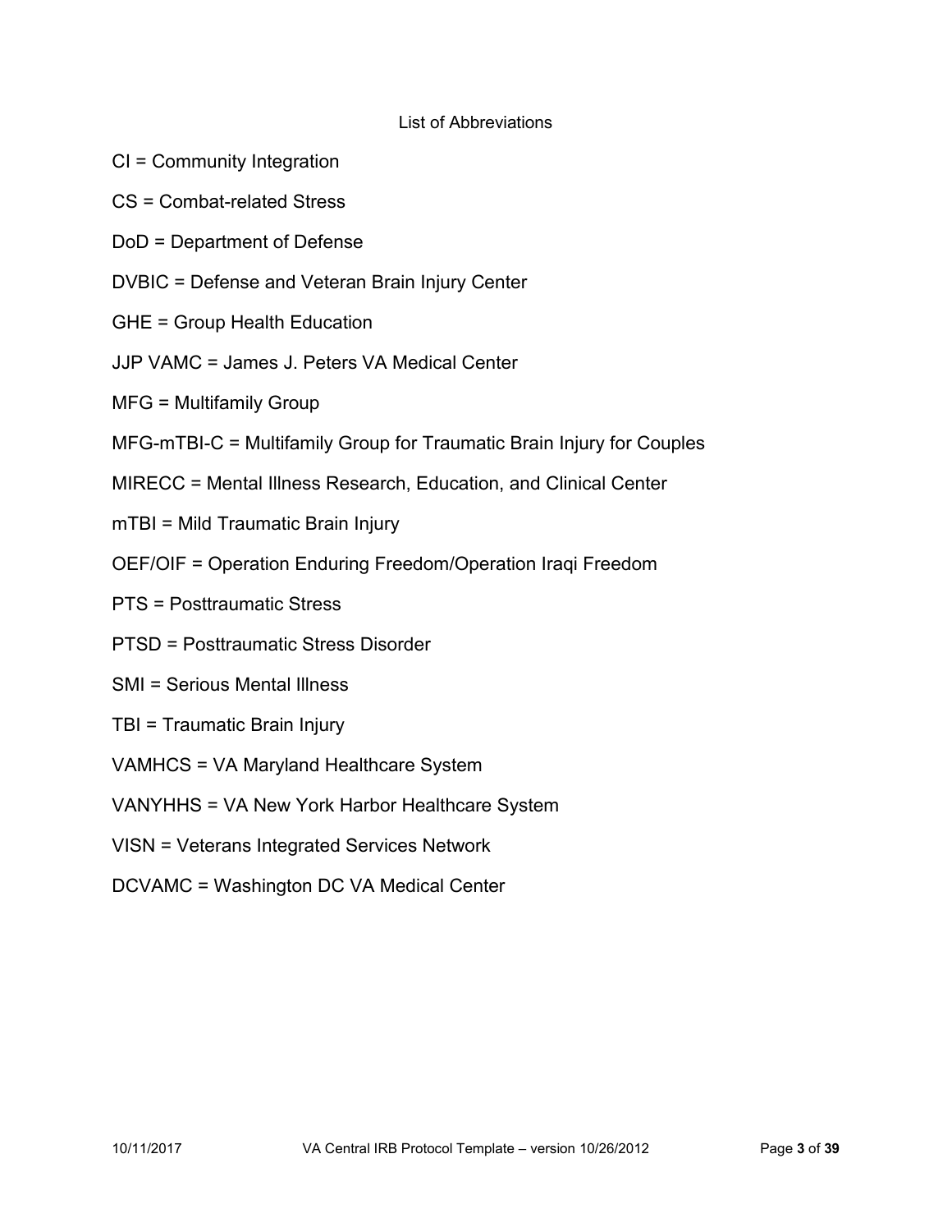## List of Abbreviations

CI = Community Integration

CS = Combat-related Stress

DoD = Department of Defense

DVBIC = Defense and Veteran Brain Injury Center

GHE = Group Health Education

JJP VAMC = James J. Peters VA Medical Center

MFG = Multifamily Group

MFG-mTBI-C = Multifamily Group for Traumatic Brain Injury for Couples

MIRECC = Mental Illness Research, Education, and Clinical Center

mTBI = Mild Traumatic Brain Injury

OEF/OIF = Operation Enduring Freedom/Operation Iraqi Freedom

PTS = Posttraumatic Stress

PTSD = Posttraumatic Stress Disorder

SMI = Serious Mental Illness

TBI = Traumatic Brain Injury

VAMHCS = VA Maryland Healthcare System

VANYHHS = VA New York Harbor Healthcare System

VISN = Veterans Integrated Services Network

DCVAMC = Washington DC VA Medical Center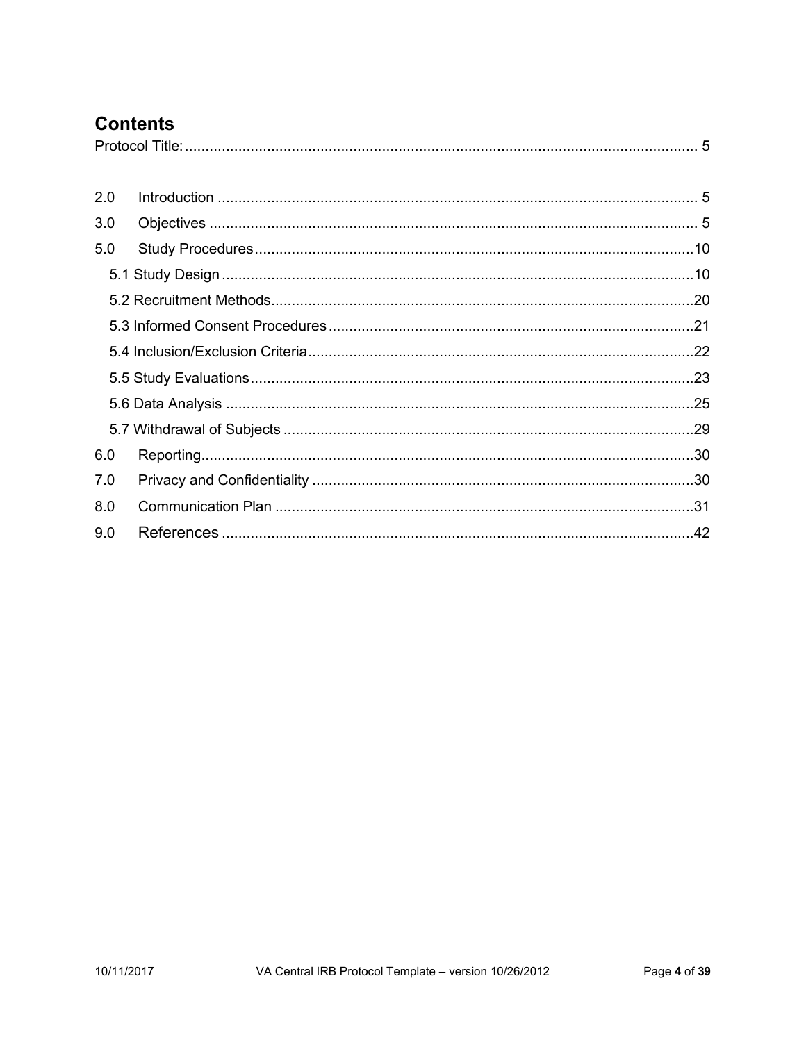# Contents

Protocol Title: ........................................................................................................... 5

2.0 Introduction ........................................................................................................... 5

3.0 Objectives ........................................................................................................... 5

5.0 Study Procedures ........................................................................................................... 10

5.1 Study Design ........................................................................................................... 10

5.2 Recruitment Methods ........................................................................................................... 20

5.3 Informed Consent Procedures ........................................................................................................... 21

5.4 Inclusion/Exclusion Criteria ........................................................................................................... 22

5.5 Study Evaluations ........................................................................................................... 23

5.6 Data Analysis ........................................................................................................... 25

5.7 Withdrawal of Subjects ........................................................................................................... 29

6.0 Reporting ........................................................................................................... 30

7.0 Privacy and Confidentiality ........................................................................................................... 30

8.0 Communication Plan ........................................................................................................... 31

9.0 References ........................................................................................................... 42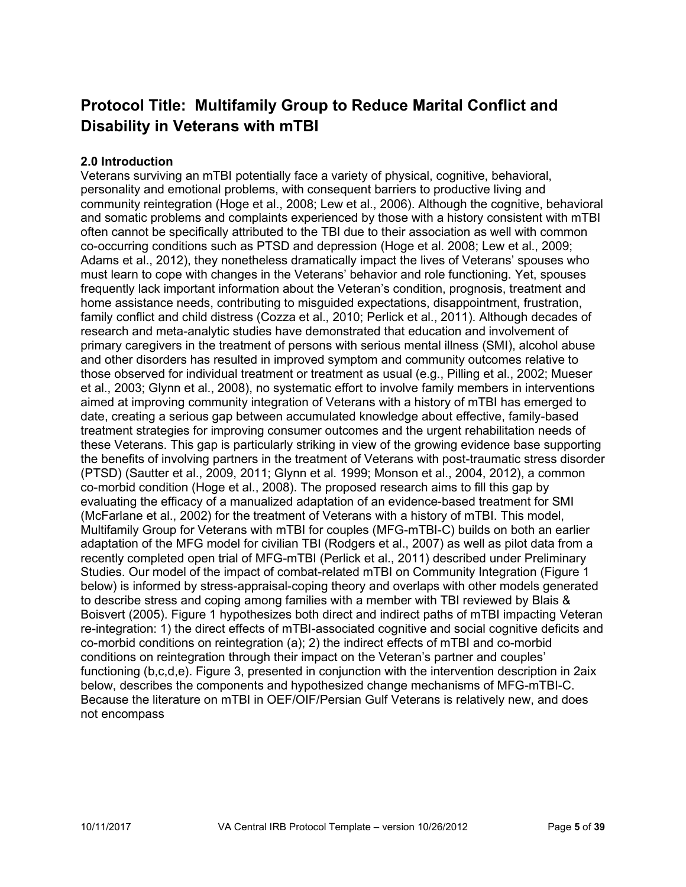# Protocol Title: Multifamily Group to Reduce Marital Conflict and Disability in Veterans with mTBI

### 2.0 Introduction

Veterans surviving an mTBI potentially face a variety of physical, cognitive, behavioral, personality and emotional problems, with consequent barriers to productive living and community reintegration (Hoge et al., 2008; Lew et al., 2006). Although the cognitive, behavioral and somatic problems and complaints experienced by those with a history consistent with mTBI often cannot be specifically attributed to the TBI due to their association as well with common co-occurring conditions such as PTSD and depression (Hoge et al. 2008; Lew et al., 2009; Adams et al., 2012), they nonetheless dramatically impact the lives of Veterans' spouses who must learn to cope with changes in the Veterans' behavior and role functioning. Yet, spouses frequently lack important information about the Veteran's condition, prognosis, treatment and home assistance needs, contributing to misguided expectations, disappointment, frustration, family conflict and child distress (Cozza et al., 2010; Perlick et al., 2011). Although decades of research and meta-analytic studies have demonstrated that education and involvement of primary caregivers in the treatment of persons with serious mental illness (SMI), alcohol abuse and other disorders has resulted in improved symptom and community outcomes relative to those observed for individual treatment or treatment as usual (e.g., Pilling et al., 2002; Mueser et al., 2003; Glynn et al., 2008), no systematic effort to involve family members in interventions aimed at improving community integration of Veterans with a history of mTBI has emerged to date, creating a serious gap between accumulated knowledge about effective, family-based treatment strategies for improving consumer outcomes and the urgent rehabilitation needs of these Veterans. This gap is particularly striking in view of the growing evidence base supporting the benefits of involving partners in the treatment of Veterans with post-traumatic stress disorder (PTSD) (Sautter et al., 2009, 2011; Glynn et al. 1999; Monson et al., 2004, 2012), a common co-morbid condition (Hoge et al., 2008). The proposed research aims to fill this gap by evaluating the efficacy of a manualized adaptation of an evidence-based treatment for SMI (McFarlane et al., 2002) for the treatment of Veterans with a history of mTBI. This model, Multifamily Group for Veterans with mTBI for couples (MFG-mTBI-C) builds on both an earlier adaptation of the MFG model for civilian TBI (Rodgers et al., 2007) as well as pilot data from a recently completed open trial of MFG-mTBI (Perlick et al., 2011) described under Preliminary Studies. Our model of the impact of combat-related mTBI on Community Integration (Figure 1 below) is informed by stress-appraisal-coping theory and overlaps with other models generated to describe stress and coping among families with a member with TBI reviewed by Blais & Boisvert (2005). Figure 1 hypothesizes both direct and indirect paths of mTBI impacting Veteran re-integration: 1) the direct effects of mTBI-associated cognitive and social cognitive deficits and co-morbid conditions on reintegration (a); 2) the indirect effects of mTBI and co-morbid conditions on reintegration through their impact on the Veteran's partner and couples' functioning (b,c,d,e). Figure 3, presented in conjunction with the intervention description in 2aix below, describes the components and hypothesized change mechanisms of MFG-mTBI-C. Because the literature on mTBI in OEF/OIF/Persian Gulf Veterans is relatively new, and does not encompass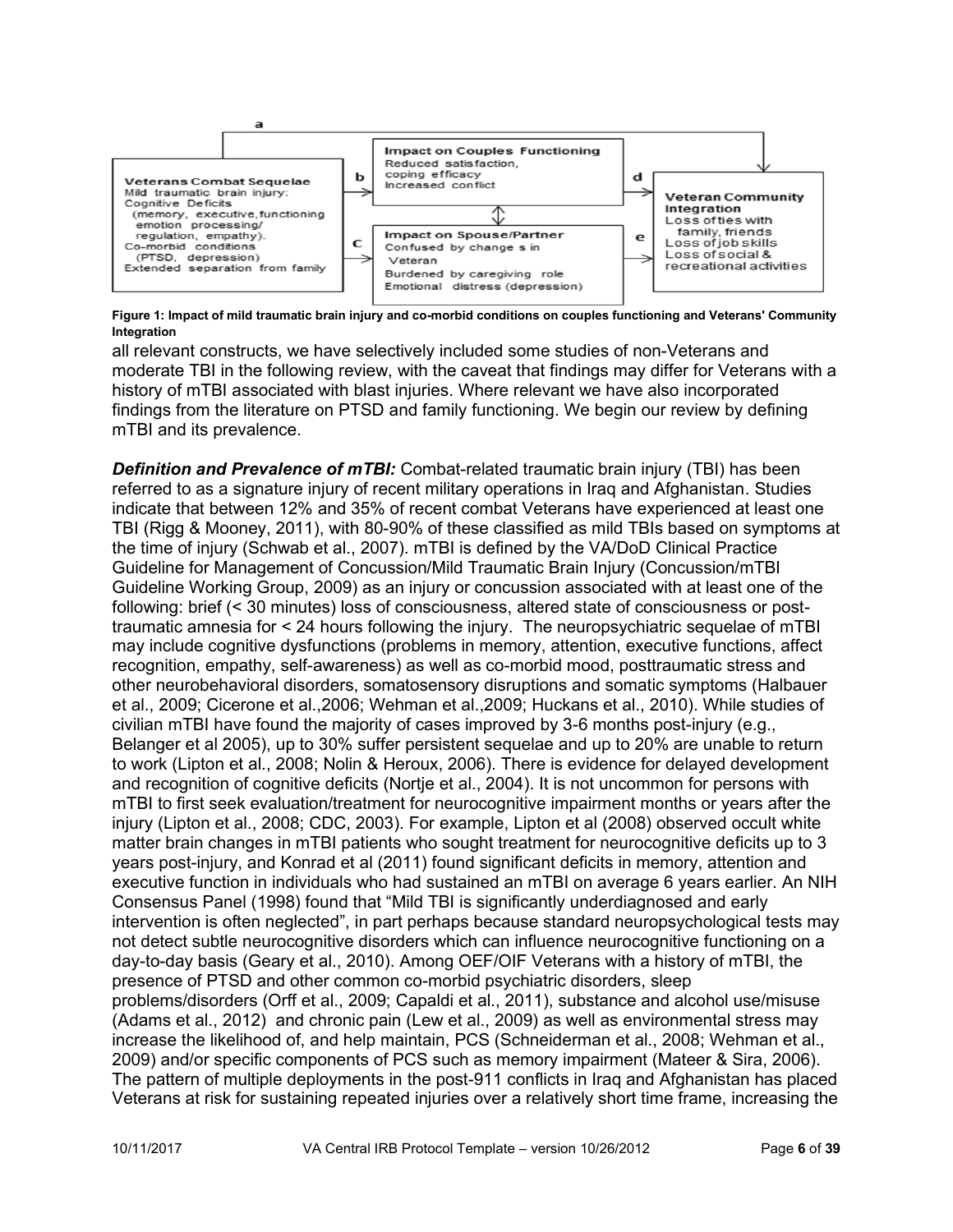| | | | | |
|---|---|---|---|---|
| **Veterans Combat Sequelae**<br>Mild traumatic brain injury:<br>Cognitive Deficits (memory, executive functioning emotion processing/ regulation, empathy).<br>Co-morbid conditions (PTSD, depression)<br>Extended separation from family | b → | **Impact on Couples Functioning**<br>Reduced satisfaction, coping efficacy<br>Increased conflict | d → | **Veteran Community Integration**<br>Loss of ties with family, friends<br>Loss of job skills<br>Loss of social & recreational activities |
| | c → | **Impact on Spouse/Partner**<br>Confused by changes in Veteran<br>Burdened by caregiving role<br>Emotional distress (depression) | e → | |

(a: Veterans Combat Sequelae → Veteran Community Integration; Impact on Couples Functioning ↔ Impact on Spouse/Partner)

**Figure 1: Impact of mild traumatic brain injury and co-morbid conditions on couples functioning and Veterans' Community Integration**

all relevant constructs, we have selectively included some studies of non-Veterans and moderate TBI in the following review, with the caveat that findings may differ for Veterans with a history of mTBI associated with blast injuries. Where relevant we have also incorporated findings from the literature on PTSD and family functioning. We begin our review by defining mTBI and its prevalence.

***Definition and Prevalence of mTBI:*** Combat-related traumatic brain injury (TBI) has been referred to as a signature injury of recent military operations in Iraq and Afghanistan. Studies indicate that between 12% and 35% of recent combat Veterans have experienced at least one TBI (Rigg & Mooney, 2011), with 80-90% of these classified as mild TBIs based on symptoms at the time of injury (Schwab et al., 2007). mTBI is defined by the VA/DoD Clinical Practice Guideline for Management of Concussion/Mild Traumatic Brain Injury (Concussion/mTBI Guideline Working Group, 2009) as an injury or concussion associated with at least one of the following: brief (< 30 minutes) loss of consciousness, altered state of consciousness or post-traumatic amnesia for < 24 hours following the injury. The neuropsychiatric sequelae of mTBI may include cognitive dysfunctions (problems in memory, attention, executive functions, affect recognition, empathy, self-awareness) as well as co-morbid mood, posttraumatic stress and other neurobehavioral disorders, somatosensory disruptions and somatic symptoms (Halbauer et al., 2009; Cicerone et al.,2006; Wehman et al.,2009; Huckans et al., 2010). While studies of civilian mTBI have found the majority of cases improved by 3-6 months post-injury (e.g., Belanger et al 2005), up to 30% suffer persistent sequelae and up to 20% are unable to return to work (Lipton et al., 2008; Nolin & Heroux, 2006). There is evidence for delayed development and recognition of cognitive deficits (Nortje et al., 2004). It is not uncommon for persons with mTBI to first seek evaluation/treatment for neurocognitive impairment months or years after the injury (Lipton et al., 2008; CDC, 2003). For example, Lipton et al (2008) observed occult white matter brain changes in mTBI patients who sought treatment for neurocognitive deficits up to 3 years post-injury, and Konrad et al (2011) found significant deficits in memory, attention and executive function in individuals who had sustained an mTBI on average 6 years earlier. An NIH Consensus Panel (1998) found that "Mild TBI is significantly underdiagnosed and early intervention is often neglected", in part perhaps because standard neuropsychological tests may not detect subtle neurocognitive disorders which can influence neurocognitive functioning on a day-to-day basis (Geary et al., 2010). Among OEF/OIF Veterans with a history of mTBI, the presence of PTSD and other common co-morbid psychiatric disorders, sleep problems/disorders (Orff et al., 2009; Capaldi et al., 2011), substance and alcohol use/misuse (Adams et al., 2012) and chronic pain (Lew et al., 2009) as well as environmental stress may increase the likelihood of, and help maintain, PCS (Schneiderman et al., 2008; Wehman et al., 2009) and/or specific components of PCS such as memory impairment (Mateer & Sira, 2006). The pattern of multiple deployments in the post-911 conflicts in Iraq and Afghanistan has placed Veterans at risk for sustaining repeated injuries over a relatively short time frame, increasing the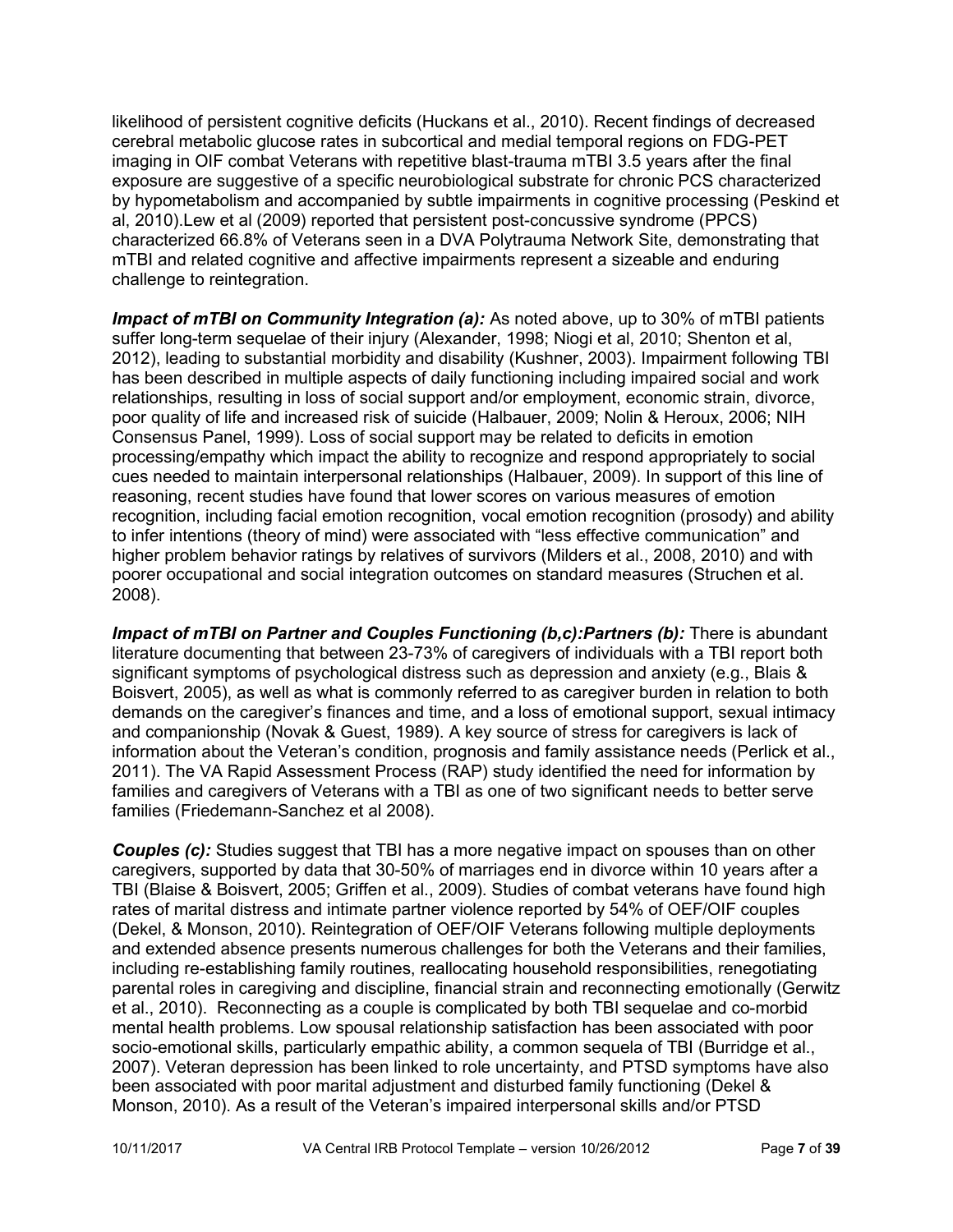likelihood of persistent cognitive deficits (Huckans et al., 2010). Recent findings of decreased cerebral metabolic glucose rates in subcortical and medial temporal regions on FDG-PET imaging in OIF combat Veterans with repetitive blast-trauma mTBI 3.5 years after the final exposure are suggestive of a specific neurobiological substrate for chronic PCS characterized by hypometabolism and accompanied by subtle impairments in cognitive processing (Peskind et al, 2010).Lew et al (2009) reported that persistent post-concussive syndrome (PPCS) characterized 66.8% of Veterans seen in a DVA Polytrauma Network Site, demonstrating that mTBI and related cognitive and affective impairments represent a sizeable and enduring challenge to reintegration.

***Impact of mTBI on Community Integration (a):*** As noted above, up to 30% of mTBI patients suffer long-term sequelae of their injury (Alexander, 1998; Niogi et al, 2010; Shenton et al, 2012), leading to substantial morbidity and disability (Kushner, 2003). Impairment following TBI has been described in multiple aspects of daily functioning including impaired social and work relationships, resulting in loss of social support and/or employment, economic strain, divorce, poor quality of life and increased risk of suicide (Halbauer, 2009; Nolin & Heroux, 2006; NIH Consensus Panel, 1999). Loss of social support may be related to deficits in emotion processing/empathy which impact the ability to recognize and respond appropriately to social cues needed to maintain interpersonal relationships (Halbauer, 2009). In support of this line of reasoning, recent studies have found that lower scores on various measures of emotion recognition, including facial emotion recognition, vocal emotion recognition (prosody) and ability to infer intentions (theory of mind) were associated with "less effective communication" and higher problem behavior ratings by relatives of survivors (Milders et al., 2008, 2010) and with poorer occupational and social integration outcomes on standard measures (Struchen et al. 2008).

***Impact of mTBI on Partner and Couples Functioning (b,c):Partners (b):*** There is abundant literature documenting that between 23-73% of caregivers of individuals with a TBI report both significant symptoms of psychological distress such as depression and anxiety (e.g., Blais & Boisvert, 2005), as well as what is commonly referred to as caregiver burden in relation to both demands on the caregiver's finances and time, and a loss of emotional support, sexual intimacy and companionship (Novak & Guest, 1989). A key source of stress for caregivers is lack of information about the Veteran's condition, prognosis and family assistance needs (Perlick et al., 2011). The VA Rapid Assessment Process (RAP) study identified the need for information by families and caregivers of Veterans with a TBI as one of two significant needs to better serve families (Friedemann-Sanchez et al 2008).

***Couples (c):*** Studies suggest that TBI has a more negative impact on spouses than on other caregivers, supported by data that 30-50% of marriages end in divorce within 10 years after a TBI (Blaise & Boisvert, 2005; Griffen et al., 2009). Studies of combat veterans have found high rates of marital distress and intimate partner violence reported by 54% of OEF/OIF couples (Dekel, & Monson, 2010). Reintegration of OEF/OIF Veterans following multiple deployments and extended absence presents numerous challenges for both the Veterans and their families, including re-establishing family routines, reallocating household responsibilities, renegotiating parental roles in caregiving and discipline, financial strain and reconnecting emotionally (Gerwitz et al., 2010). Reconnecting as a couple is complicated by both TBI sequelae and co-morbid mental health problems. Low spousal relationship satisfaction has been associated with poor socio-emotional skills, particularly empathic ability, a common sequela of TBI (Burridge et al., 2007). Veteran depression has been linked to role uncertainty, and PTSD symptoms have also been associated with poor marital adjustment and disturbed family functioning (Dekel & Monson, 2010). As a result of the Veteran's impaired interpersonal skills and/or PTSD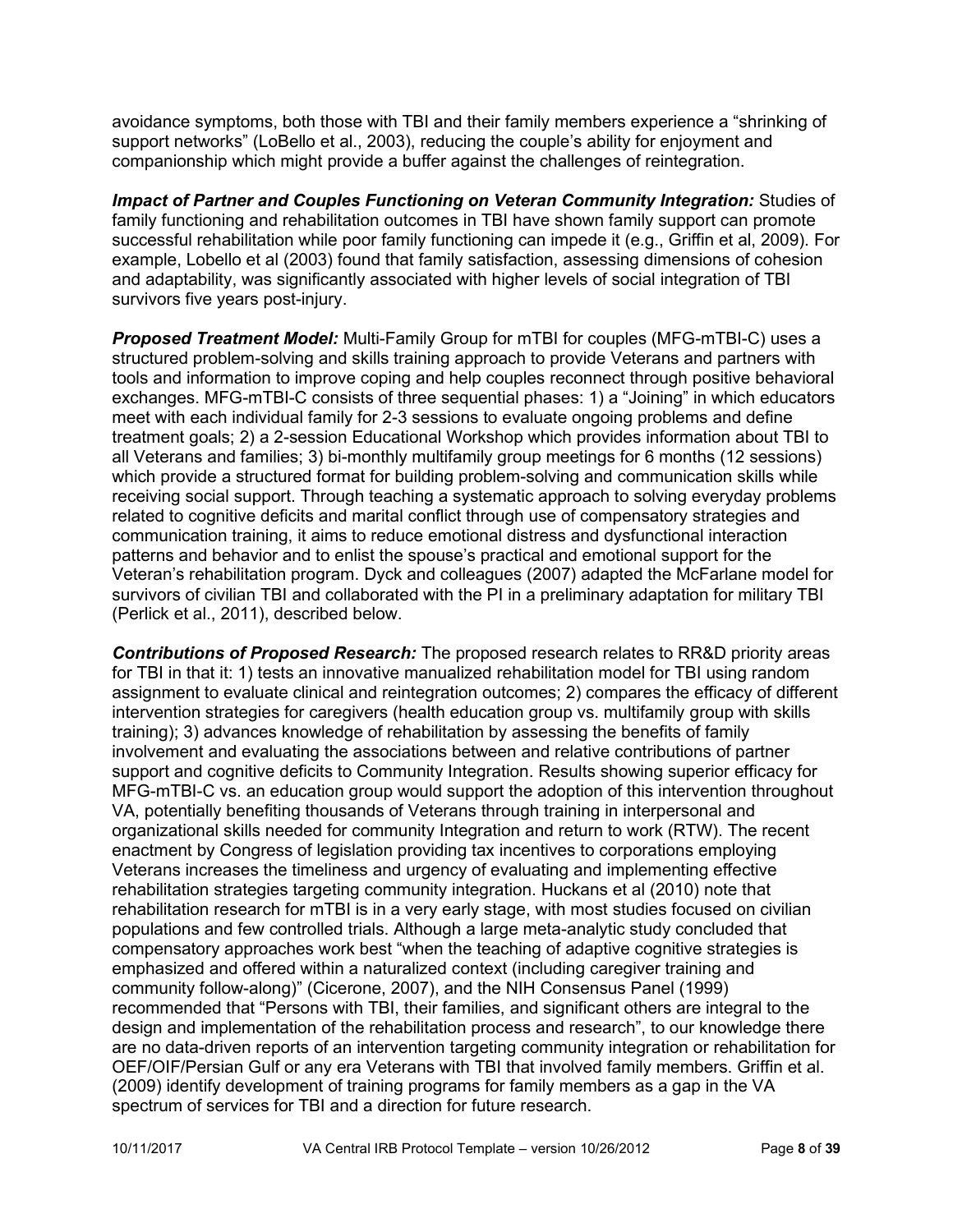avoidance symptoms, both those with TBI and their family members experience a "shrinking of support networks" (LoBello et al., 2003), reducing the couple's ability for enjoyment and companionship which might provide a buffer against the challenges of reintegration.

***Impact of Partner and Couples Functioning on Veteran Community Integration:*** Studies of family functioning and rehabilitation outcomes in TBI have shown family support can promote successful rehabilitation while poor family functioning can impede it (e.g., Griffin et al, 2009). For example, Lobello et al (2003) found that family satisfaction, assessing dimensions of cohesion and adaptability, was significantly associated with higher levels of social integration of TBI survivors five years post-injury.

***Proposed Treatment Model:*** Multi-Family Group for mTBI for couples (MFG-mTBI-C) uses a structured problem-solving and skills training approach to provide Veterans and partners with tools and information to improve coping and help couples reconnect through positive behavioral exchanges. MFG-mTBI-C consists of three sequential phases: 1) a "Joining" in which educators meet with each individual family for 2-3 sessions to evaluate ongoing problems and define treatment goals; 2) a 2-session Educational Workshop which provides information about TBI to all Veterans and families; 3) bi-monthly multifamily group meetings for 6 months (12 sessions) which provide a structured format for building problem-solving and communication skills while receiving social support. Through teaching a systematic approach to solving everyday problems related to cognitive deficits and marital conflict through use of compensatory strategies and communication training, it aims to reduce emotional distress and dysfunctional interaction patterns and behavior and to enlist the spouse's practical and emotional support for the Veteran's rehabilitation program. Dyck and colleagues (2007) adapted the McFarlane model for survivors of civilian TBI and collaborated with the PI in a preliminary adaptation for military TBI (Perlick et al., 2011), described below.

***Contributions of Proposed Research:*** The proposed research relates to RR&D priority areas for TBI in that it: 1) tests an innovative manualized rehabilitation model for TBI using random assignment to evaluate clinical and reintegration outcomes; 2) compares the efficacy of different intervention strategies for caregivers (health education group vs. multifamily group with skills training); 3) advances knowledge of rehabilitation by assessing the benefits of family involvement and evaluating the associations between and relative contributions of partner support and cognitive deficits to Community Integration. Results showing superior efficacy for MFG-mTBI-C vs. an education group would support the adoption of this intervention throughout VA, potentially benefiting thousands of Veterans through training in interpersonal and organizational skills needed for community Integration and return to work (RTW). The recent enactment by Congress of legislation providing tax incentives to corporations employing Veterans increases the timeliness and urgency of evaluating and implementing effective rehabilitation strategies targeting community integration. Huckans et al (2010) note that rehabilitation research for mTBI is in a very early stage, with most studies focused on civilian populations and few controlled trials. Although a large meta-analytic study concluded that compensatory approaches work best "when the teaching of adaptive cognitive strategies is emphasized and offered within a naturalized context (including caregiver training and community follow-along)" (Cicerone, 2007), and the NIH Consensus Panel (1999) recommended that "Persons with TBI, their families, and significant others are integral to the design and implementation of the rehabilitation process and research", to our knowledge there are no data-driven reports of an intervention targeting community integration or rehabilitation for OEF/OIF/Persian Gulf or any era Veterans with TBI that involved family members. Griffin et al. (2009) identify development of training programs for family members as a gap in the VA spectrum of services for TBI and a direction for future research.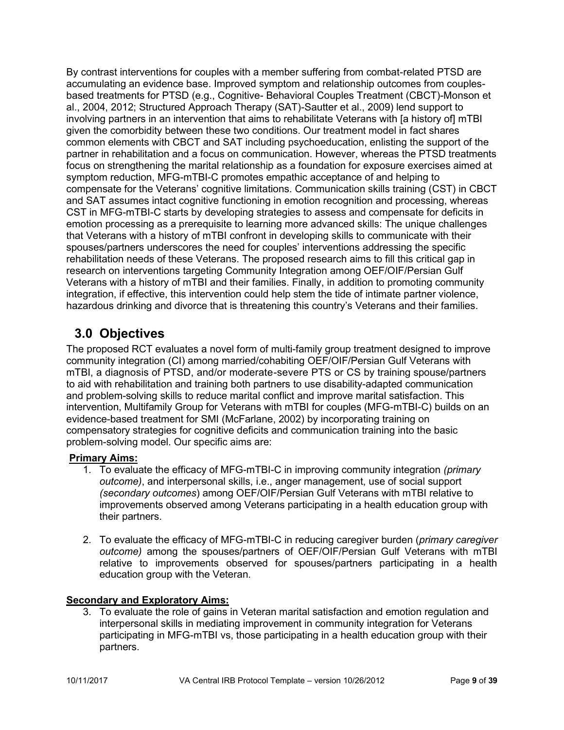By contrast interventions for couples with a member suffering from combat-related PTSD are accumulating an evidence base. Improved symptom and relationship outcomes from couples-based treatments for PTSD (e.g., Cognitive- Behavioral Couples Treatment (CBCT)-Monson et al., 2004, 2012; Structured Approach Therapy (SAT)-Sautter et al., 2009) lend support to involving partners in an intervention that aims to rehabilitate Veterans with [a history of] mTBI given the comorbidity between these two conditions. Our treatment model in fact shares common elements with CBCT and SAT including psychoeducation, enlisting the support of the partner in rehabilitation and a focus on communication. However, whereas the PTSD treatments focus on strengthening the marital relationship as a foundation for exposure exercises aimed at symptom reduction, MFG-mTBI-C promotes empathic acceptance of and helping to compensate for the Veterans' cognitive limitations. Communication skills training (CST) in CBCT and SAT assumes intact cognitive functioning in emotion recognition and processing, whereas CST in MFG-mTBI-C starts by developing strategies to assess and compensate for deficits in emotion processing as a prerequisite to learning more advanced skills: The unique challenges that Veterans with a history of mTBI confront in developing skills to communicate with their spouses/partners underscores the need for couples' interventions addressing the specific rehabilitation needs of these Veterans. The proposed research aims to fill this critical gap in research on interventions targeting Community Integration among OEF/OIF/Persian Gulf Veterans with a history of mTBI and their families. Finally, in addition to promoting community integration, if effective, this intervention could help stem the tide of intimate partner violence, hazardous drinking and divorce that is threatening this country's Veterans and their families.

## 3.0 Objectives

The proposed RCT evaluates a novel form of multi-family group treatment designed to improve community integration (CI) among married/cohabiting OEF/OIF/Persian Gulf Veterans with mTBI, a diagnosis of PTSD, and/or moderate-severe PTS or CS by training spouse/partners to aid with rehabilitation and training both partners to use disability-adapted communication and problem-solving skills to reduce marital conflict and improve marital satisfaction. This intervention, Multifamily Group for Veterans with mTBI for couples (MFG-mTBI-C) builds on an evidence-based treatment for SMI (McFarlane, 2002) by incorporating training on compensatory strategies for cognitive deficits and communication training into the basic problem-solving model. Our specific aims are:

**Primary Aims:**

1. To evaluate the efficacy of MFG-mTBI-C in improving community integration *(primary outcome)*, and interpersonal skills, i.e., anger management, use of social support *(secondary outcomes)* among OEF/OIF/Persian Gulf Veterans with mTBI relative to improvements observed among Veterans participating in a health education group with their partners.

2. To evaluate the efficacy of MFG-mTBI-C in reducing caregiver burden (*primary caregiver outcome)* among the spouses/partners of OEF/OIF/Persian Gulf Veterans with mTBI relative to improvements observed for spouses/partners participating in a health education group with the Veteran.

**Secondary and Exploratory Aims:**

3. To evaluate the role of gains in Veteran marital satisfaction and emotion regulation and interpersonal skills in mediating improvement in community integration for Veterans participating in MFG-mTBI vs, those participating in a health education group with their partners.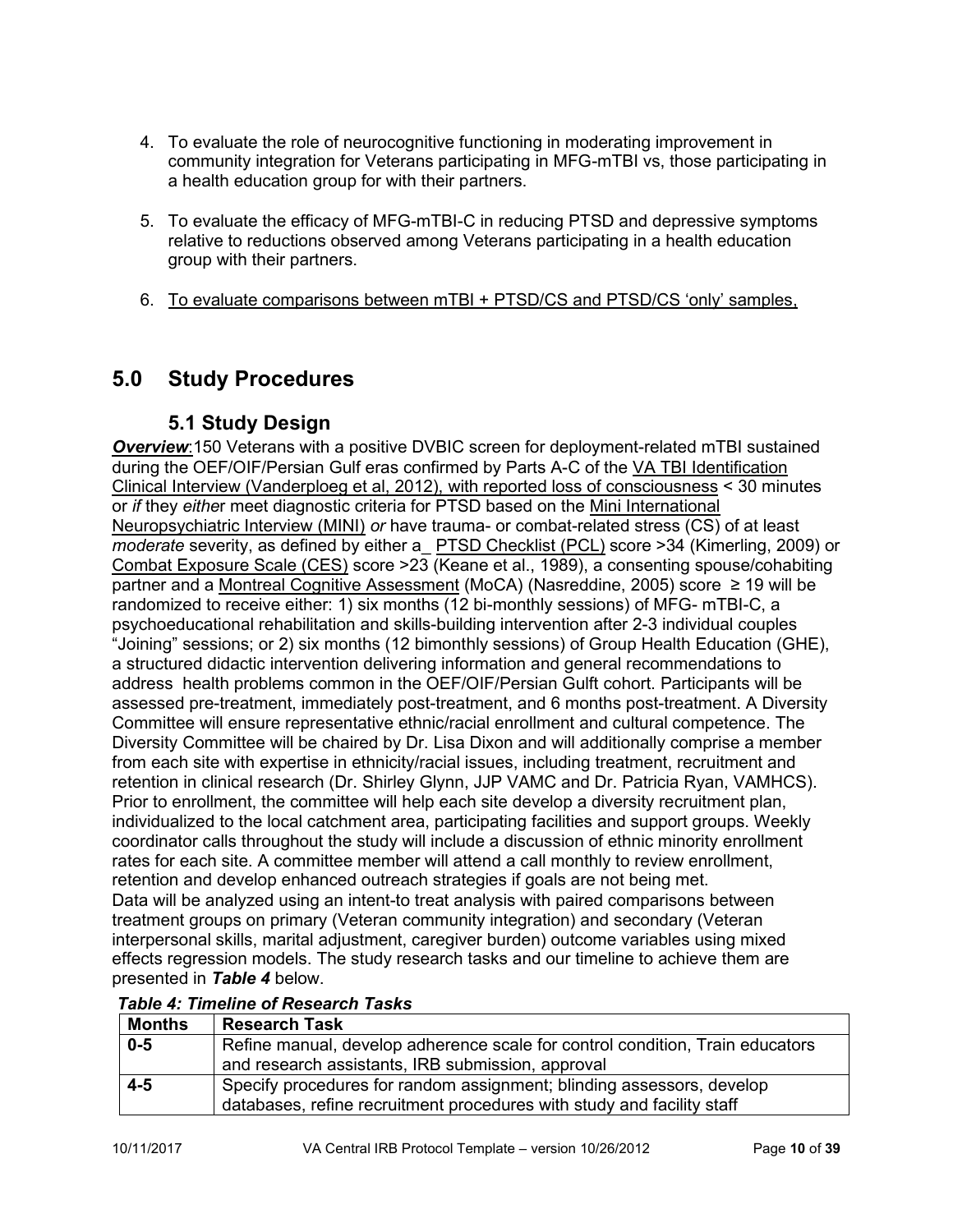4. To evaluate the role of neurocognitive functioning in moderating improvement in community integration for Veterans participating in MFG-mTBI vs, those participating in a health education group for with their partners.

5. To evaluate the efficacy of MFG-mTBI-C in reducing PTSD and depressive symptoms relative to reductions observed among Veterans participating in a health education group with their partners.

6. <u>To evaluate comparisons between mTBI + PTSD/CS and PTSD/CS 'only' samples,</u>

## 5.0 Study Procedures

### 5.1 Study Design

***<u>Overview</u>***:150 Veterans with a positive DVBIC screen for deployment-related mTBI sustained during the OEF/OIF/Persian Gulf eras confirmed by Parts A-C of the <u>VA TBI Identification Clinical Interview (Vanderploeg et al, 2012), with reported loss of consciousness</u> < 30 minutes or *if* they *eithe*r meet diagnostic criteria for PTSD based on the <u>Mini International Neuropsychiatric Interview (MINI)</u> *or* have trauma- or combat-related stress (CS) of at least *moderate* severity, as defined by either a_ <u>PTSD Checklist (PCL)</u> score >34 (Kimerling, 2009) or <u>Combat Exposure Scale (CES)</u> score >23 (Keane et al., 1989), a consenting spouse/cohabiting partner and a <u>Montreal Cognitive Assessment</u> (MoCA) (Nasreddine, 2005) score ≥ 19 will be randomized to receive either: 1) six months (12 bi-monthly sessions) of MFG- mTBI-C, a psychoeducational rehabilitation and skills-building intervention after 2-3 individual couples "Joining" sessions; or 2) six months (12 bimonthly sessions) of Group Health Education (GHE), a structured didactic intervention delivering information and general recommendations to address health problems common in the OEF/OIF/Persian Gulft cohort. Participants will be assessed pre-treatment, immediately post-treatment, and 6 months post-treatment. A Diversity Committee will ensure representative ethnic/racial enrollment and cultural competence. The Diversity Committee will be chaired by Dr. Lisa Dixon and will additionally comprise a member from each site with expertise in ethnicity/racial issues, including treatment, recruitment and retention in clinical research (Dr. Shirley Glynn, JJP VAMC and Dr. Patricia Ryan, VAMHCS). Prior to enrollment, the committee will help each site develop a diversity recruitment plan, individualized to the local catchment area, participating facilities and support groups. Weekly coordinator calls throughout the study will include a discussion of ethnic minority enrollment rates for each site. A committee member will attend a call monthly to review enrollment, retention and develop enhanced outreach strategies if goals are not being met.
Data will be analyzed using an intent-to treat analysis with paired comparisons between treatment groups on primary (Veteran community integration) and secondary (Veteran interpersonal skills, marital adjustment, caregiver burden) outcome variables using mixed effects regression models. The study research tasks and our timeline to achieve them are presented in ***Table 4*** below.

***Table 4: Timeline of Research Tasks***

| Months | Research Task |
|---|---|
| **0-5** | Refine manual, develop adherence scale for control condition, Train educators and research assistants, IRB submission, approval |
| **4-5** | Specify procedures for random assignment; blinding assessors, develop databases, refine recruitment procedures with study and facility staff |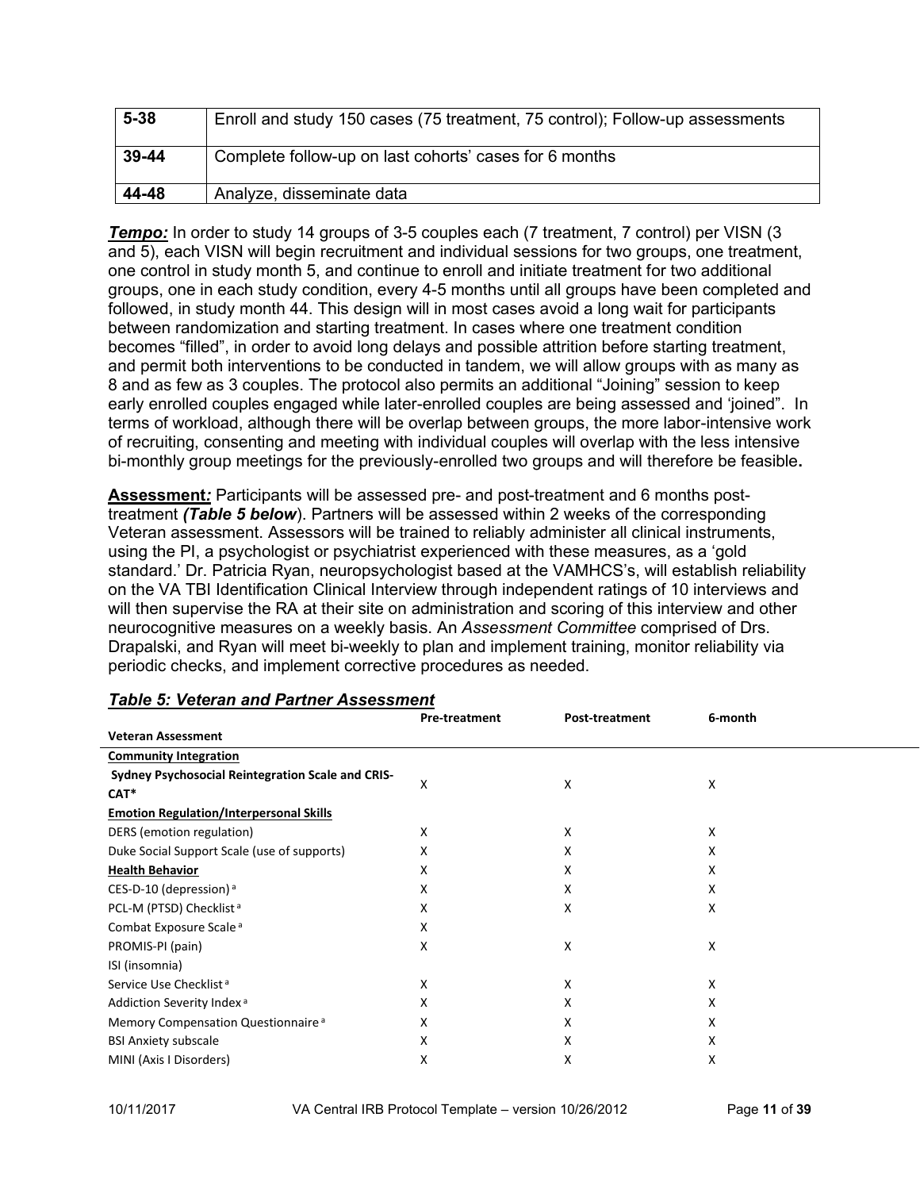| 5-38 | Enroll and study 150 cases (75 treatment, 75 control); Follow-up assessments |
|---|---|
| 39-44 | Complete follow-up on last cohorts' cases for 6 months |
| 44-48 | Analyze, disseminate data |

***Tempo:*** In order to study 14 groups of 3-5 couples each (7 treatment, 7 control) per VISN (3 and 5), each VISN will begin recruitment and individual sessions for two groups, one treatment, one control in study month 5, and continue to enroll and initiate treatment for two additional groups, one in each study condition, every 4-5 months until all groups have been completed and followed, in study month 44. This design will in most cases avoid a long wait for participants between randomization and starting treatment. In cases where one treatment condition becomes "filled", in order to avoid long delays and possible attrition before starting treatment, and permit both interventions to be conducted in tandem, we will allow groups with as many as 8 and as few as 3 couples. The protocol also permits an additional "Joining" session to keep early enrolled couples engaged while later-enrolled couples are being assessed and 'joined". In terms of workload, although there will be overlap between groups, the more labor-intensive work of recruiting, consenting and meeting with individual couples will overlap with the less intensive bi-monthly group meetings for the previously-enrolled two groups and will therefore be feasible**.**

**Assessment*:*** Participants will be assessed pre- and post-treatment and 6 months post-treatment ***(Table 5 below***). Partners will be assessed within 2 weeks of the corresponding Veteran assessment. Assessors will be trained to reliably administer all clinical instruments, using the PI, a psychologist or psychiatrist experienced with these measures, as a 'gold standard.' Dr. Patricia Ryan, neuropsychologist based at the VAMHCS's, will establish reliability on the VA TBI Identification Clinical Interview through independent ratings of 10 interviews and will then supervise the RA at their site on administration and scoring of this interview and other neurocognitive measures on a weekly basis. An *Assessment Committee* comprised of Drs. Drapalski, and Ryan will meet bi-weekly to plan and implement training, monitor reliability via periodic checks, and implement corrective procedures as needed.

***Table 5: Veteran and Partner Assessment***

| | Pre-treatment | Post-treatment | 6-month |
|---|---|---|---|
| **Veteran Assessment** | | | |
| **Community Integration** | | | |
| **Sydney Psychosocial Reintegration Scale and CRIS-CAT*** | X | X | X |
| **Emotion Regulation/Interpersonal Skills** | | | |
| DERS (emotion regulation) | X | X | X |
| Duke Social Support Scale (use of supports) | X | X | X |
| **Health Behavior** | X | X | X |
| CES-D-10 (depression) [a] | X | X | X |
| PCL-M (PTSD) Checklist [a] | X | X | X |
| Combat Exposure Scale [a] | X | | |
| PROMIS-PI (pain) | X | X | X |
| ISI (insomnia) | | | |
| Service Use Checklist [a] | X | X | X |
| Addiction Severity Index [a] | X | X | X |
| Memory Compensation Questionnaire [a] | X | X | X |
| BSI Anxiety subscale | X | X | X |
| MINI (Axis I Disorders) | X | X | X |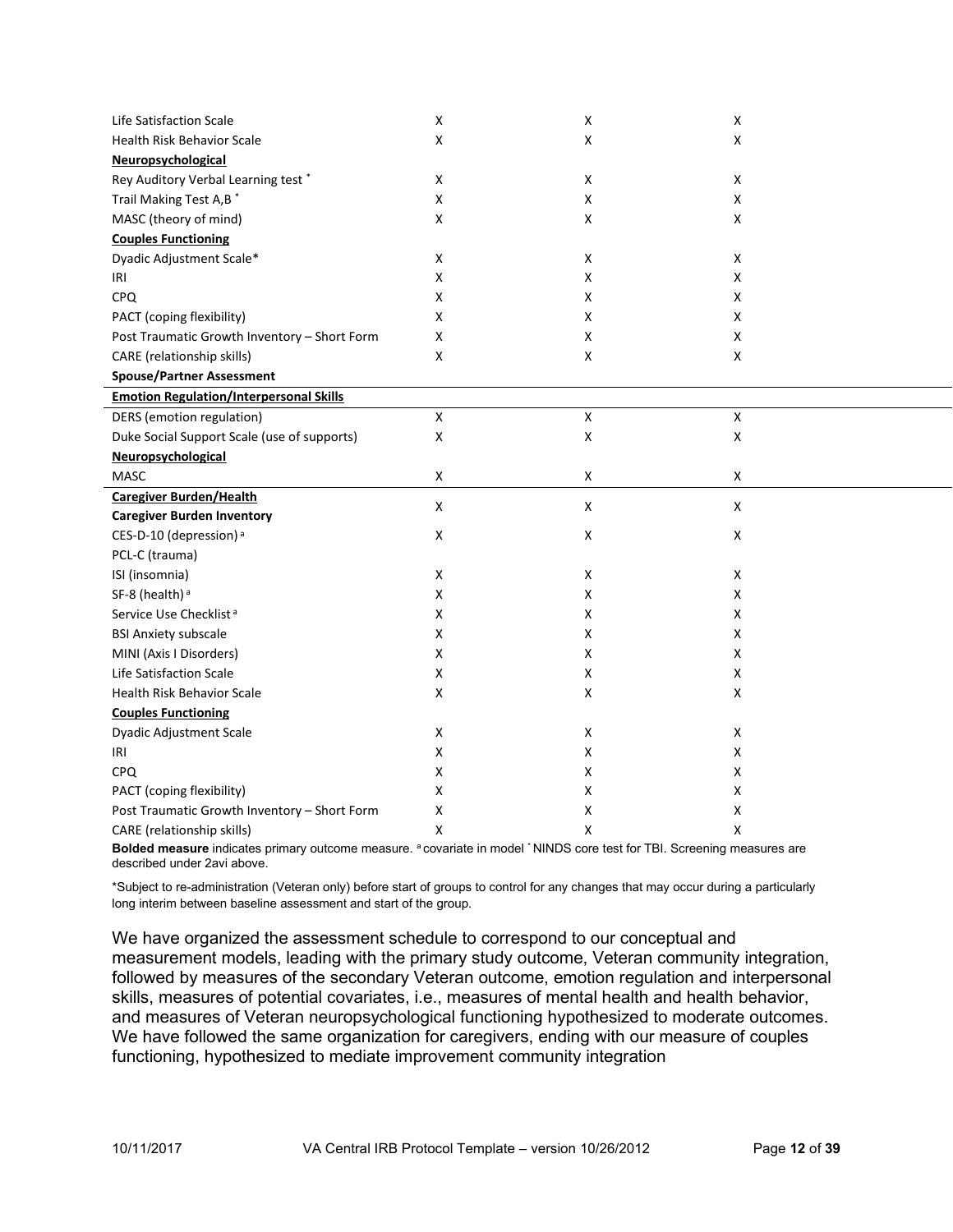| | | | |
|---|---|---|---|
| Life Satisfaction Scale | X | X | X |
| Health Risk Behavior Scale | X | X | X |
| **Neuropsychological** | | | |
| Rey Auditory Verbal Learning test ˟ | X | X | X |
| Trail Making Test A,B ˟ | X | X | X |
| MASC (theory of mind) | X | X | X |
| **Couples Functioning** | | | |
| Dyadic Adjustment Scale* | X | X | X |
| IRI | X | X | X |
| CPQ | X | X | X |
| PACT (coping flexibility) | X | X | X |
| Post Traumatic Growth Inventory – Short Form | X | X | X |
| CARE (relationship skills) | X | X | X |
| **Spouse/Partner Assessment** | | | |
| **Emotion Regulation/Interpersonal Skills** | | | |
| DERS (emotion regulation) | X | X | X |
| Duke Social Support Scale (use of supports) | X | X | X |
| **Neuropsychological** | | | |
| MASC | X | X | X |
| **Caregiver Burden/Health** **Caregiver Burden Inventory** | X | X | X |
| CES-D-10 (depression) [a] | X | X | X |
| PCL-C (trauma) | | | |
| ISI (insomnia) | X | X | X |
| SF-8 (health) [a] | X | X | X |
| Service Use Checklist [a] | X | X | X |
| BSI Anxiety subscale | X | X | X |
| MINI (Axis I Disorders) | X | X | X |
| Life Satisfaction Scale | X | X | X |
| Health Risk Behavior Scale | X | X | X |
| **Couples Functioning** | | | |
| Dyadic Adjustment Scale | X | X | X |
| IRI | X | X | X |
| CPQ | X | X | X |
| PACT (coping flexibility) | X | X | X |
| Post Traumatic Growth Inventory – Short Form | X | X | X |
| CARE (relationship skills) | X | X | X |

**Bolded measure** indicates primary outcome measure. [a] covariate in model ˟ NINDS core test for TBI. Screening measures are described under 2avi above.

*Subject to re-administration (Veteran only) before start of groups to control for any changes that may occur during a particularly long interim between baseline assessment and start of the group.

We have organized the assessment schedule to correspond to our conceptual and measurement models, leading with the primary study outcome, Veteran community integration, followed by measures of the secondary Veteran outcome, emotion regulation and interpersonal skills, measures of potential covariates, i.e., measures of mental health and health behavior, and measures of Veteran neuropsychological functioning hypothesized to moderate outcomes. We have followed the same organization for caregivers, ending with our measure of couples functioning, hypothesized to mediate improvement community integration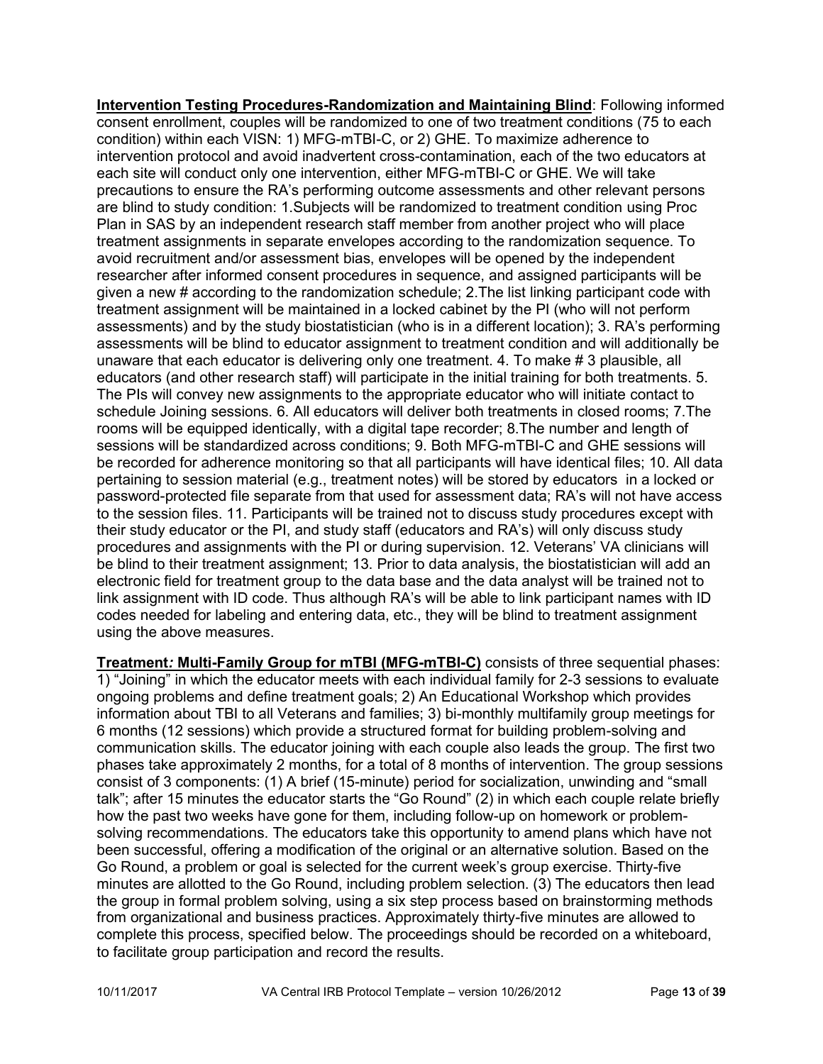**Intervention Testing Procedures-Randomization and Maintaining Blind**: Following informed consent enrollment, couples will be randomized to one of two treatment conditions (75 to each condition) within each VISN: 1) MFG-mTBI-C, or 2) GHE. To maximize adherence to intervention protocol and avoid inadvertent cross-contamination, each of the two educators at each site will conduct only one intervention, either MFG-mTBI-C or GHE. We will take precautions to ensure the RA's performing outcome assessments and other relevant persons are blind to study condition: 1.Subjects will be randomized to treatment condition using Proc Plan in SAS by an independent research staff member from another project who will place treatment assignments in separate envelopes according to the randomization sequence. To avoid recruitment and/or assessment bias, envelopes will be opened by the independent researcher after informed consent procedures in sequence, and assigned participants will be given a new # according to the randomization schedule; 2.The list linking participant code with treatment assignment will be maintained in a locked cabinet by the PI (who will not perform assessments) and by the study biostatistician (who is in a different location); 3. RA's performing assessments will be blind to educator assignment to treatment condition and will additionally be unaware that each educator is delivering only one treatment. 4. To make # 3 plausible, all educators (and other research staff) will participate in the initial training for both treatments. 5. The PIs will convey new assignments to the appropriate educator who will initiate contact to schedule Joining sessions. 6. All educators will deliver both treatments in closed rooms; 7.The rooms will be equipped identically, with a digital tape recorder; 8.The number and length of sessions will be standardized across conditions; 9. Both MFG-mTBI-C and GHE sessions will be recorded for adherence monitoring so that all participants will have identical files; 10. All data pertaining to session material (e.g., treatment notes) will be stored by educators in a locked or password-protected file separate from that used for assessment data; RA's will not have access to the session files. 11. Participants will be trained not to discuss study procedures except with their study educator or the PI, and study staff (educators and RA's) will only discuss study procedures and assignments with the PI or during supervision. 12. Veterans' VA clinicians will be blind to their treatment assignment; 13. Prior to data analysis, the biostatistician will add an electronic field for treatment group to the data base and the data analyst will be trained not to link assignment with ID code. Thus although RA's will be able to link participant names with ID codes needed for labeling and entering data, etc., they will be blind to treatment assignment using the above measures.

**Treatment*: *Multi-Family Group for mTBI (MFG-mTBI-C)** consists of three sequential phases: 1) "Joining" in which the educator meets with each individual family for 2-3 sessions to evaluate ongoing problems and define treatment goals; 2) An Educational Workshop which provides information about TBI to all Veterans and families; 3) bi-monthly multifamily group meetings for 6 months (12 sessions) which provide a structured format for building problem-solving and communication skills. The educator joining with each couple also leads the group. The first two phases take approximately 2 months, for a total of 8 months of intervention. The group sessions consist of 3 components: (1) A brief (15-minute) period for socialization, unwinding and "small talk"; after 15 minutes the educator starts the "Go Round" (2) in which each couple relate briefly how the past two weeks have gone for them, including follow-up on homework or problem-solving recommendations. The educators take this opportunity to amend plans which have not been successful, offering a modification of the original or an alternative solution. Based on the Go Round, a problem or goal is selected for the current week's group exercise. Thirty-five minutes are allotted to the Go Round, including problem selection. (3) The educators then lead the group in formal problem solving, using a six step process based on brainstorming methods from organizational and business practices. Approximately thirty-five minutes are allowed to complete this process, specified below. The proceedings should be recorded on a whiteboard, to facilitate group participation and record the results.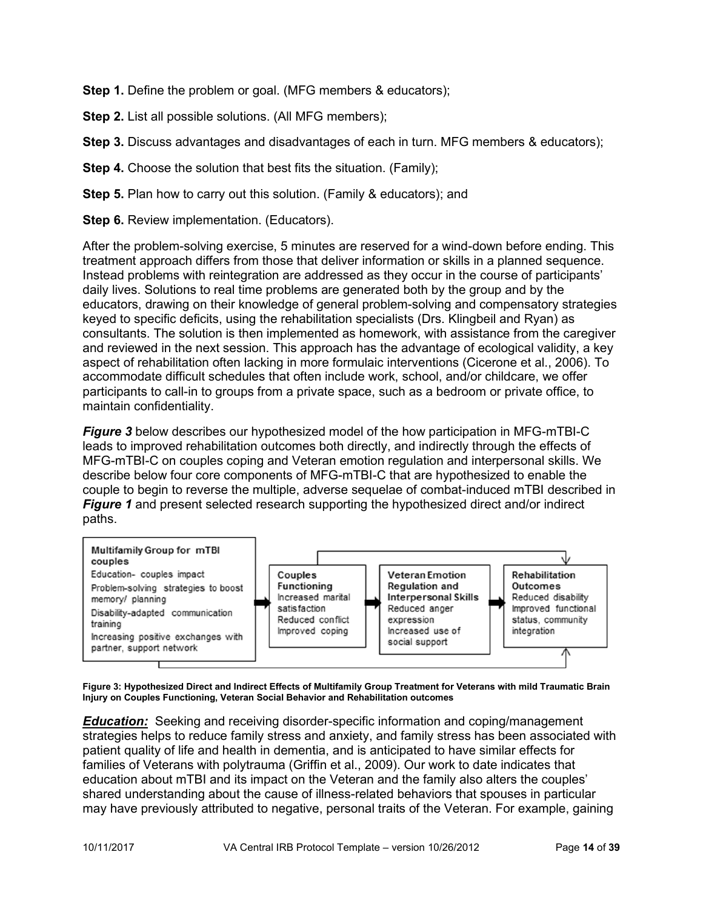**Step 1.** Define the problem or goal. (MFG members & educators);

**Step 2.** List all possible solutions. (All MFG members);

**Step 3.** Discuss advantages and disadvantages of each in turn. MFG members & educators);

**Step 4.** Choose the solution that best fits the situation. (Family);

**Step 5.** Plan how to carry out this solution. (Family & educators); and

**Step 6.** Review implementation. (Educators).

After the problem-solving exercise, 5 minutes are reserved for a wind-down before ending. This treatment approach differs from those that deliver information or skills in a planned sequence. Instead problems with reintegration are addressed as they occur in the course of participants' daily lives. Solutions to real time problems are generated both by the group and by the educators, drawing on their knowledge of general problem-solving and compensatory strategies keyed to specific deficits, using the rehabilitation specialists (Drs. Klingbeil and Ryan) as consultants. The solution is then implemented as homework, with assistance from the caregiver and reviewed in the next session. This approach has the advantage of ecological validity, a key aspect of rehabilitation often lacking in more formulaic interventions (Cicerone et al., 2006). To accommodate difficult schedules that often include work, school, and/or childcare, we offer participants to call-in to groups from a private space, such as a bedroom or private office, to maintain confidentiality.

***Figure 3*** below describes our hypothesized model of the how participation in MFG-mTBI-C leads to improved rehabilitation outcomes both directly, and indirectly through the effects of MFG-mTBI-C on couples coping and Veteran emotion regulation and interpersonal skills. We describe below four core components of MFG-mTBI-C that are hypothesized to enable the couple to begin to reverse the multiple, adverse sequelae of combat-induced mTBI described in ***Figure 1*** and present selected research supporting the hypothesized direct and/or indirect paths.

**Multifamily Group for mTBI couples**
Education- couples impact
Problem-solving strategies to boost memory/ planning
Disability-adapted communication training
Increasing positive exchanges with partner, support network

→ **Couples Functioning**
Increased marital satisfaction
Reduced conflict
Improved coping

→ **Veteran Emotion Regulation and Interpersonal Skills**
Reduced anger expression
Increased use of social support

→ **Rehabilitation Outcomes**
Reduced disability
Improved functional status, community integration

**Figure 3: Hypothesized Direct and Indirect Effects of Multifamily Group Treatment for Veterans with mild Traumatic Brain Injury on Couples Functioning, Veteran Social Behavior and Rehabilitation outcomes**

***Education:*** Seeking and receiving disorder-specific information and coping/management strategies helps to reduce family stress and anxiety, and family stress has been associated with patient quality of life and health in dementia, and is anticipated to have similar effects for families of Veterans with polytrauma (Griffin et al., 2009). Our work to date indicates that education about mTBI and its impact on the Veteran and the family also alters the couples' shared understanding about the cause of illness-related behaviors that spouses in particular may have previously attributed to negative, personal traits of the Veteran. For example, gaining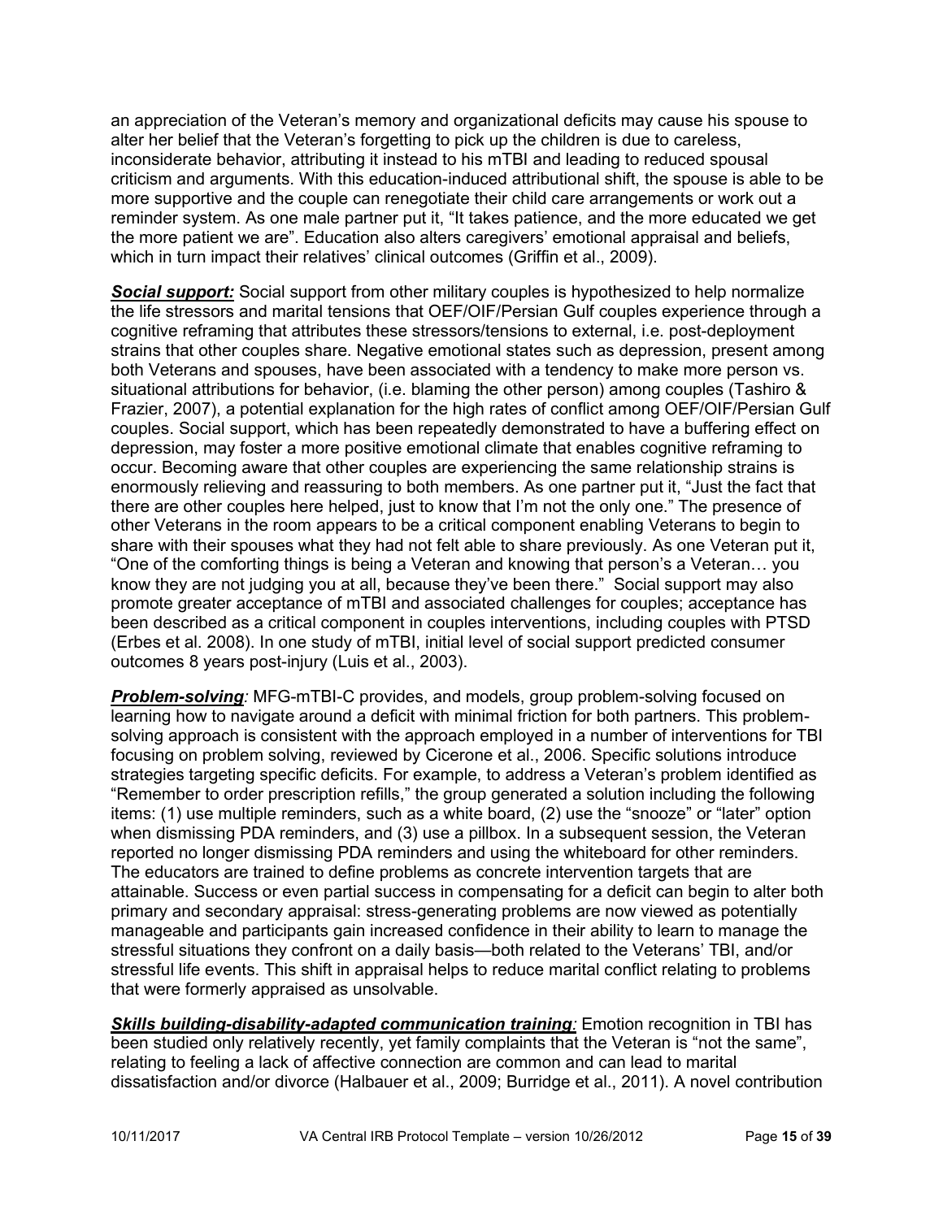an appreciation of the Veteran's memory and organizational deficits may cause his spouse to alter her belief that the Veteran's forgetting to pick up the children is due to careless, inconsiderate behavior, attributing it instead to his mTBI and leading to reduced spousal criticism and arguments. With this education-induced attributional shift, the spouse is able to be more supportive and the couple can renegotiate their child care arrangements or work out a reminder system. As one male partner put it, "It takes patience, and the more educated we get the more patient we are". Education also alters caregivers' emotional appraisal and beliefs, which in turn impact their relatives' clinical outcomes (Griffin et al., 2009).

***Social support:*** Social support from other military couples is hypothesized to help normalize the life stressors and marital tensions that OEF/OIF/Persian Gulf couples experience through a cognitive reframing that attributes these stressors/tensions to external, i.e. post-deployment strains that other couples share. Negative emotional states such as depression, present among both Veterans and spouses, have been associated with a tendency to make more person vs. situational attributions for behavior, (i.e. blaming the other person) among couples (Tashiro & Frazier, 2007), a potential explanation for the high rates of conflict among OEF/OIF/Persian Gulf couples. Social support, which has been repeatedly demonstrated to have a buffering effect on depression, may foster a more positive emotional climate that enables cognitive reframing to occur. Becoming aware that other couples are experiencing the same relationship strains is enormously relieving and reassuring to both members. As one partner put it, "Just the fact that there are other couples here helped, just to know that I'm not the only one." The presence of other Veterans in the room appears to be a critical component enabling Veterans to begin to share with their spouses what they had not felt able to share previously. As one Veteran put it, "One of the comforting things is being a Veteran and knowing that person's a Veteran… you know they are not judging you at all, because they've been there." Social support may also promote greater acceptance of mTBI and associated challenges for couples; acceptance has been described as a critical component in couples interventions, including couples with PTSD (Erbes et al. 2008). In one study of mTBI, initial level of social support predicted consumer outcomes 8 years post-injury (Luis et al., 2003).

***Problem-solving:*** MFG-mTBI-C provides, and models, group problem-solving focused on learning how to navigate around a deficit with minimal friction for both partners. This problem-solving approach is consistent with the approach employed in a number of interventions for TBI focusing on problem solving, reviewed by Cicerone et al., 2006. Specific solutions introduce strategies targeting specific deficits. For example, to address a Veteran's problem identified as "Remember to order prescription refills," the group generated a solution including the following items: (1) use multiple reminders, such as a white board, (2) use the "snooze" or "later" option when dismissing PDA reminders, and (3) use a pillbox. In a subsequent session, the Veteran reported no longer dismissing PDA reminders and using the whiteboard for other reminders. The educators are trained to define problems as concrete intervention targets that are attainable. Success or even partial success in compensating for a deficit can begin to alter both primary and secondary appraisal: stress-generating problems are now viewed as potentially manageable and participants gain increased confidence in their ability to learn to manage the stressful situations they confront on a daily basis—both related to the Veterans' TBI, and/or stressful life events. This shift in appraisal helps to reduce marital conflict relating to problems that were formerly appraised as unsolvable.

***Skills building-disability-adapted communication training:*** Emotion recognition in TBI has been studied only relatively recently, yet family complaints that the Veteran is "not the same", relating to feeling a lack of affective connection are common and can lead to marital dissatisfaction and/or divorce (Halbauer et al., 2009; Burridge et al., 2011). A novel contribution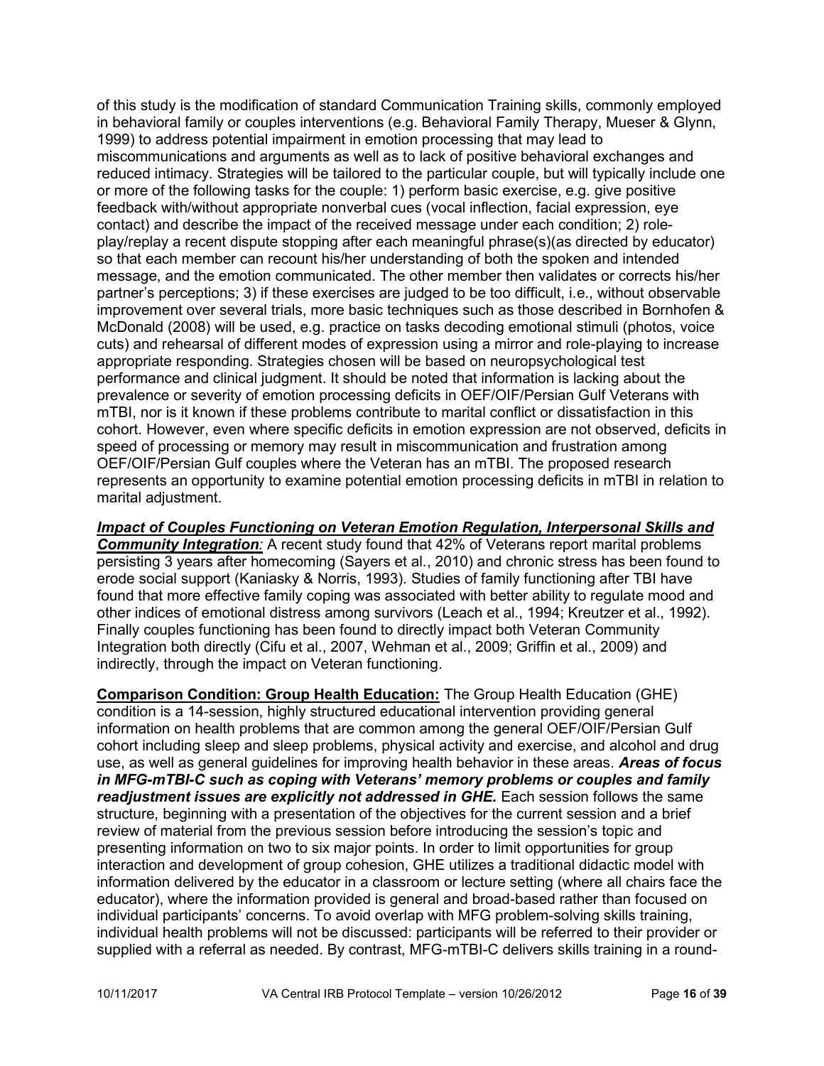of this study is the modification of standard Communication Training skills, commonly employed in behavioral family or couples interventions (e.g. Behavioral Family Therapy, Mueser & Glynn, 1999) to address potential impairment in emotion processing that may lead to miscommunications and arguments as well as to lack of positive behavioral exchanges and reduced intimacy. Strategies will be tailored to the particular couple, but will typically include one or more of the following tasks for the couple: 1) perform basic exercise, e.g. give positive feedback with/without appropriate nonverbal cues (vocal inflection, facial expression, eye contact) and describe the impact of the received message under each condition; 2) role-play/replay a recent dispute stopping after each meaningful phrase(s)(as directed by educator) so that each member can recount his/her understanding of both the spoken and intended message, and the emotion communicated. The other member then validates or corrects his/her partner's perceptions; 3) if these exercises are judged to be too difficult, i.e., without observable improvement over several trials, more basic techniques such as those described in Bornhofen & McDonald (2008) will be used, e.g. practice on tasks decoding emotional stimuli (photos, voice cuts) and rehearsal of different modes of expression using a mirror and role-playing to increase appropriate responding. Strategies chosen will be based on neuropsychological test performance and clinical judgment. It should be noted that information is lacking about the prevalence or severity of emotion processing deficits in OEF/OIF/Persian Gulf Veterans with mTBI, nor is it known if these problems contribute to marital conflict or dissatisfaction in this cohort. However, even where specific deficits in emotion expression are not observed, deficits in speed of processing or memory may result in miscommunication and frustration among OEF/OIF/Persian Gulf couples where the Veteran has an mTBI. The proposed research represents an opportunity to examine potential emotion processing deficits in mTBI in relation to marital adjustment.

***Impact of Couples Functioning on Veteran Emotion Regulation, Interpersonal Skills and Community Integration**:* A recent study found that 42% of Veterans report marital problems persisting 3 years after homecoming (Sayers et al., 2010) and chronic stress has been found to erode social support (Kaniasky & Norris, 1993). Studies of family functioning after TBI have found that more effective family coping was associated with better ability to regulate mood and other indices of emotional distress among survivors (Leach et al., 1994; Kreutzer et al., 1992). Finally couples functioning has been found to directly impact both Veteran Community Integration both directly (Cifu et al., 2007, Wehman et al., 2009; Griffin et al., 2009) and indirectly, through the impact on Veteran functioning.

**Comparison Condition: Group Health Education:** The Group Health Education (GHE) condition is a 14-session, highly structured educational intervention providing general information on health problems that are common among the general OEF/OIF/Persian Gulf cohort including sleep and sleep problems, physical activity and exercise, and alcohol and drug use, as well as general guidelines for improving health behavior in these areas. ***Areas of focus in MFG-mTBI-C such as coping with Veterans' memory problems or couples and family readjustment issues are explicitly not addressed in GHE.*** Each session follows the same structure, beginning with a presentation of the objectives for the current session and a brief review of material from the previous session before introducing the session's topic and presenting information on two to six major points. In order to limit opportunities for group interaction and development of group cohesion, GHE utilizes a traditional didactic model with information delivered by the educator in a classroom or lecture setting (where all chairs face the educator), where the information provided is general and broad-based rather than focused on individual participants' concerns. To avoid overlap with MFG problem-solving skills training, individual health problems will not be discussed: participants will be referred to their provider or supplied with a referral as needed. By contrast, MFG-mTBI-C delivers skills training in a round-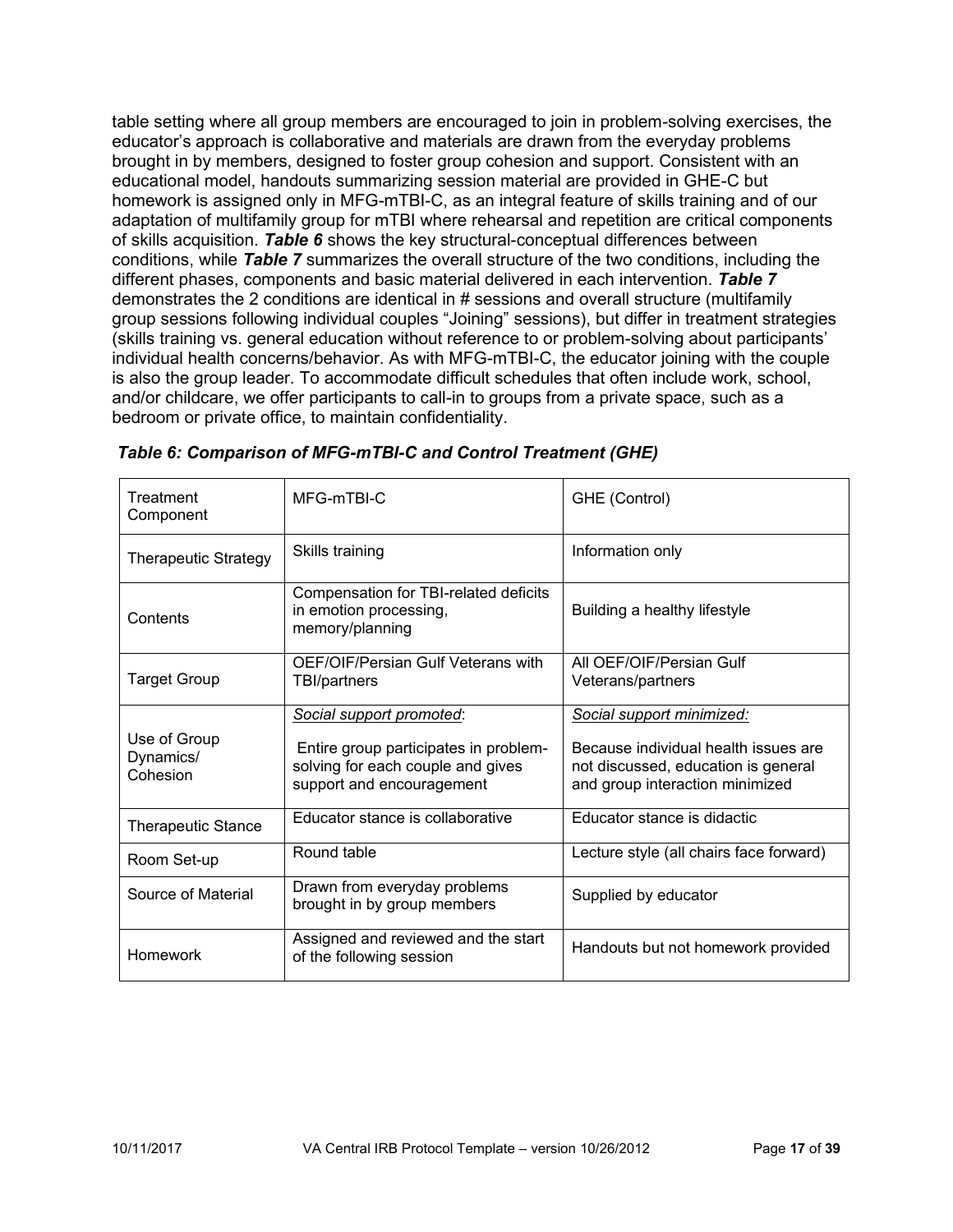table setting where all group members are encouraged to join in problem-solving exercises, the educator's approach is collaborative and materials are drawn from the everyday problems brought in by members, designed to foster group cohesion and support. Consistent with an educational model, handouts summarizing session material are provided in GHE-C but homework is assigned only in MFG-mTBI-C, as an integral feature of skills training and of our adaptation of multifamily group for mTBI where rehearsal and repetition are critical components of skills acquisition. ***Table 6*** shows the key structural-conceptual differences between conditions, while ***Table 7*** summarizes the overall structure of the two conditions, including the different phases, components and basic material delivered in each intervention. ***Table 7*** demonstrates the 2 conditions are identical in # sessions and overall structure (multifamily group sessions following individual couples "Joining" sessions), but differ in treatment strategies (skills training vs. general education without reference to or problem-solving about participants' individual health concerns/behavior. As with MFG-mTBI-C, the educator joining with the couple is also the group leader. To accommodate difficult schedules that often include work, school, and/or childcare, we offer participants to call-in to groups from a private space, such as a bedroom or private office, to maintain confidentiality.

***Table 6: Comparison of MFG-mTBI-C and Control Treatment (GHE)***

| Treatment Component | MFG-mTBI-C | GHE (Control) |
|---|---|---|
| Therapeutic Strategy | Skills training | Information only |
| Contents | Compensation for TBI-related deficits in emotion processing, memory/planning | Building a healthy lifestyle |
| Target Group | OEF/OIF/Persian Gulf Veterans with TBI/partners | All OEF/OIF/Persian Gulf Veterans/partners |
| Use of Group Dynamics/ Cohesion | <u>Social support promoted</u>: Entire group participates in problem-solving for each couple and gives support and encouragement | <u>Social support minimized:</u> Because individual health issues are not discussed, education is general and group interaction minimized |
| Therapeutic Stance | Educator stance is collaborative | Educator stance is didactic |
| Room Set-up | Round table | Lecture style (all chairs face forward) |
| Source of Material | Drawn from everyday problems brought in by group members | Supplied by educator |
| Homework | Assigned and reviewed and the start of the following session | Handouts but not homework provided |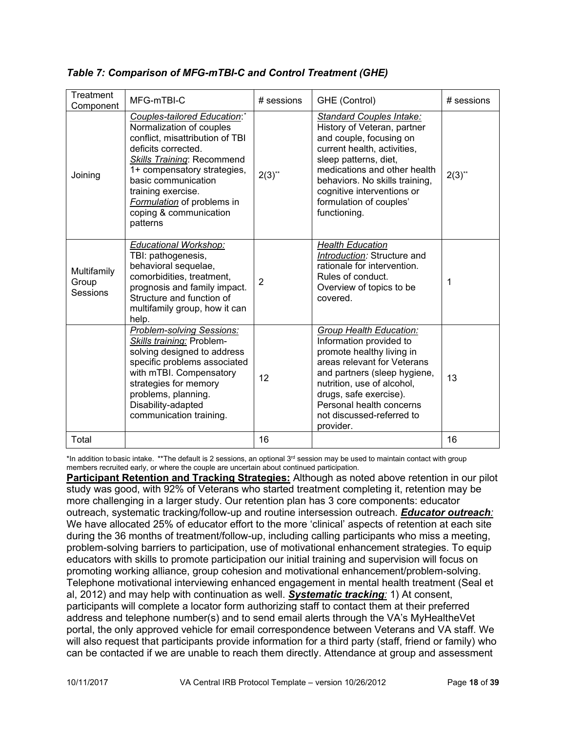### *Table 7: Comparison of MFG-mTBI-C and Control Treatment (GHE)*

| Treatment Component | MFG-mTBI-C | # sessions | GHE (Control) | # sessions |
|---|---|---|---|---|
| Joining | *Couples-tailored Education*:* Normalization of couples conflict, misattribution of TBI deficits corrected. *Skills Training*: Recommend 1+ compensatory strategies, basic communication training exercise. *Formulation* of problems in coping & communication patterns | 2(3)** | *Standard Couples Intake:* History of Veteran, partner and couple, focusing on current health, activities, sleep patterns, diet, medications and other health behaviors. No skills training, cognitive interventions or formulation of couples' functioning. | 2(3)** |
| Multifamily Group Sessions | *Educational Workshop:* TBI: pathogenesis, behavioral sequelae, comorbidities, treatment, prognosis and family impact. Structure and function of multifamily group, how it can help. | 2 | *Health Education Introduction:* Structure and rationale for intervention. Rules of conduct. Overview of topics to be covered. | 1 |
| | *Problem-solving Sessions: Skills training:* Problem-solving designed to address specific problems associated with mTBI. Compensatory strategies for memory problems, planning. Disability-adapted communication training. | 12 | *Group Health Education:* Information provided to promote healthy living in areas relevant for Veterans and partners (sleep hygiene, nutrition, use of alcohol, drugs, safe exercise). Personal health concerns not discussed-referred to provider. | 13 |
| Total | | 16 | | 16 |

*In addition to basic intake. **The default is 2 sessions, an optional 3rd session may be used to maintain contact with group members recruited early, or where the couple are uncertain about continued participation.

**Participant Retention and Tracking Strategies:** Although as noted above retention in our pilot study was good, with 92% of Veterans who started treatment completing it, retention may be more challenging in a larger study. Our retention plan has 3 core components: educator outreach, systematic tracking/follow-up and routine intersession outreach. ***Educator outreach:*** We have allocated 25% of educator effort to the more 'clinical' aspects of retention at each site during the 36 months of treatment/follow-up, including calling participants who miss a meeting, problem-solving barriers to participation, use of motivational enhancement strategies. To equip educators with skills to promote participation our initial training and supervision will focus on promoting working alliance, group cohesion and motivational enhancement/problem-solving. Telephone motivational interviewing enhanced engagement in mental health treatment (Seal et al, 2012) and may help with continuation as well. ***Systematic tracking:*** 1) At consent, participants will complete a locator form authorizing staff to contact them at their preferred address and telephone number(s) and to send email alerts through the VA's MyHealtheVet portal, the only approved vehicle for email correspondence between Veterans and VA staff. We will also request that participants provide information for a third party (staff, friend or family) who can be contacted if we are unable to reach them directly. Attendance at group and assessment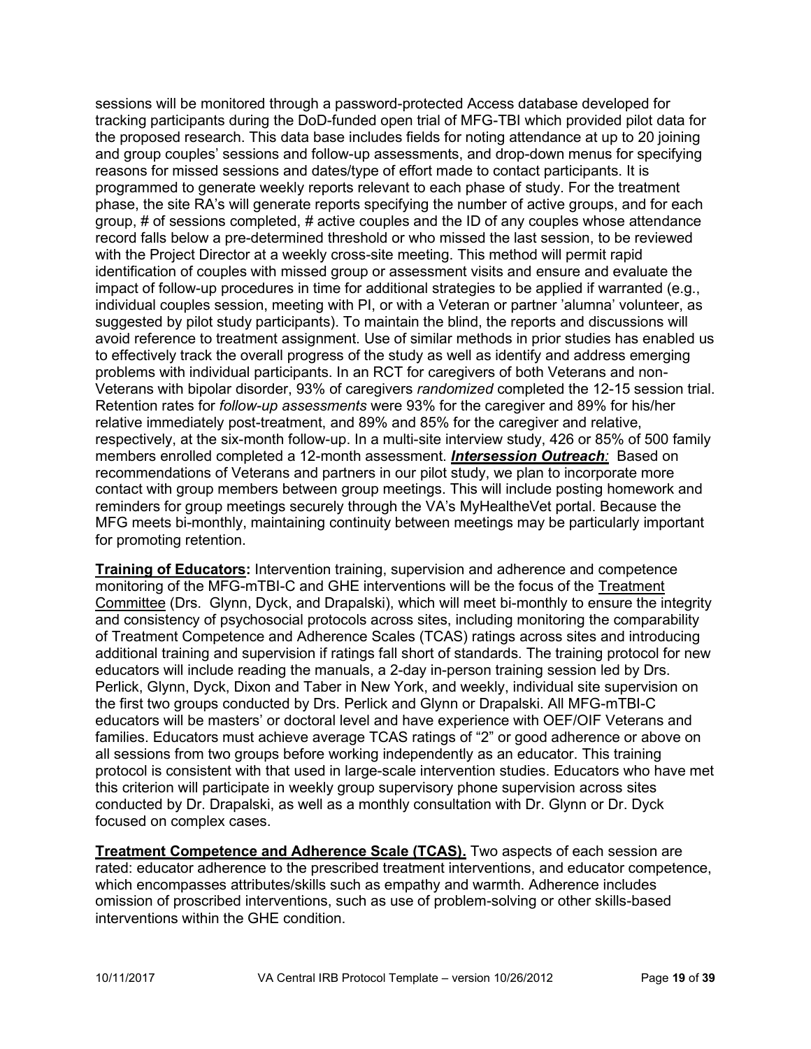sessions will be monitored through a password-protected Access database developed for tracking participants during the DoD-funded open trial of MFG-TBI which provided pilot data for the proposed research. This data base includes fields for noting attendance at up to 20 joining and group couples' sessions and follow-up assessments, and drop-down menus for specifying reasons for missed sessions and dates/type of effort made to contact participants. It is programmed to generate weekly reports relevant to each phase of study. For the treatment phase, the site RA's will generate reports specifying the number of active groups, and for each group, # of sessions completed, # active couples and the ID of any couples whose attendance record falls below a pre-determined threshold or who missed the last session, to be reviewed with the Project Director at a weekly cross-site meeting. This method will permit rapid identification of couples with missed group or assessment visits and ensure and evaluate the impact of follow-up procedures in time for additional strategies to be applied if warranted (e.g., individual couples session, meeting with PI, or with a Veteran or partner 'alumna' volunteer, as suggested by pilot study participants). To maintain the blind, the reports and discussions will avoid reference to treatment assignment. Use of similar methods in prior studies has enabled us to effectively track the overall progress of the study as well as identify and address emerging problems with individual participants. In an RCT for caregivers of both Veterans and non-Veterans with bipolar disorder, 93% of caregivers *randomized* completed the 12-15 session trial. Retention rates for *follow-up assessments* were 93% for the caregiver and 89% for his/her relative immediately post-treatment, and 89% and 85% for the caregiver and relative, respectively, at the six-month follow-up. In a multi-site interview study, 426 or 85% of 500 family members enrolled completed a 12-month assessment. ***Intersession Outreach**:* Based on recommendations of Veterans and partners in our pilot study, we plan to incorporate more contact with group members between group meetings. This will include posting homework and reminders for group meetings securely through the VA's MyHealtheVet portal. Because the MFG meets bi-monthly, maintaining continuity between meetings may be particularly important for promoting retention.

**Training of Educators:** Intervention training, supervision and adherence and competence monitoring of the MFG-mTBI-C and GHE interventions will be the focus of the Treatment Committee (Drs. Glynn, Dyck, and Drapalski), which will meet bi-monthly to ensure the integrity and consistency of psychosocial protocols across sites, including monitoring the comparability of Treatment Competence and Adherence Scales (TCAS) ratings across sites and introducing additional training and supervision if ratings fall short of standards. The training protocol for new educators will include reading the manuals, a 2-day in-person training session led by Drs. Perlick, Glynn, Dyck, Dixon and Taber in New York, and weekly, individual site supervision on the first two groups conducted by Drs. Perlick and Glynn or Drapalski. All MFG-mTBI-C educators will be masters' or doctoral level and have experience with OEF/OIF Veterans and families. Educators must achieve average TCAS ratings of "2" or good adherence or above on all sessions from two groups before working independently as an educator. This training protocol is consistent with that used in large-scale intervention studies. Educators who have met this criterion will participate in weekly group supervisory phone supervision across sites conducted by Dr. Drapalski, as well as a monthly consultation with Dr. Glynn or Dr. Dyck focused on complex cases.

**Treatment Competence and Adherence Scale (TCAS).** Two aspects of each session are rated: educator adherence to the prescribed treatment interventions, and educator competence, which encompasses attributes/skills such as empathy and warmth. Adherence includes omission of proscribed interventions, such as use of problem-solving or other skills-based interventions within the GHE condition.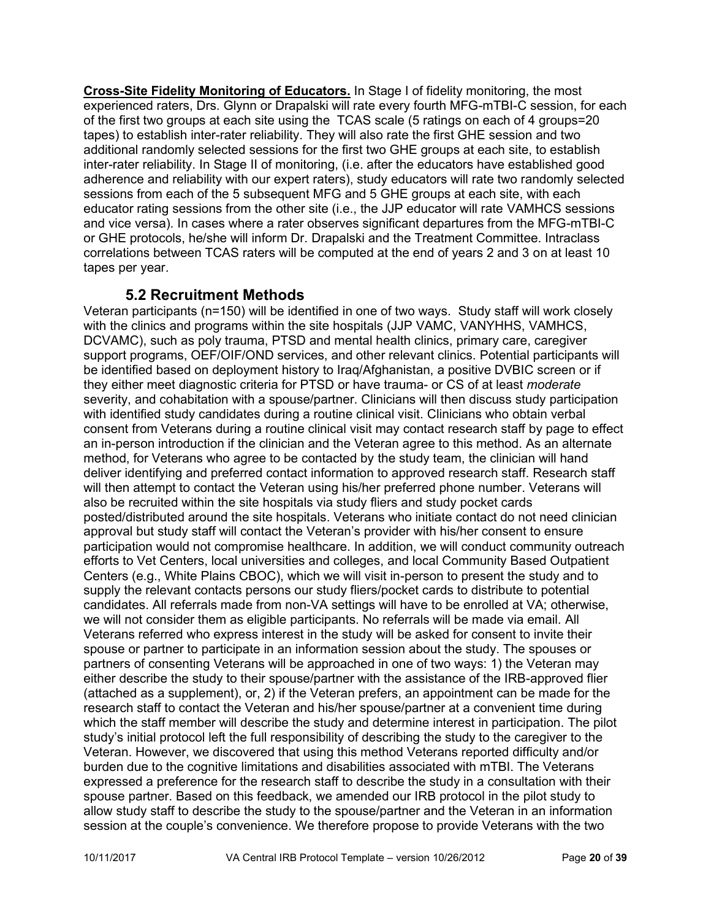**Cross-Site Fidelity Monitoring of Educators.** In Stage I of fidelity monitoring, the most experienced raters, Drs. Glynn or Drapalski will rate every fourth MFG-mTBI-C session, for each of the first two groups at each site using the TCAS scale (5 ratings on each of 4 groups=20 tapes) to establish inter-rater reliability. They will also rate the first GHE session and two additional randomly selected sessions for the first two GHE groups at each site, to establish inter-rater reliability. In Stage II of monitoring, (i.e. after the educators have established good adherence and reliability with our expert raters), study educators will rate two randomly selected sessions from each of the 5 subsequent MFG and 5 GHE groups at each site, with each educator rating sessions from the other site (i.e., the JJP educator will rate VAMHCS sessions and vice versa). In cases where a rater observes significant departures from the MFG-mTBI-C or GHE protocols, he/she will inform Dr. Drapalski and the Treatment Committee. Intraclass correlations between TCAS raters will be computed at the end of years 2 and 3 on at least 10 tapes per year.

## 5.2 Recruitment Methods

Veteran participants (n=150) will be identified in one of two ways. Study staff will work closely with the clinics and programs within the site hospitals (JJP VAMC, VANYHHS, VAMHCS, DCVAMC), such as poly trauma, PTSD and mental health clinics, primary care, caregiver support programs, OEF/OIF/OND services, and other relevant clinics. Potential participants will be identified based on deployment history to Iraq/Afghanistan, a positive DVBIC screen or if they either meet diagnostic criteria for PTSD or have trauma- or CS of at least *moderate* severity, and cohabitation with a spouse/partner. Clinicians will then discuss study participation with identified study candidates during a routine clinical visit. Clinicians who obtain verbal consent from Veterans during a routine clinical visit may contact research staff by page to effect an in-person introduction if the clinician and the Veteran agree to this method. As an alternate method, for Veterans who agree to be contacted by the study team, the clinician will hand deliver identifying and preferred contact information to approved research staff. Research staff will then attempt to contact the Veteran using his/her preferred phone number. Veterans will also be recruited within the site hospitals via study fliers and study pocket cards posted/distributed around the site hospitals. Veterans who initiate contact do not need clinician approval but study staff will contact the Veteran's provider with his/her consent to ensure participation would not compromise healthcare. In addition, we will conduct community outreach efforts to Vet Centers, local universities and colleges, and local Community Based Outpatient Centers (e.g., White Plains CBOC), which we will visit in-person to present the study and to supply the relevant contacts persons our study fliers/pocket cards to distribute to potential candidates. All referrals made from non-VA settings will have to be enrolled at VA; otherwise, we will not consider them as eligible participants. No referrals will be made via email. All Veterans referred who express interest in the study will be asked for consent to invite their spouse or partner to participate in an information session about the study. The spouses or partners of consenting Veterans will be approached in one of two ways: 1) the Veteran may either describe the study to their spouse/partner with the assistance of the IRB-approved flier (attached as a supplement), or, 2) if the Veteran prefers, an appointment can be made for the research staff to contact the Veteran and his/her spouse/partner at a convenient time during which the staff member will describe the study and determine interest in participation. The pilot study's initial protocol left the full responsibility of describing the study to the caregiver to the Veteran. However, we discovered that using this method Veterans reported difficulty and/or burden due to the cognitive limitations and disabilities associated with mTBI. The Veterans expressed a preference for the research staff to describe the study in a consultation with their spouse partner. Based on this feedback, we amended our IRB protocol in the pilot study to allow study staff to describe the study to the spouse/partner and the Veteran in an information session at the couple's convenience. We therefore propose to provide Veterans with the two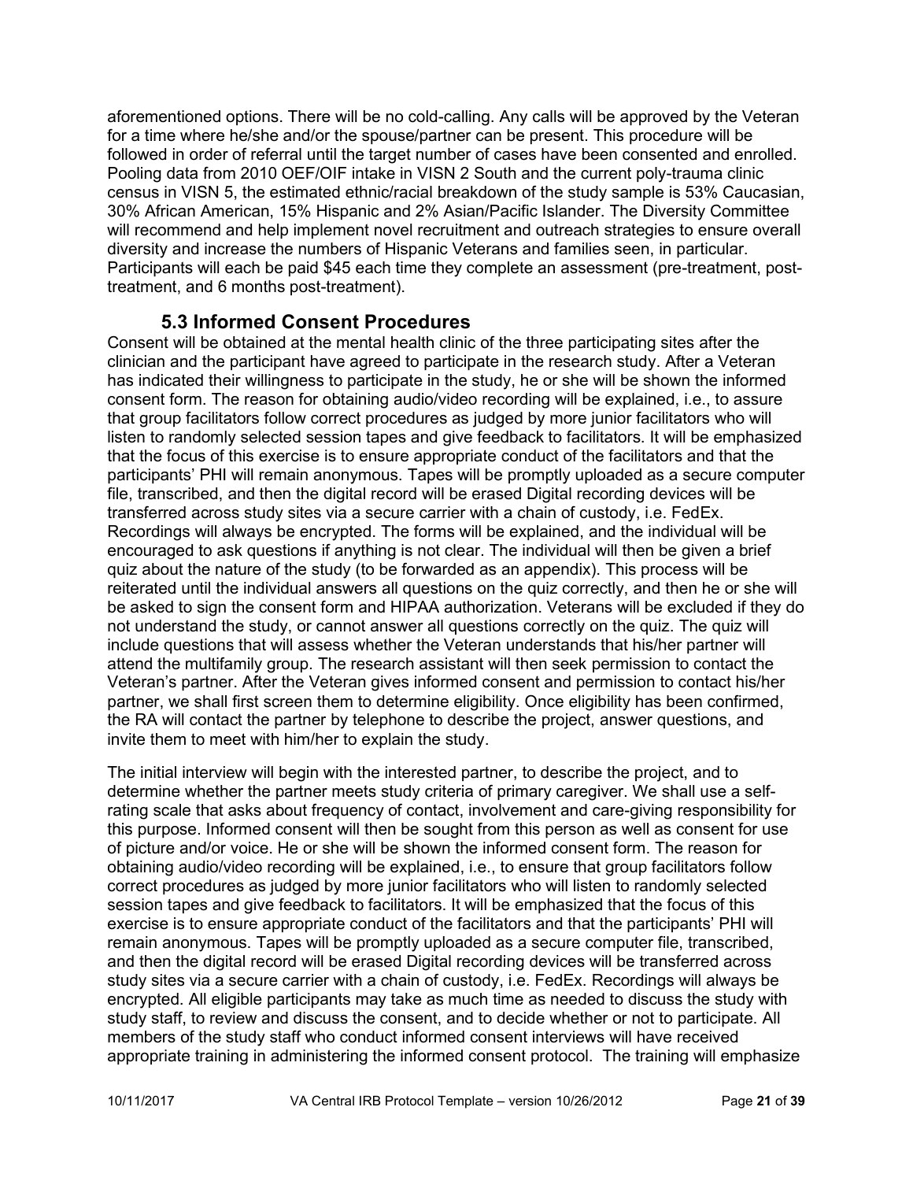aforementioned options. There will be no cold-calling. Any calls will be approved by the Veteran for a time where he/she and/or the spouse/partner can be present. This procedure will be followed in order of referral until the target number of cases have been consented and enrolled. Pooling data from 2010 OEF/OIF intake in VISN 2 South and the current poly-trauma clinic census in VISN 5, the estimated ethnic/racial breakdown of the study sample is 53% Caucasian, 30% African American, 15% Hispanic and 2% Asian/Pacific Islander. The Diversity Committee will recommend and help implement novel recruitment and outreach strategies to ensure overall diversity and increase the numbers of Hispanic Veterans and families seen, in particular. Participants will each be paid $45 each time they complete an assessment (pre-treatment, post-treatment, and 6 months post-treatment).

## 5.3 Informed Consent Procedures

Consent will be obtained at the mental health clinic of the three participating sites after the clinician and the participant have agreed to participate in the research study. After a Veteran has indicated their willingness to participate in the study, he or she will be shown the informed consent form. The reason for obtaining audio/video recording will be explained, i.e., to assure that group facilitators follow correct procedures as judged by more junior facilitators who will listen to randomly selected session tapes and give feedback to facilitators. It will be emphasized that the focus of this exercise is to ensure appropriate conduct of the facilitators and that the participants' PHI will remain anonymous. Tapes will be promptly uploaded as a secure computer file, transcribed, and then the digital record will be erased Digital recording devices will be transferred across study sites via a secure carrier with a chain of custody, i.e. FedEx. Recordings will always be encrypted. The forms will be explained, and the individual will be encouraged to ask questions if anything is not clear. The individual will then be given a brief quiz about the nature of the study (to be forwarded as an appendix). This process will be reiterated until the individual answers all questions on the quiz correctly, and then he or she will be asked to sign the consent form and HIPAA authorization. Veterans will be excluded if they do not understand the study, or cannot answer all questions correctly on the quiz. The quiz will include questions that will assess whether the Veteran understands that his/her partner will attend the multifamily group. The research assistant will then seek permission to contact the Veteran's partner. After the Veteran gives informed consent and permission to contact his/her partner, we shall first screen them to determine eligibility. Once eligibility has been confirmed, the RA will contact the partner by telephone to describe the project, answer questions, and invite them to meet with him/her to explain the study.

The initial interview will begin with the interested partner, to describe the project, and to determine whether the partner meets study criteria of primary caregiver. We shall use a self-rating scale that asks about frequency of contact, involvement and care-giving responsibility for this purpose. Informed consent will then be sought from this person as well as consent for use of picture and/or voice. He or she will be shown the informed consent form. The reason for obtaining audio/video recording will be explained, i.e., to ensure that group facilitators follow correct procedures as judged by more junior facilitators who will listen to randomly selected session tapes and give feedback to facilitators. It will be emphasized that the focus of this exercise is to ensure appropriate conduct of the facilitators and that the participants' PHI will remain anonymous. Tapes will be promptly uploaded as a secure computer file, transcribed, and then the digital record will be erased Digital recording devices will be transferred across study sites via a secure carrier with a chain of custody, i.e. FedEx. Recordings will always be encrypted. All eligible participants may take as much time as needed to discuss the study with study staff, to review and discuss the consent, and to decide whether or not to participate. All members of the study staff who conduct informed consent interviews will have received appropriate training in administering the informed consent protocol. The training will emphasize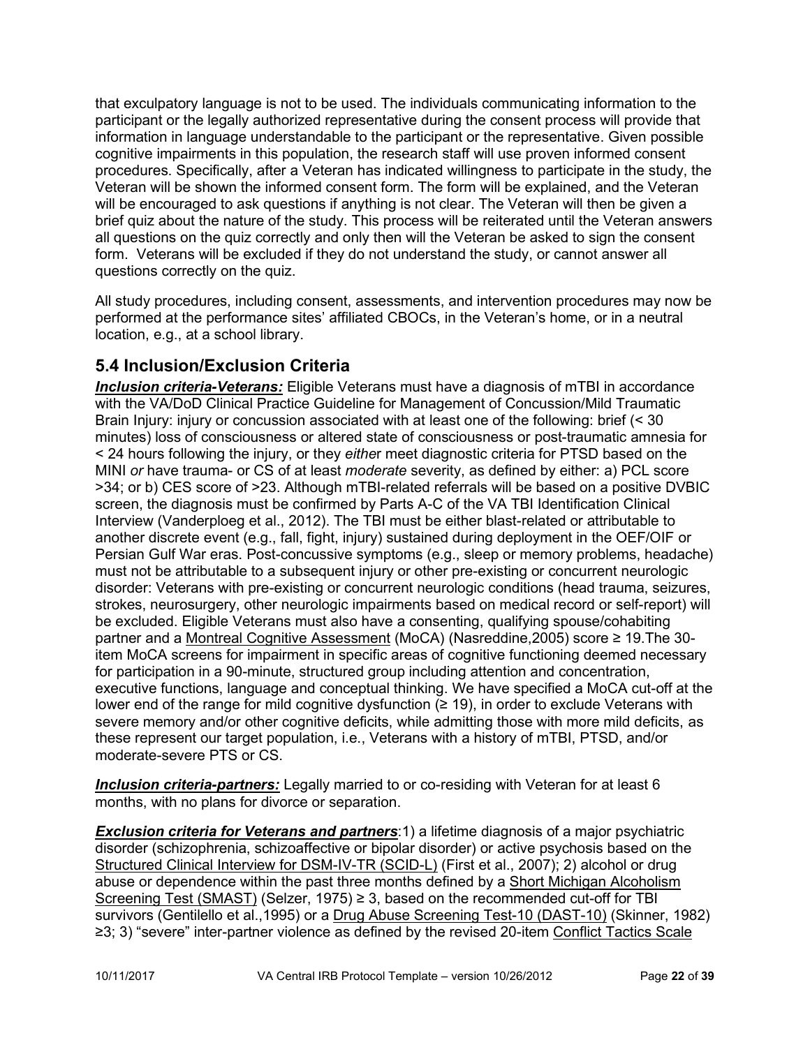that exculpatory language is not to be used. The individuals communicating information to the participant or the legally authorized representative during the consent process will provide that information in language understandable to the participant or the representative. Given possible cognitive impairments in this population, the research staff will use proven informed consent procedures. Specifically, after a Veteran has indicated willingness to participate in the study, the Veteran will be shown the informed consent form. The form will be explained, and the Veteran will be encouraged to ask questions if anything is not clear. The Veteran will then be given a brief quiz about the nature of the study. This process will be reiterated until the Veteran answers all questions on the quiz correctly and only then will the Veteran be asked to sign the consent form. Veterans will be excluded if they do not understand the study, or cannot answer all questions correctly on the quiz.

All study procedures, including consent, assessments, and intervention procedures may now be performed at the performance sites' affiliated CBOCs, in the Veteran's home, or in a neutral location, e.g., at a school library.

## 5.4 Inclusion/Exclusion Criteria

***Inclusion criteria-Veterans:*** Eligible Veterans must have a diagnosis of mTBI in accordance with the VA/DoD Clinical Practice Guideline for Management of Concussion/Mild Traumatic Brain Injury: injury or concussion associated with at least one of the following: brief (< 30 minutes) loss of consciousness or altered state of consciousness or post-traumatic amnesia for < 24 hours following the injury, or they *eithe*r meet diagnostic criteria for PTSD based on the MINI *or* have trauma- or CS of at least *moderate* severity, as defined by either: a) PCL score >34; or b) CES score of >23. Although mTBI-related referrals will be based on a positive DVBIC screen, the diagnosis must be confirmed by Parts A-C of the VA TBI Identification Clinical Interview (Vanderploeg et al., 2012). The TBI must be either blast-related or attributable to another discrete event (e.g., fall, fight, injury) sustained during deployment in the OEF/OIF or Persian Gulf War eras. Post-concussive symptoms (e.g., sleep or memory problems, headache) must not be attributable to a subsequent injury or other pre-existing or concurrent neurologic disorder: Veterans with pre-existing or concurrent neurologic conditions (head trauma, seizures, strokes, neurosurgery, other neurologic impairments based on medical record or self-report) will be excluded. Eligible Veterans must also have a consenting, qualifying spouse/cohabiting partner and a Montreal Cognitive Assessment (MoCA) (Nasreddine,2005) score ≥ 19.The 30-item MoCA screens for impairment in specific areas of cognitive functioning deemed necessary for participation in a 90-minute, structured group including attention and concentration, executive functions, language and conceptual thinking. We have specified a MoCA cut-off at the lower end of the range for mild cognitive dysfunction (≥ 19), in order to exclude Veterans with severe memory and/or other cognitive deficits, while admitting those with more mild deficits, as these represent our target population, i.e., Veterans with a history of mTBI, PTSD, and/or moderate-severe PTS or CS.

***Inclusion criteria-partners:*** Legally married to or co-residing with Veteran for at least 6 months, with no plans for divorce or separation.

***Exclusion criteria for Veterans and partners***:1) a lifetime diagnosis of a major psychiatric disorder (schizophrenia, schizoaffective or bipolar disorder) or active psychosis based on the Structured Clinical Interview for DSM-IV-TR (SCID-L) (First et al., 2007); 2) alcohol or drug abuse or dependence within the past three months defined by a Short Michigan Alcoholism Screening Test (SMAST) (Selzer, 1975) ≥ 3, based on the recommended cut-off for TBI survivors (Gentilello et al.,1995) or a Drug Abuse Screening Test-10 (DAST-10) (Skinner, 1982) ≥3; 3) "severe" inter-partner violence as defined by the revised 20-item Conflict Tactics Scale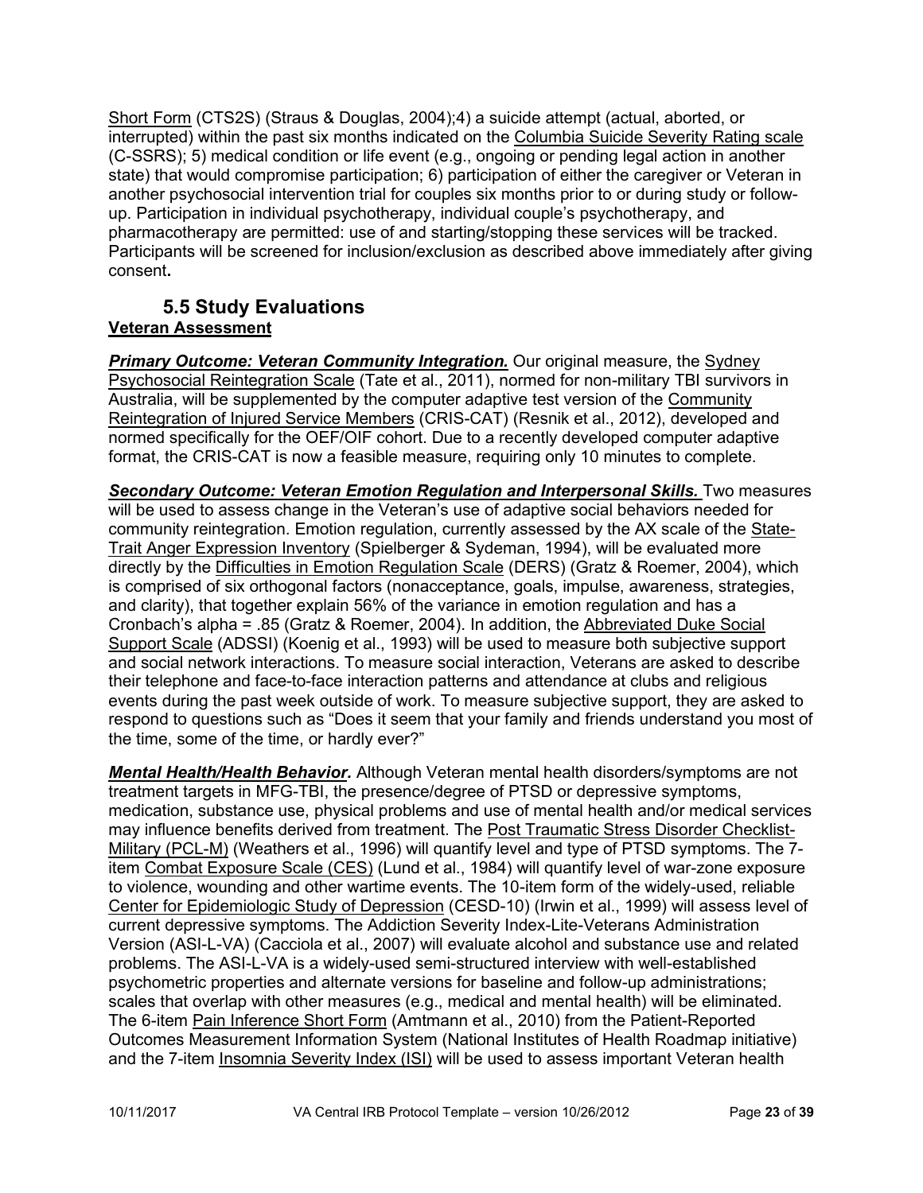Short Form (CTS2S) (Straus & Douglas, 2004);4) a suicide attempt (actual, aborted, or interrupted) within the past six months indicated on the Columbia Suicide Severity Rating scale (C-SSRS); 5) medical condition or life event (e.g., ongoing or pending legal action in another state) that would compromise participation; 6) participation of either the caregiver or Veteran in another psychosocial intervention trial for couples six months prior to or during study or follow-up. Participation in individual psychotherapy, individual couple's psychotherapy, and pharmacotherapy are permitted: use of and starting/stopping these services will be tracked. Participants will be screened for inclusion/exclusion as described above immediately after giving consent**.**

## 5.5 Study Evaluations

**Veteran Assessment**

***Primary Outcome: Veteran Community Integration.*** Our original measure, the Sydney Psychosocial Reintegration Scale (Tate et al., 2011), normed for non-military TBI survivors in Australia, will be supplemented by the computer adaptive test version of the Community Reintegration of Injured Service Members (CRIS-CAT) (Resnik et al., 2012), developed and normed specifically for the OEF/OIF cohort. Due to a recently developed computer adaptive format, the CRIS-CAT is now a feasible measure, requiring only 10 minutes to complete.

***Secondary Outcome: Veteran Emotion Regulation and Interpersonal Skills.*** Two measures will be used to assess change in the Veteran's use of adaptive social behaviors needed for community reintegration. Emotion regulation, currently assessed by the AX scale of the State-Trait Anger Expression Inventory (Spielberger & Sydeman, 1994), will be evaluated more directly by the Difficulties in Emotion Regulation Scale (DERS) (Gratz & Roemer, 2004), which is comprised of six orthogonal factors (nonacceptance, goals, impulse, awareness, strategies, and clarity), that together explain 56% of the variance in emotion regulation and has a Cronbach's alpha = .85 (Gratz & Roemer, 2004). In addition, the Abbreviated Duke Social Support Scale (ADSSI) (Koenig et al., 1993) will be used to measure both subjective support and social network interactions. To measure social interaction, Veterans are asked to describe their telephone and face-to-face interaction patterns and attendance at clubs and religious events during the past week outside of work. To measure subjective support, they are asked to respond to questions such as "Does it seem that your family and friends understand you most of the time, some of the time, or hardly ever?"

***Mental Health/Health Behavior.*** Although Veteran mental health disorders/symptoms are not treatment targets in MFG-TBI, the presence/degree of PTSD or depressive symptoms, medication, substance use, physical problems and use of mental health and/or medical services may influence benefits derived from treatment. The Post Traumatic Stress Disorder Checklist-Military (PCL-M) (Weathers et al., 1996) will quantify level and type of PTSD symptoms. The 7-item Combat Exposure Scale (CES) (Lund et al., 1984) will quantify level of war-zone exposure to violence, wounding and other wartime events. The 10-item form of the widely-used, reliable Center for Epidemiologic Study of Depression (CESD-10) (Irwin et al., 1999) will assess level of current depressive symptoms. The Addiction Severity Index-Lite-Veterans Administration Version (ASI-L-VA) (Cacciola et al., 2007) will evaluate alcohol and substance use and related problems. The ASI-L-VA is a widely-used semi-structured interview with well-established psychometric properties and alternate versions for baseline and follow-up administrations; scales that overlap with other measures (e.g., medical and mental health) will be eliminated. The 6-item Pain Inference Short Form (Amtmann et al., 2010) from the Patient-Reported Outcomes Measurement Information System (National Institutes of Health Roadmap initiative) and the 7-item Insomnia Severity Index (ISI) will be used to assess important Veteran health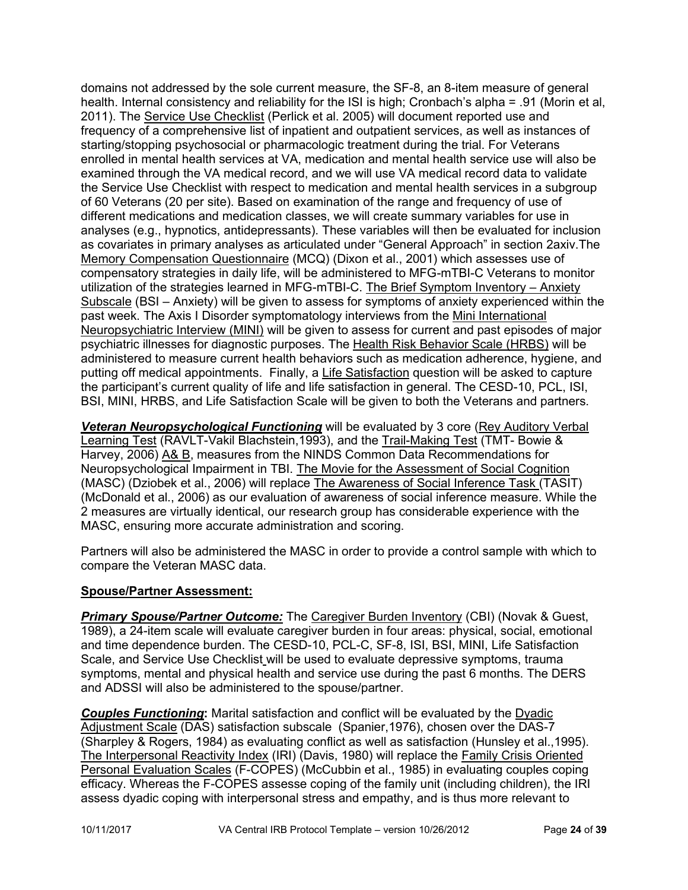domains not addressed by the sole current measure, the SF-8, an 8-item measure of general health. Internal consistency and reliability for the ISI is high; Cronbach's alpha = .91 (Morin et al, 2011). The Service Use Checklist (Perlick et al. 2005) will document reported use and frequency of a comprehensive list of inpatient and outpatient services, as well as instances of starting/stopping psychosocial or pharmacologic treatment during the trial. For Veterans enrolled in mental health services at VA, medication and mental health service use will also be examined through the VA medical record, and we will use VA medical record data to validate the Service Use Checklist with respect to medication and mental health services in a subgroup of 60 Veterans (20 per site). Based on examination of the range and frequency of use of different medications and medication classes, we will create summary variables for use in analyses (e.g., hypnotics, antidepressants). These variables will then be evaluated for inclusion as covariates in primary analyses as articulated under "General Approach" in section 2axiv.The Memory Compensation Questionnaire (MCQ) (Dixon et al., 2001) which assesses use of compensatory strategies in daily life, will be administered to MFG-mTBI-C Veterans to monitor utilization of the strategies learned in MFG-mTBI-C. The Brief Symptom Inventory – Anxiety Subscale (BSI – Anxiety) will be given to assess for symptoms of anxiety experienced within the past week. The Axis I Disorder symptomatology interviews from the Mini International Neuropsychiatric Interview (MINI) will be given to assess for current and past episodes of major psychiatric illnesses for diagnostic purposes. The Health Risk Behavior Scale (HRBS) will be administered to measure current health behaviors such as medication adherence, hygiene, and putting off medical appointments. Finally, a Life Satisfaction question will be asked to capture the participant's current quality of life and life satisfaction in general. The CESD-10, PCL, ISI, BSI, MINI, HRBS, and Life Satisfaction Scale will be given to both the Veterans and partners.

***Veteran Neuropsychological Functioning*** will be evaluated by 3 core (Rey Auditory Verbal Learning Test (RAVLT-Vakil Blachstein,1993), and the Trail-Making Test (TMT- Bowie & Harvey, 2006) A& B, measures from the NINDS Common Data Recommendations for Neuropsychological Impairment in TBI. The Movie for the Assessment of Social Cognition (MASC) (Dziobek et al., 2006) will replace The Awareness of Social Inference Task (TASIT) (McDonald et al., 2006) as our evaluation of awareness of social inference measure. While the 2 measures are virtually identical, our research group has considerable experience with the MASC, ensuring more accurate administration and scoring.

Partners will also be administered the MASC in order to provide a control sample with which to compare the Veteran MASC data.

**Spouse/Partner Assessment:**

***Primary Spouse/Partner Outcome:*** The Caregiver Burden Inventory (CBI) (Novak & Guest, 1989), a 24-item scale will evaluate caregiver burden in four areas: physical, social, emotional and time dependence burden. The CESD-10, PCL-C, SF-8, ISI, BSI, MINI, Life Satisfaction Scale, and Service Use Checklist will be used to evaluate depressive symptoms, trauma symptoms, mental and physical health and service use during the past 6 months. The DERS and ADSSI will also be administered to the spouse/partner.

***Couples Functioning*****:** Marital satisfaction and conflict will be evaluated by the Dyadic Adjustment Scale (DAS) satisfaction subscale (Spanier,1976), chosen over the DAS-7 (Sharpley & Rogers, 1984) as evaluating conflict as well as satisfaction (Hunsley et al.,1995). The Interpersonal Reactivity Index (IRI) (Davis, 1980) will replace the Family Crisis Oriented Personal Evaluation Scales (F-COPES) (McCubbin et al., 1985) in evaluating couples coping efficacy. Whereas the F-COPES assesse coping of the family unit (including children), the IRI assess dyadic coping with interpersonal stress and empathy, and is thus more relevant to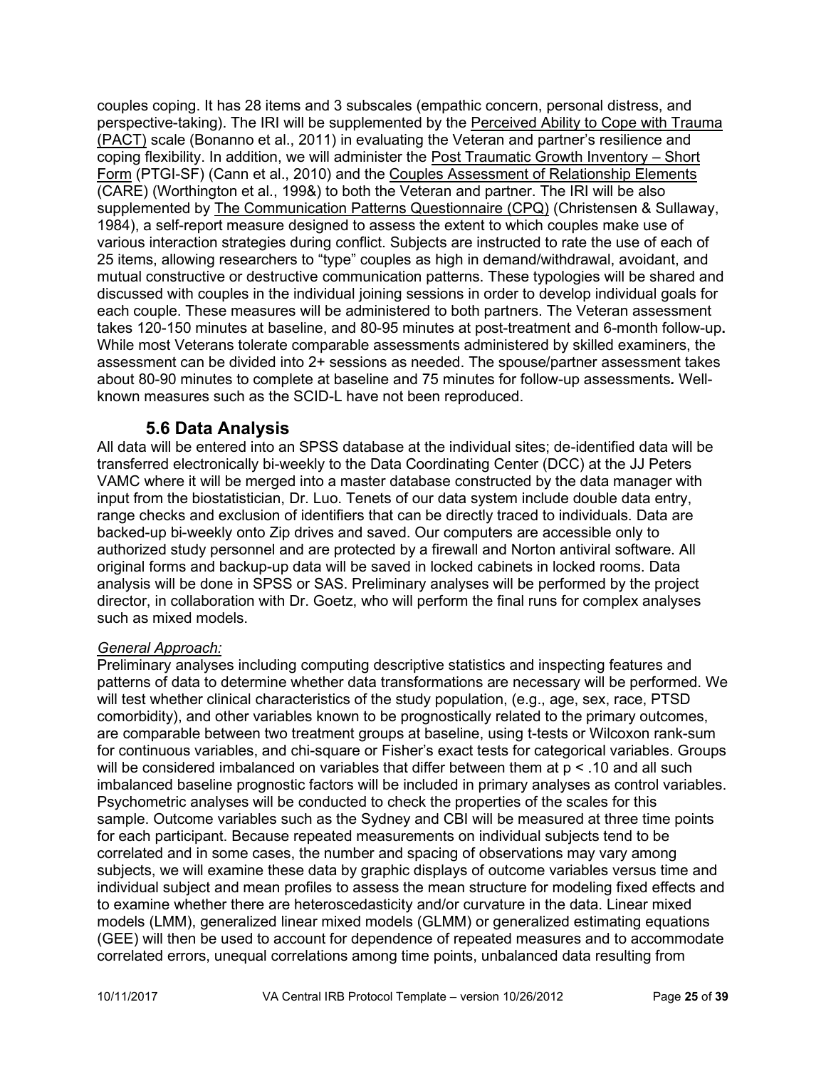couples coping. It has 28 items and 3 subscales (empathic concern, personal distress, and perspective-taking). The IRI will be supplemented by the Perceived Ability to Cope with Trauma (PACT) scale (Bonanno et al., 2011) in evaluating the Veteran and partner's resilience and coping flexibility. In addition, we will administer the Post Traumatic Growth Inventory – Short Form (PTGI-SF) (Cann et al., 2010) and the Couples Assessment of Relationship Elements (CARE) (Worthington et al., 199&) to both the Veteran and partner. The IRI will be also supplemented by The Communication Patterns Questionnaire (CPQ) (Christensen & Sullaway, 1984), a self-report measure designed to assess the extent to which couples make use of various interaction strategies during conflict. Subjects are instructed to rate the use of each of 25 items, allowing researchers to "type" couples as high in demand/withdrawal, avoidant, and mutual constructive or destructive communication patterns. These typologies will be shared and discussed with couples in the individual joining sessions in order to develop individual goals for each couple. These measures will be administered to both partners. The Veteran assessment takes 120-150 minutes at baseline, and 80-95 minutes at post-treatment and 6-month follow-up**.** While most Veterans tolerate comparable assessments administered by skilled examiners, the assessment can be divided into 2+ sessions as needed. The spouse/partner assessment takes about 80-90 minutes to complete at baseline and 75 minutes for follow-up assessments**.** Well-known measures such as the SCID-L have not been reproduced.

## 5.6 Data Analysis

All data will be entered into an SPSS database at the individual sites; de-identified data will be transferred electronically bi-weekly to the Data Coordinating Center (DCC) at the JJ Peters VAMC where it will be merged into a master database constructed by the data manager with input from the biostatistician, Dr. Luo. Tenets of our data system include double data entry, range checks and exclusion of identifiers that can be directly traced to individuals. Data are backed-up bi-weekly onto Zip drives and saved. Our computers are accessible only to authorized study personnel and are protected by a firewall and Norton antiviral software. All original forms and backup-up data will be saved in locked cabinets in locked rooms. Data analysis will be done in SPSS or SAS. Preliminary analyses will be performed by the project director, in collaboration with Dr. Goetz, who will perform the final runs for complex analyses such as mixed models.

*General Approach:*

Preliminary analyses including computing descriptive statistics and inspecting features and patterns of data to determine whether data transformations are necessary will be performed. We will test whether clinical characteristics of the study population, (e.g., age, sex, race, PTSD comorbidity), and other variables known to be prognostically related to the primary outcomes, are comparable between two treatment groups at baseline, using t-tests or Wilcoxon rank-sum for continuous variables, and chi-square or Fisher's exact tests for categorical variables. Groups will be considered imbalanced on variables that differ between them at $p < .10$ and all such imbalanced baseline prognostic factors will be included in primary analyses as control variables. Psychometric analyses will be conducted to check the properties of the scales for this sample. Outcome variables such as the Sydney and CBI will be measured at three time points for each participant. Because repeated measurements on individual subjects tend to be correlated and in some cases, the number and spacing of observations may vary among subjects, we will examine these data by graphic displays of outcome variables versus time and individual subject and mean profiles to assess the mean structure for modeling fixed effects and to examine whether there are heteroscedasticity and/or curvature in the data. Linear mixed models (LMM), generalized linear mixed models (GLMM) or generalized estimating equations (GEE) will then be used to account for dependence of repeated measures and to accommodate correlated errors, unequal correlations among time points, unbalanced data resulting from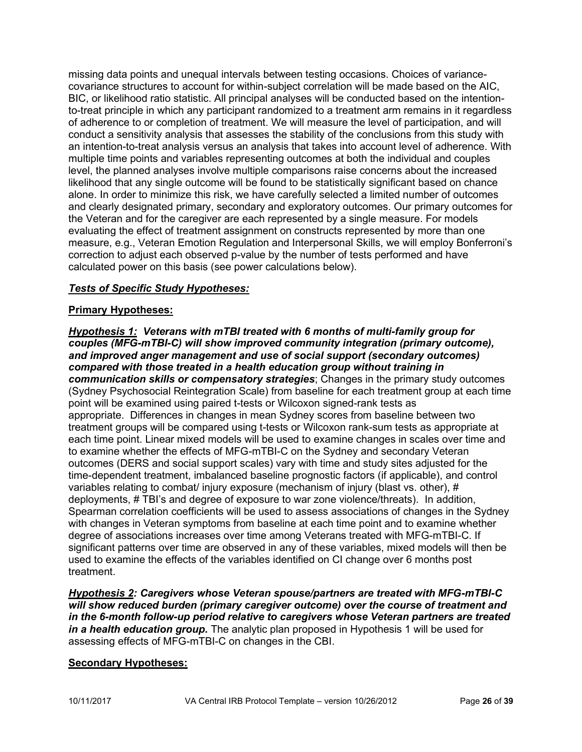missing data points and unequal intervals between testing occasions. Choices of variance-covariance structures to account for within-subject correlation will be made based on the AIC, BIC, or likelihood ratio statistic. All principal analyses will be conducted based on the intention-to-treat principle in which any participant randomized to a treatment arm remains in it regardless of adherence to or completion of treatment. We will measure the level of participation, and will conduct a sensitivity analysis that assesses the stability of the conclusions from this study with an intention-to-treat analysis versus an analysis that takes into account level of adherence. With multiple time points and variables representing outcomes at both the individual and couples level, the planned analyses involve multiple comparisons raise concerns about the increased likelihood that any single outcome will be found to be statistically significant based on chance alone. In order to minimize this risk, we have carefully selected a limited number of outcomes and clearly designated primary, secondary and exploratory outcomes. Our primary outcomes for the Veteran and for the caregiver are each represented by a single measure. For models evaluating the effect of treatment assignment on constructs represented by more than one measure, e.g., Veteran Emotion Regulation and Interpersonal Skills, we will employ Bonferroni's correction to adjust each observed p-value by the number of tests performed and have calculated power on this basis (see power calculations below).

***<u>Tests of Specific Study Hypotheses:</u>***

**<u>Primary Hypotheses:</u>**

***<u>Hypothesis 1:</u> Veterans with mTBI treated with 6 months of multi-family group for couples (MFG-mTBI-C) will show improved community integration (primary outcome), and improved anger management and use of social support (secondary outcomes) compared with those treated in a health education group without training in communication skills or compensatory strategies***; Changes in the primary study outcomes (Sydney Psychosocial Reintegration Scale) from baseline for each treatment group at each time point will be examined using paired t-tests or Wilcoxon signed-rank tests as appropriate. Differences in changes in mean Sydney scores from baseline between two treatment groups will be compared using t-tests or Wilcoxon rank-sum tests as appropriate at each time point. Linear mixed models will be used to examine changes in scales over time and to examine whether the effects of MFG-mTBI-C on the Sydney and secondary Veteran outcomes (DERS and social support scales) vary with time and study sites adjusted for the time-dependent treatment, imbalanced baseline prognostic factors (if applicable), and control variables relating to combat/ injury exposure (mechanism of injury (blast vs. other), # deployments, # TBI's and degree of exposure to war zone violence/threats). In addition, Spearman correlation coefficients will be used to assess associations of changes in the Sydney with changes in Veteran symptoms from baseline at each time point and to examine whether degree of associations increases over time among Veterans treated with MFG-mTBI-C. If significant patterns over time are observed in any of these variables, mixed models will then be used to examine the effects of the variables identified on CI change over 6 months post treatment.

***<u>Hypothesis 2</u>: Caregivers whose Veteran spouse/partners are treated with MFG-mTBI-C will show reduced burden (primary caregiver outcome) over the course of treatment and in the 6-month follow-up period relative to caregivers whose Veteran partners are treated in a health education group.*** The analytic plan proposed in Hypothesis 1 will be used for assessing effects of MFG-mTBI-C on changes in the CBI.

**<u>Secondary Hypotheses:</u>**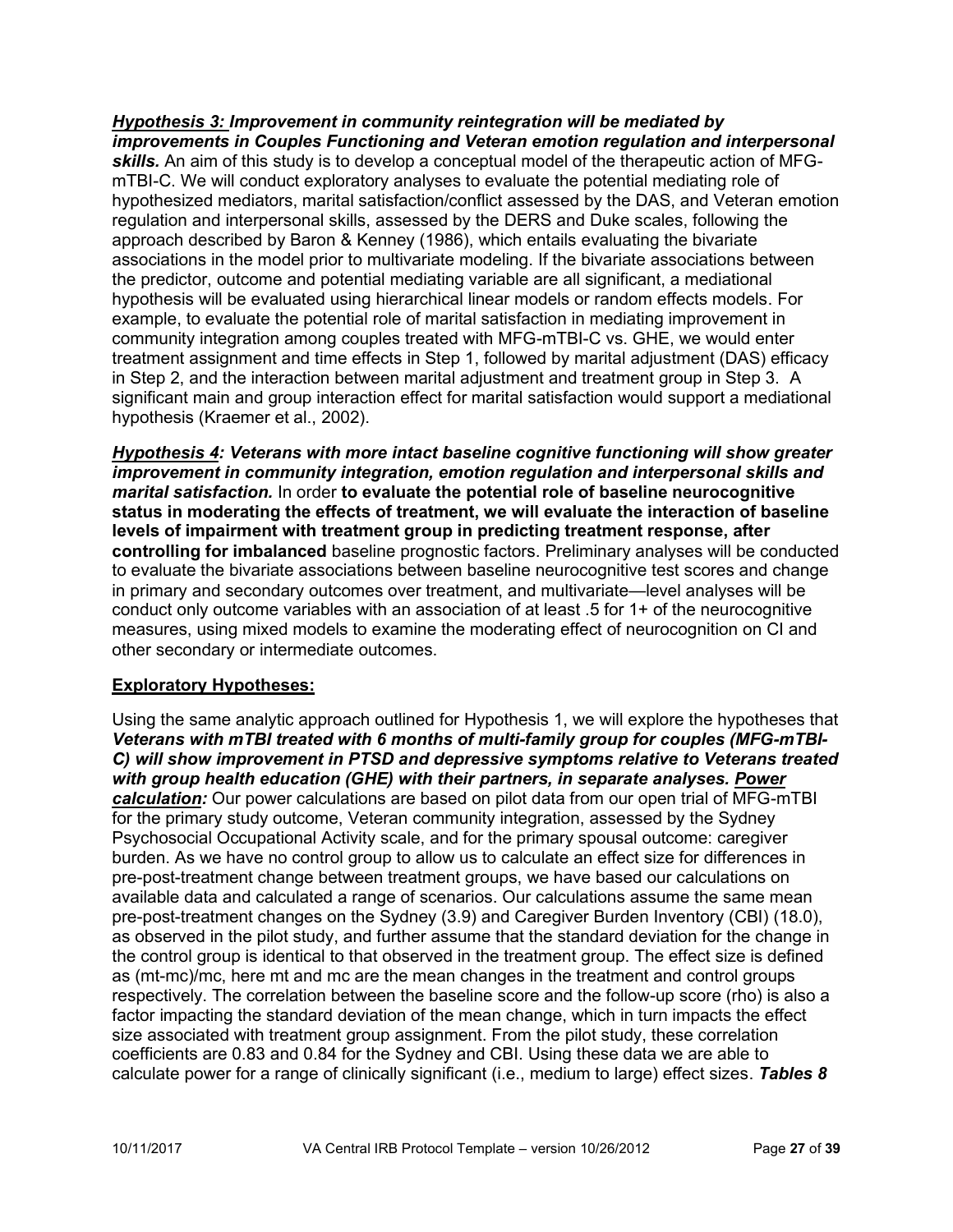***Hypothesis 3:** **Improvement in community reintegration will be mediated by improvements in Couples Functioning and Veteran emotion regulation and interpersonal skills.*** An aim of this study is to develop a conceptual model of the therapeutic action of MFG-mTBI-C. We will conduct exploratory analyses to evaluate the potential mediating role of hypothesized mediators, marital satisfaction/conflict assessed by the DAS, and Veteran emotion regulation and interpersonal skills, assessed by the DERS and Duke scales, following the approach described by Baron & Kenney (1986), which entails evaluating the bivariate associations in the model prior to multivariate modeling. If the bivariate associations between the predictor, outcome and potential mediating variable are all significant, a mediational hypothesis will be evaluated using hierarchical linear models or random effects models. For example, to evaluate the potential role of marital satisfaction in mediating improvement in community integration among couples treated with MFG-mTBI-C vs. GHE, we would enter treatment assignment and time effects in Step 1, followed by marital adjustment (DAS) efficacy in Step 2, and the interaction between marital adjustment and treatment group in Step 3. A significant main and group interaction effect for marital satisfaction would support a mediational hypothesis (Kraemer et al., 2002).

***Hypothesis 4**: **Veterans with more intact baseline cognitive functioning will show greater improvement in community integration, emotion regulation and interpersonal skills and marital satisfaction.*** In order **to evaluate the potential role of baseline neurocognitive status in moderating the effects of treatment, we will evaluate the interaction of baseline levels of impairment with treatment group in predicting treatment response, after controlling for imbalanced** baseline prognostic factors. Preliminary analyses will be conducted to evaluate the bivariate associations between baseline neurocognitive test scores and change in primary and secondary outcomes over treatment, and multivariate—level analyses will be conduct only outcome variables with an association of at least .5 for 1+ of the neurocognitive measures, using mixed models to examine the moderating effect of neurocognition on CI and other secondary or intermediate outcomes.

**Exploratory Hypotheses:**

Using the same analytic approach outlined for Hypothesis 1, we will explore the hypotheses that ***Veterans with mTBI treated with 6 months of multi-family group for couples (MFG-mTBI-C) will show improvement in PTSD and depressive symptoms relative to Veterans treated with group health education (GHE) with their partners, in separate analyses. Power calculation:*** Our power calculations are based on pilot data from our open trial of MFG-mTBI for the primary study outcome, Veteran community integration, assessed by the Sydney Psychosocial Occupational Activity scale, and for the primary spousal outcome: caregiver burden. As we have no control group to allow us to calculate an effect size for differences in pre-post-treatment change between treatment groups, we have based our calculations on available data and calculated a range of scenarios. Our calculations assume the same mean pre-post-treatment changes on the Sydney (3.9) and Caregiver Burden Inventory (CBI) (18.0), as observed in the pilot study, and further assume that the standard deviation for the change in the control group is identical to that observed in the treatment group. The effect size is defined as (mt-mc)/mc, here mt and mc are the mean changes in the treatment and control groups respectively. The correlation between the baseline score and the follow-up score (rho) is also a factor impacting the standard deviation of the mean change, which in turn impacts the effect size associated with treatment group assignment. From the pilot study, these correlation coefficients are 0.83 and 0.84 for the Sydney and CBI. Using these data we are able to calculate power for a range of clinically significant (i.e., medium to large) effect sizes. ***Tables 8***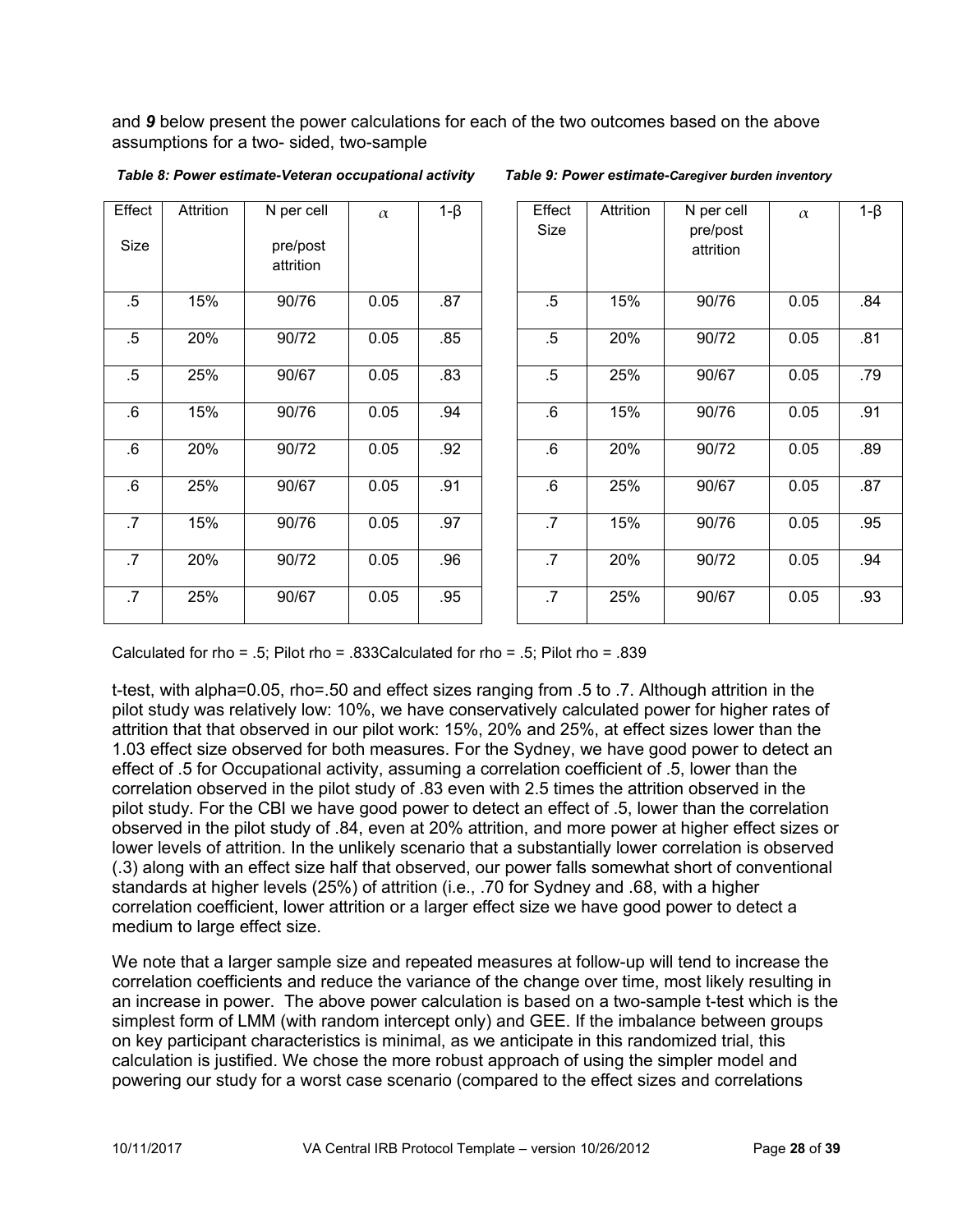and ***9*** below present the power calculations for each of the two outcomes based on the above assumptions for a two- sided, two-sample

***Table 8: Power estimate-Veteran occupational activity***

| Effect Size | Attrition | N per cell pre/post attrition | $\alpha$ | 1-β |
|---|---|---|---|---|
| .5 | 15% | 90/76 | 0.05 | .87 |
| .5 | 20% | 90/72 | 0.05 | .85 |
| .5 | 25% | 90/67 | 0.05 | .83 |
| .6 | 15% | 90/76 | 0.05 | .94 |
| .6 | 20% | 90/72 | 0.05 | .92 |
| .6 | 25% | 90/67 | 0.05 | .91 |
| .7 | 15% | 90/76 | 0.05 | .97 |
| .7 | 20% | 90/72 | 0.05 | .96 |
| .7 | 25% | 90/67 | 0.05 | .95 |

Calculated for rho = .5; Pilot rho = .833

***Table 9: Power estimate-Caregiver burden inventory***

| Effect Size | Attrition | N per cell pre/post attrition | $\alpha$ | 1-β |
|---|---|---|---|---|
| .5 | 15% | 90/76 | 0.05 | .84 |
| .5 | 20% | 90/72 | 0.05 | .81 |
| .5 | 25% | 90/67 | 0.05 | .79 |
| .6 | 15% | 90/76 | 0.05 | .91 |
| .6 | 20% | 90/72 | 0.05 | .89 |
| .6 | 25% | 90/67 | 0.05 | .87 |
| .7 | 15% | 90/76 | 0.05 | .95 |
| .7 | 20% | 90/72 | 0.05 | .94 |
| .7 | 25% | 90/67 | 0.05 | .93 |

Calculated for rho = .5; Pilot rho = .839

t-test, with alpha=0.05, rho=.50 and effect sizes ranging from .5 to .7. Although attrition in the pilot study was relatively low: 10%, we have conservatively calculated power for higher rates of attrition that that observed in our pilot work: 15%, 20% and 25%, at effect sizes lower than the 1.03 effect size observed for both measures. For the Sydney, we have good power to detect an effect of .5 for Occupational activity, assuming a correlation coefficient of .5, lower than the correlation observed in the pilot study of .83 even with 2.5 times the attrition observed in the pilot study. For the CBI we have good power to detect an effect of .5, lower than the correlation observed in the pilot study of .84, even at 20% attrition, and more power at higher effect sizes or lower levels of attrition. In the unlikely scenario that a substantially lower correlation is observed (.3) along with an effect size half that observed, our power falls somewhat short of conventional standards at higher levels (25%) of attrition (i.e., .70 for Sydney and .68, with a higher correlation coefficient, lower attrition or a larger effect size we have good power to detect a medium to large effect size.

We note that a larger sample size and repeated measures at follow-up will tend to increase the correlation coefficients and reduce the variance of the change over time, most likely resulting in an increase in power. The above power calculation is based on a two-sample t-test which is the simplest form of LMM (with random intercept only) and GEE. If the imbalance between groups on key participant characteristics is minimal, as we anticipate in this randomized trial, this calculation is justified. We chose the more robust approach of using the simpler model and powering our study for a worst case scenario (compared to the effect sizes and correlations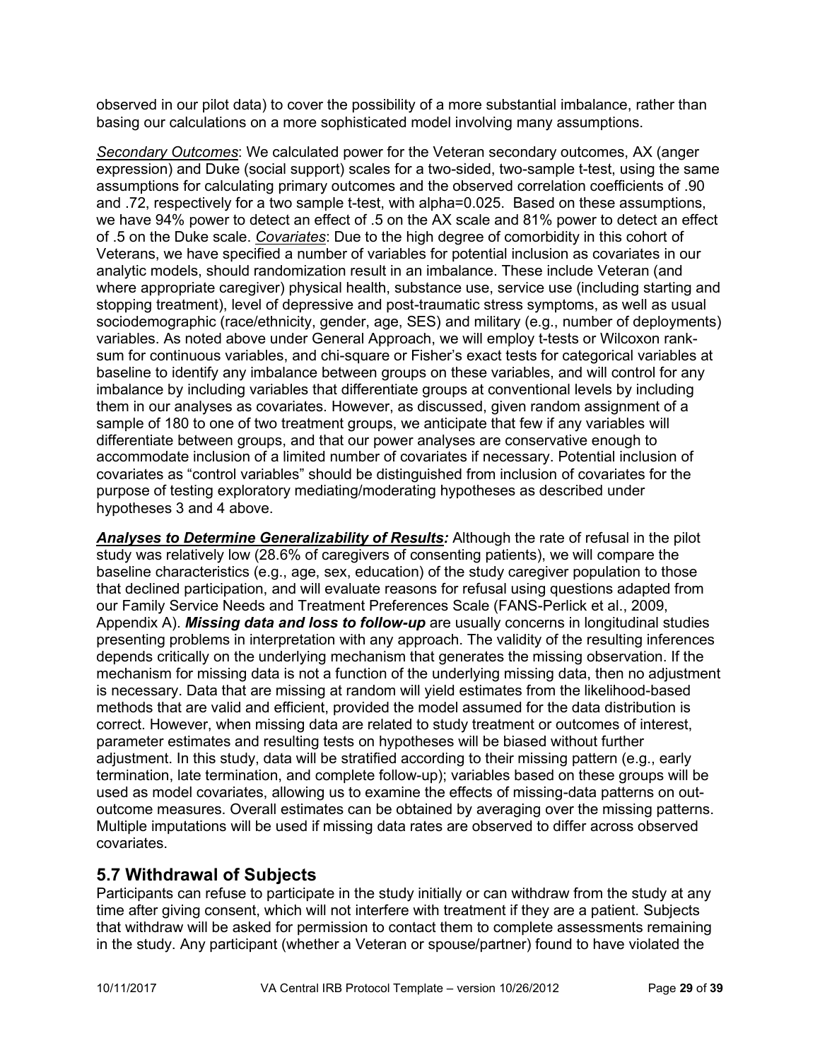observed in our pilot data) to cover the possibility of a more substantial imbalance, rather than basing our calculations on a more sophisticated model involving many assumptions.

*Secondary Outcomes*: We calculated power for the Veteran secondary outcomes, AX (anger expression) and Duke (social support) scales for a two-sided, two-sample t-test, using the same assumptions for calculating primary outcomes and the observed correlation coefficients of .90 and .72, respectively for a two sample t-test, with alpha=0.025. Based on these assumptions, we have 94% power to detect an effect of .5 on the AX scale and 81% power to detect an effect of .5 on the Duke scale. *Covariates*: Due to the high degree of comorbidity in this cohort of Veterans, we have specified a number of variables for potential inclusion as covariates in our analytic models, should randomization result in an imbalance. These include Veteran (and where appropriate caregiver) physical health, substance use, service use (including starting and stopping treatment), level of depressive and post-traumatic stress symptoms, as well as usual sociodemographic (race/ethnicity, gender, age, SES) and military (e.g., number of deployments) variables. As noted above under General Approach, we will employ t-tests or Wilcoxon rank-sum for continuous variables, and chi-square or Fisher's exact tests for categorical variables at baseline to identify any imbalance between groups on these variables, and will control for any imbalance by including variables that differentiate groups at conventional levels by including them in our analyses as covariates. However, as discussed, given random assignment of a sample of 180 to one of two treatment groups, we anticipate that few if any variables will differentiate between groups, and that our power analyses are conservative enough to accommodate inclusion of a limited number of covariates if necessary. Potential inclusion of covariates as "control variables" should be distinguished from inclusion of covariates for the purpose of testing exploratory mediating/moderating hypotheses as described under hypotheses 3 and 4 above.

***Analyses to Determine Generalizability of Results:*** Although the rate of refusal in the pilot study was relatively low (28.6% of caregivers of consenting patients), we will compare the baseline characteristics (e.g., age, sex, education) of the study caregiver population to those that declined participation, and will evaluate reasons for refusal using questions adapted from our Family Service Needs and Treatment Preferences Scale (FANS-Perlick et al., 2009, Appendix A). ***Missing data and loss to follow-up*** are usually concerns in longitudinal studies presenting problems in interpretation with any approach. The validity of the resulting inferences depends critically on the underlying mechanism that generates the missing observation. If the mechanism for missing data is not a function of the underlying missing data, then no adjustment is necessary. Data that are missing at random will yield estimates from the likelihood-based methods that are valid and efficient, provided the model assumed for the data distribution is correct. However, when missing data are related to study treatment or outcomes of interest, parameter estimates and resulting tests on hypotheses will be biased without further adjustment. In this study, data will be stratified according to their missing pattern (e.g., early termination, late termination, and complete follow-up); variables based on these groups will be used as model covariates, allowing us to examine the effects of missing-data patterns on out-outcome measures. Overall estimates can be obtained by averaging over the missing patterns. Multiple imputations will be used if missing data rates are observed to differ across observed covariates.

## 5.7 Withdrawal of Subjects

Participants can refuse to participate in the study initially or can withdraw from the study at any time after giving consent, which will not interfere with treatment if they are a patient. Subjects that withdraw will be asked for permission to contact them to complete assessments remaining in the study. Any participant (whether a Veteran or spouse/partner) found to have violated the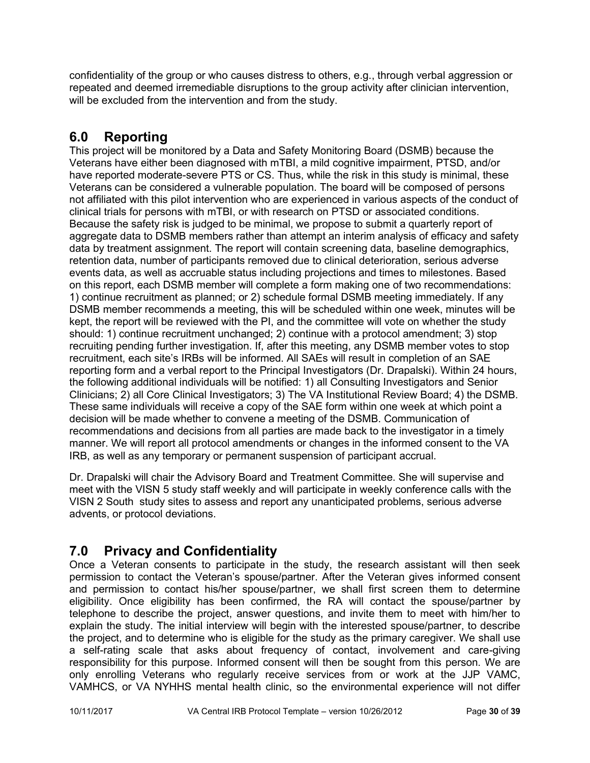confidentiality of the group or who causes distress to others, e.g., through verbal aggression or repeated and deemed irremediable disruptions to the group activity after clinician intervention, will be excluded from the intervention and from the study.

## 6.0 Reporting

This project will be monitored by a Data and Safety Monitoring Board (DSMB) because the Veterans have either been diagnosed with mTBI, a mild cognitive impairment, PTSD, and/or have reported moderate-severe PTS or CS. Thus, while the risk in this study is minimal, these Veterans can be considered a vulnerable population. The board will be composed of persons not affiliated with this pilot intervention who are experienced in various aspects of the conduct of clinical trials for persons with mTBI, or with research on PTSD or associated conditions. Because the safety risk is judged to be minimal, we propose to submit a quarterly report of aggregate data to DSMB members rather than attempt an interim analysis of efficacy and safety data by treatment assignment. The report will contain screening data, baseline demographics, retention data, number of participants removed due to clinical deterioration, serious adverse events data, as well as accruable status including projections and times to milestones. Based on this report, each DSMB member will complete a form making one of two recommendations: 1) continue recruitment as planned; or 2) schedule formal DSMB meeting immediately. If any DSMB member recommends a meeting, this will be scheduled within one week, minutes will be kept, the report will be reviewed with the PI, and the committee will vote on whether the study should: 1) continue recruitment unchanged; 2) continue with a protocol amendment; 3) stop recruiting pending further investigation. If, after this meeting, any DSMB member votes to stop recruitment, each site's IRBs will be informed. All SAEs will result in completion of an SAE reporting form and a verbal report to the Principal Investigators (Dr. Drapalski). Within 24 hours, the following additional individuals will be notified: 1) all Consulting Investigators and Senior Clinicians; 2) all Core Clinical Investigators; 3) The VA Institutional Review Board; 4) the DSMB. These same individuals will receive a copy of the SAE form within one week at which point a decision will be made whether to convene a meeting of the DSMB. Communication of recommendations and decisions from all parties are made back to the investigator in a timely manner. We will report all protocol amendments or changes in the informed consent to the VA IRB, as well as any temporary or permanent suspension of participant accrual.

Dr. Drapalski will chair the Advisory Board and Treatment Committee. She will supervise and meet with the VISN 5 study staff weekly and will participate in weekly conference calls with the VISN 2 South study sites to assess and report any unanticipated problems, serious adverse advents, or protocol deviations.

## 7.0 Privacy and Confidentiality

Once a Veteran consents to participate in the study, the research assistant will then seek permission to contact the Veteran's spouse/partner. After the Veteran gives informed consent and permission to contact his/her spouse/partner, we shall first screen them to determine eligibility. Once eligibility has been confirmed, the RA will contact the spouse/partner by telephone to describe the project, answer questions, and invite them to meet with him/her to explain the study. The initial interview will begin with the interested spouse/partner, to describe the project, and to determine who is eligible for the study as the primary caregiver. We shall use a self-rating scale that asks about frequency of contact, involvement and care-giving responsibility for this purpose. Informed consent will then be sought from this person. We are only enrolling Veterans who regularly receive services from or work at the JJP VAMC, VAMHCS, or VA NYHHS mental health clinic, so the environmental experience will not differ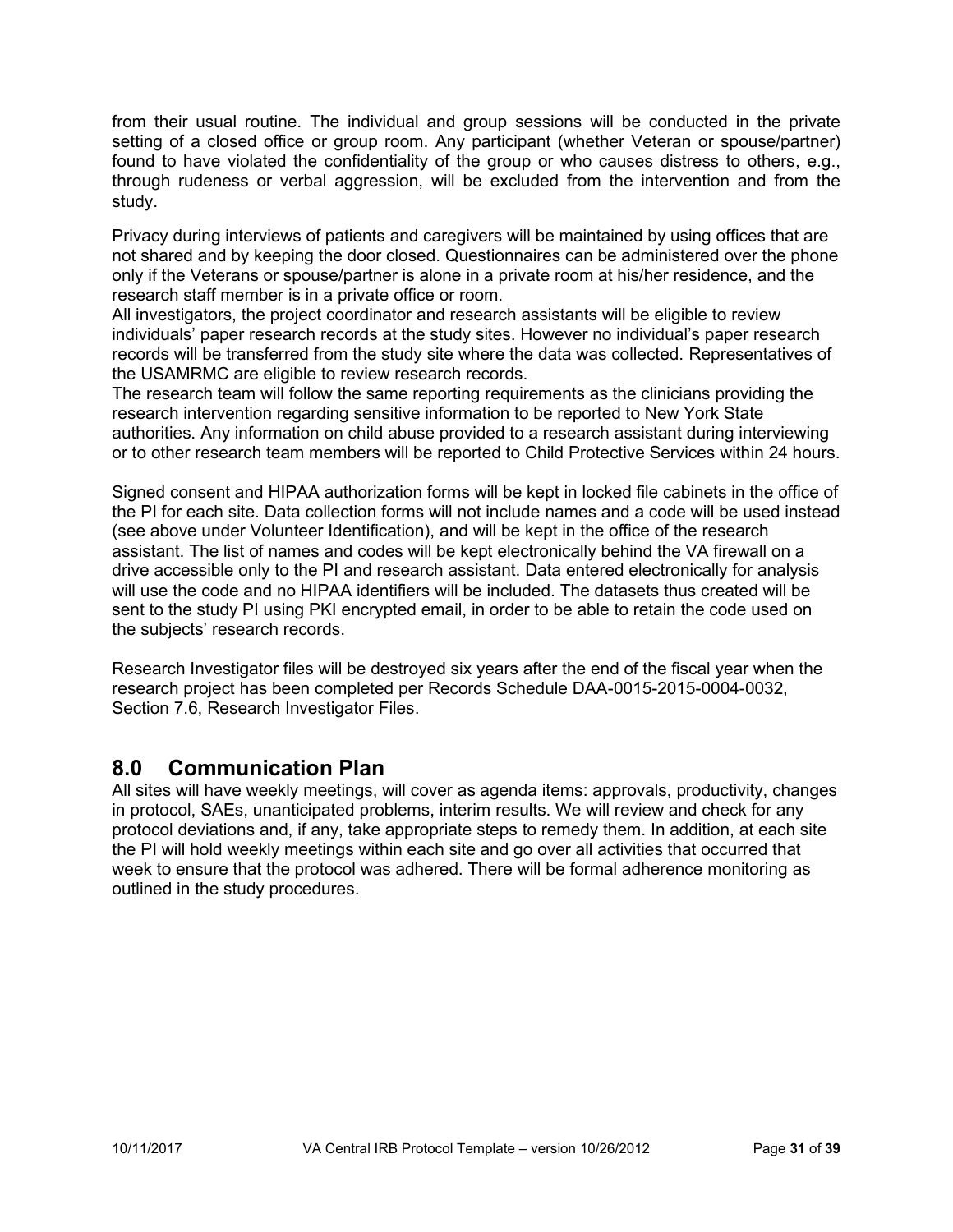from their usual routine. The individual and group sessions will be conducted in the private setting of a closed office or group room. Any participant (whether Veteran or spouse/partner) found to have violated the confidentiality of the group or who causes distress to others, e.g., through rudeness or verbal aggression, will be excluded from the intervention and from the study.

Privacy during interviews of patients and caregivers will be maintained by using offices that are not shared and by keeping the door closed. Questionnaires can be administered over the phone only if the Veterans or spouse/partner is alone in a private room at his/her residence, and the research staff member is in a private office or room.

All investigators, the project coordinator and research assistants will be eligible to review individuals' paper research records at the study sites. However no individual's paper research records will be transferred from the study site where the data was collected. Representatives of the USAMRMC are eligible to review research records.

The research team will follow the same reporting requirements as the clinicians providing the research intervention regarding sensitive information to be reported to New York State authorities. Any information on child abuse provided to a research assistant during interviewing or to other research team members will be reported to Child Protective Services within 24 hours.

Signed consent and HIPAA authorization forms will be kept in locked file cabinets in the office of the PI for each site. Data collection forms will not include names and a code will be used instead (see above under Volunteer Identification), and will be kept in the office of the research assistant. The list of names and codes will be kept electronically behind the VA firewall on a drive accessible only to the PI and research assistant. Data entered electronically for analysis will use the code and no HIPAA identifiers will be included. The datasets thus created will be sent to the study PI using PKI encrypted email, in order to be able to retain the code used on the subjects' research records.

Research Investigator files will be destroyed six years after the end of the fiscal year when the research project has been completed per Records Schedule DAA-0015-2015-0004-0032, Section 7.6, Research Investigator Files.

## 8.0 Communication Plan

All sites will have weekly meetings, will cover as agenda items: approvals, productivity, changes in protocol, SAEs, unanticipated problems, interim results. We will review and check for any protocol deviations and, if any, take appropriate steps to remedy them. In addition, at each site the PI will hold weekly meetings within each site and go over all activities that occurred that week to ensure that the protocol was adhered. There will be formal adherence monitoring as outlined in the study procedures.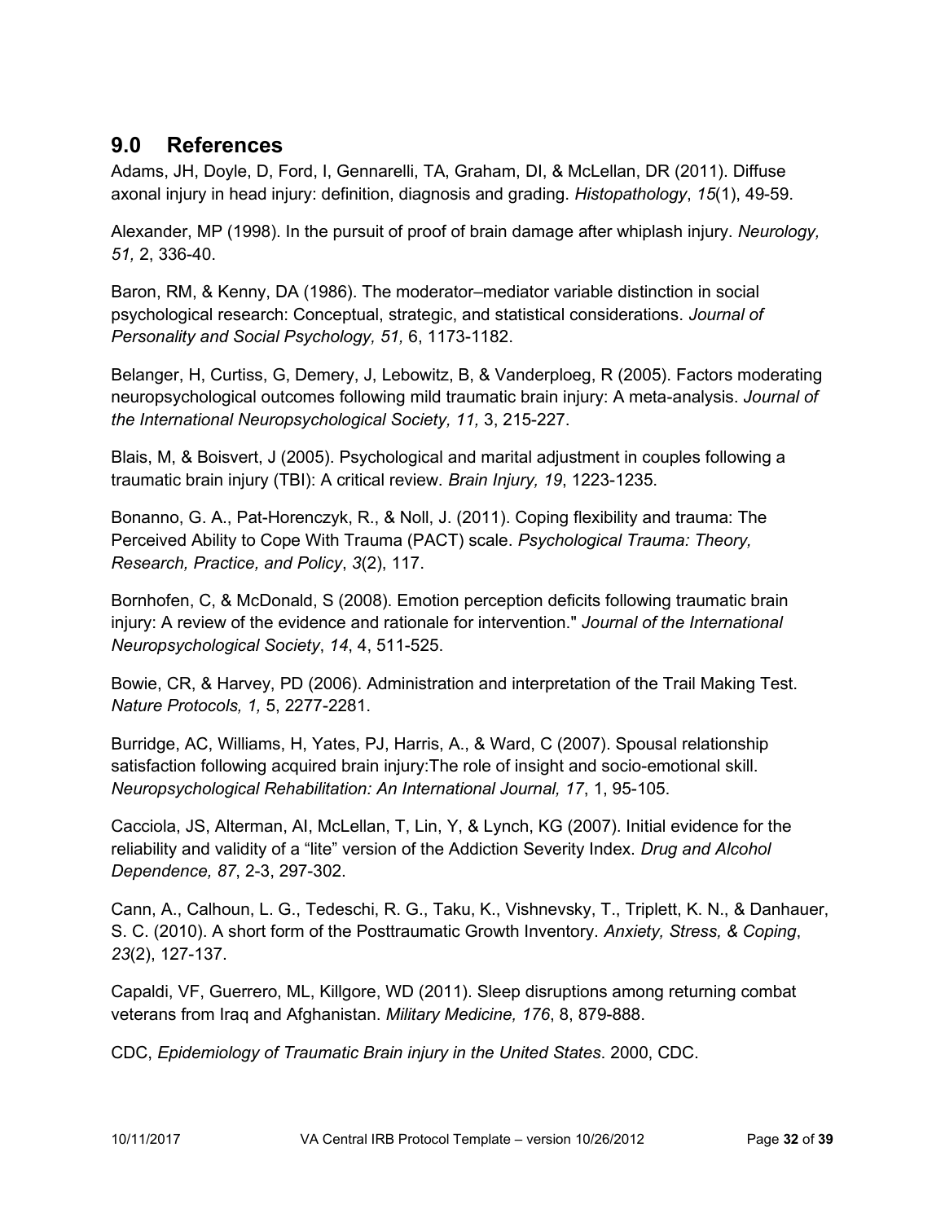## 9.0 References

Adams, JH, Doyle, D, Ford, I, Gennarelli, TA, Graham, DI, & McLellan, DR (2011). Diffuse axonal injury in head injury: definition, diagnosis and grading. *Histopathology*, *15*(1), 49-59.

Alexander, MP (1998). In the pursuit of proof of brain damage after whiplash injury. *Neurology, 51,* 2, 336-40.

Baron, RM, & Kenny, DA (1986). The moderator–mediator variable distinction in social psychological research: Conceptual, strategic, and statistical considerations. *Journal of Personality and Social Psychology, 51,* 6, 1173-1182.

Belanger, H, Curtiss, G, Demery, J, Lebowitz, B, & Vanderploeg, R (2005). Factors moderating neuropsychological outcomes following mild traumatic brain injury: A meta-analysis. *Journal of the International Neuropsychological Society, 11,* 3, 215-227.

Blais, M, & Boisvert, J (2005). Psychological and marital adjustment in couples following a traumatic brain injury (TBI): A critical review. *Brain Injury, 19*, 1223-1235.

Bonanno, G. A., Pat-Horenczyk, R., & Noll, J. (2011). Coping flexibility and trauma: The Perceived Ability to Cope With Trauma (PACT) scale. *Psychological Trauma: Theory, Research, Practice, and Policy*, *3*(2), 117.

Bornhofen, C, & McDonald, S (2008). Emotion perception deficits following traumatic brain injury: A review of the evidence and rationale for intervention." *Journal of the International Neuropsychological Society*, *14*, 4, 511-525.

Bowie, CR, & Harvey, PD (2006). Administration and interpretation of the Trail Making Test. *Nature Protocols, 1,* 5, 2277-2281.

Burridge, AC, Williams, H, Yates, PJ, Harris, A., & Ward, C (2007). Spousal relationship satisfaction following acquired brain injury:The role of insight and socio-emotional skill. *Neuropsychological Rehabilitation: An International Journal, 17*, 1, 95-105.

Cacciola, JS, Alterman, AI, McLellan, T, Lin, Y, & Lynch, KG (2007). Initial evidence for the reliability and validity of a "lite" version of the Addiction Severity Index. *Drug and Alcohol Dependence, 87*, 2-3, 297-302.

Cann, A., Calhoun, L. G., Tedeschi, R. G., Taku, K., Vishnevsky, T., Triplett, K. N., & Danhauer, S. C. (2010). A short form of the Posttraumatic Growth Inventory. *Anxiety, Stress, & Coping*, *23*(2), 127-137.

Capaldi, VF, Guerrero, ML, Killgore, WD (2011). Sleep disruptions among returning combat veterans from Iraq and Afghanistan. *Military Medicine, 176*, 8, 879-888.

CDC, *Epidemiology of Traumatic Brain injury in the United States*. 2000, CDC.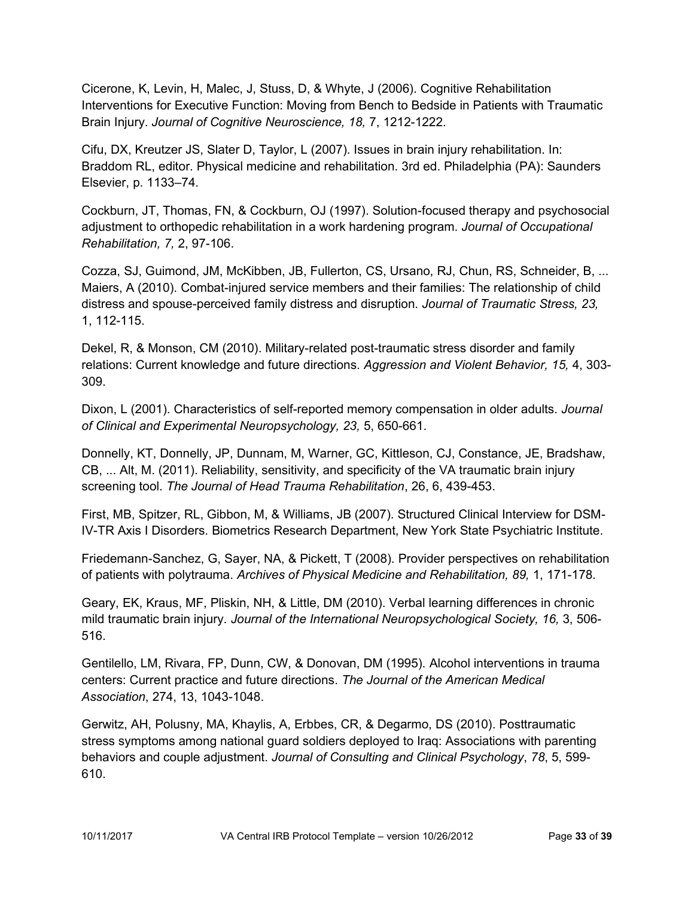Cicerone, K, Levin, H, Malec, J, Stuss, D, & Whyte, J (2006). Cognitive Rehabilitation Interventions for Executive Function: Moving from Bench to Bedside in Patients with Traumatic Brain Injury. *Journal of Cognitive Neuroscience, 18,* 7, 1212-1222.

Cifu, DX, Kreutzer JS, Slater D, Taylor, L (2007). Issues in brain injury rehabilitation. In: Braddom RL, editor. Physical medicine and rehabilitation. 3rd ed. Philadelphia (PA): Saunders Elsevier, p. 1133–74.

Cockburn, JT, Thomas, FN, & Cockburn, OJ (1997). Solution-focused therapy and psychosocial adjustment to orthopedic rehabilitation in a work hardening program. *Journal of Occupational Rehabilitation, 7,* 2, 97-106.

Cozza, SJ, Guimond, JM, McKibben, JB, Fullerton, CS, Ursano, RJ, Chun, RS, Schneider, B, ... Maiers, A (2010). Combat-injured service members and their families: The relationship of child distress and spouse-perceived family distress and disruption. *Journal of Traumatic Stress, 23,* 1, 112-115.

Dekel, R, & Monson, CM (2010). Military-related post-traumatic stress disorder and family relations: Current knowledge and future directions. *Aggression and Violent Behavior, 15,* 4, 303-309.

Dixon, L (2001). Characteristics of self-reported memory compensation in older adults. *Journal of Clinical and Experimental Neuropsychology, 23,* 5, 650-661.

Donnelly, KT, Donnelly, JP, Dunnam, M, Warner, GC, Kittleson, CJ, Constance, JE, Bradshaw, CB, ... Alt, M. (2011). Reliability, sensitivity, and specificity of the VA traumatic brain injury screening tool. *The Journal of Head Trauma Rehabilitation*, 26, 6, 439-453.

First, MB, Spitzer, RL, Gibbon, M, & Williams, JB (2007). Structured Clinical Interview for DSM-IV-TR Axis I Disorders. Biometrics Research Department, New York State Psychiatric Institute.

Friedemann-Sanchez, G, Sayer, NA, & Pickett, T (2008). Provider perspectives on rehabilitation of patients with polytrauma. *Archives of Physical Medicine and Rehabilitation, 89,* 1, 171-178.

Geary, EK, Kraus, MF, Pliskin, NH, & Little, DM (2010). Verbal learning differences in chronic mild traumatic brain injury. *Journal of the International Neuropsychological Society, 16,* 3, 506-516.

Gentilello, LM, Rivara, FP, Dunn, CW, & Donovan, DM (1995). Alcohol interventions in trauma centers: Current practice and future directions. *The Journal of the American Medical Association*, 274, 13, 1043-1048.

Gerwitz, AH, Polusny, MA, Khaylis, A, Erbbes, CR, & Degarmo, DS (2010). Posttraumatic stress symptoms among national guard soldiers deployed to Iraq: Associations with parenting behaviors and couple adjustment. *Journal of Consulting and Clinical Psychology*, *78*, 5, 599-610.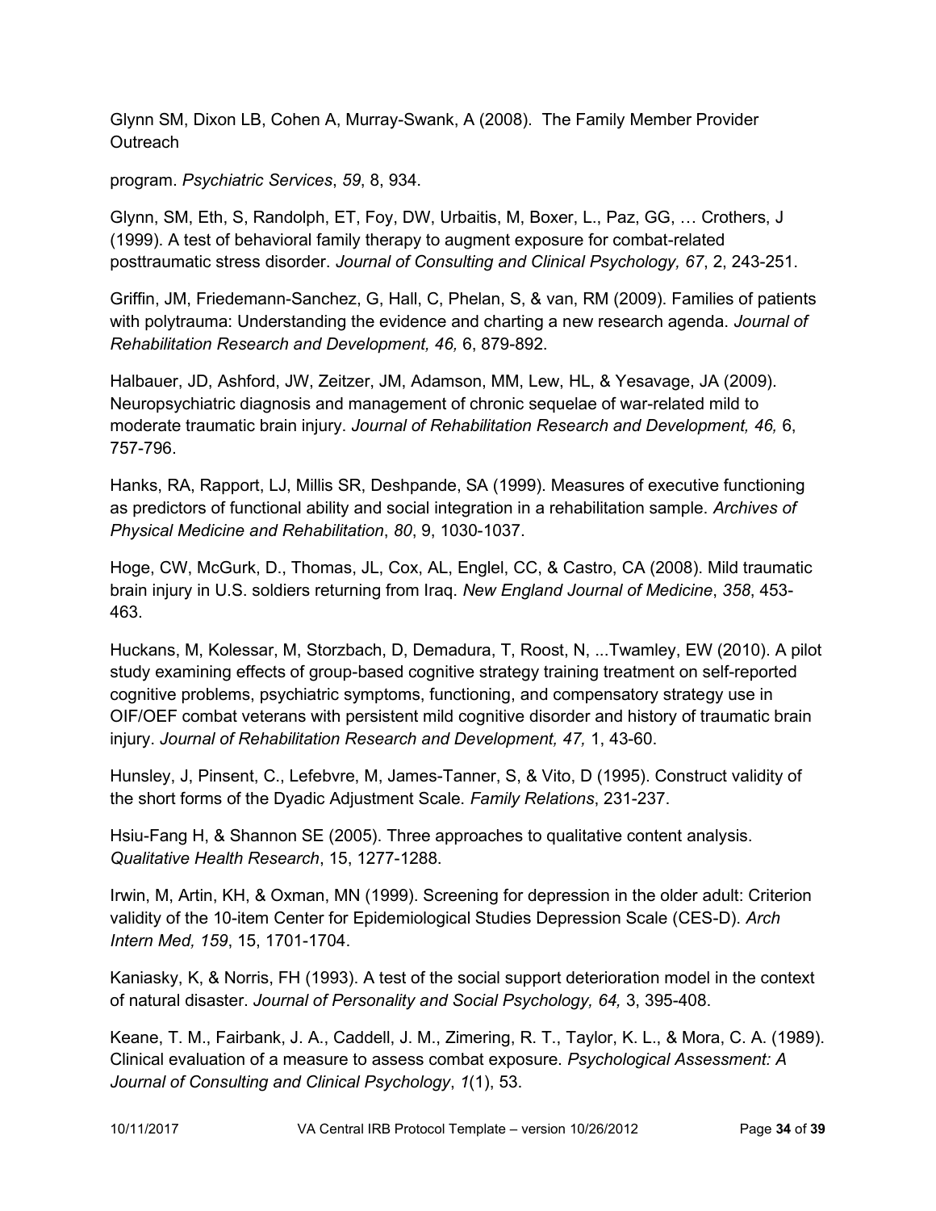Glynn SM, Dixon LB, Cohen A, Murray-Swank, A (2008). The Family Member Provider Outreach

program. *Psychiatric Services*, *59*, 8, 934.

Glynn, SM, Eth, S, Randolph, ET, Foy, DW, Urbaitis, M, Boxer, L., Paz, GG, … Crothers, J (1999). A test of behavioral family therapy to augment exposure for combat-related posttraumatic stress disorder. *Journal of Consulting and Clinical Psychology, 67*, 2, 243-251.

Griffin, JM, Friedemann-Sanchez, G, Hall, C, Phelan, S, & van, RM (2009). Families of patients with polytrauma: Understanding the evidence and charting a new research agenda. *Journal of Rehabilitation Research and Development, 46,* 6, 879-892.

Halbauer, JD, Ashford, JW, Zeitzer, JM, Adamson, MM, Lew, HL, & Yesavage, JA (2009). Neuropsychiatric diagnosis and management of chronic sequelae of war-related mild to moderate traumatic brain injury. *Journal of Rehabilitation Research and Development, 46,* 6, 757-796.

Hanks, RA, Rapport, LJ, Millis SR, Deshpande, SA (1999). Measures of executive functioning as predictors of functional ability and social integration in a rehabilitation sample. *Archives of Physical Medicine and Rehabilitation*, *80*, 9, 1030-1037.

Hoge, CW, McGurk, D., Thomas, JL, Cox, AL, Engel, CC, & Castro, CA (2008). Mild traumatic brain injury in U.S. soldiers returning from Iraq. *New England Journal of Medicine*, *358*, 453-463.

Huckans, M, Kolessar, M, Storzbach, D, Demadura, T, Roost, N, ...Twamley, EW (2010). A pilot study examining effects of group-based cognitive strategy training treatment on self-reported cognitive problems, psychiatric symptoms, functioning, and compensatory strategy use in OIF/OEF combat veterans with persistent mild cognitive disorder and history of traumatic brain injury. *Journal of Rehabilitation Research and Development, 47,* 1, 43-60.

Hunsley, J, Pinsent, C., Lefebvre, M, James-Tanner, S, & Vito, D (1995). Construct validity of the short forms of the Dyadic Adjustment Scale. *Family Relations*, 231-237.

Hsiu-Fang H, & Shannon SE (2005). Three approaches to qualitative content analysis. *Qualitative Health Research*, 15, 1277-1288.

Irwin, M, Artin, KH, & Oxman, MN (1999). Screening for depression in the older adult: Criterion validity of the 10-item Center for Epidemiological Studies Depression Scale (CES-D). *Arch Intern Med, 159*, 15, 1701-1704.

Kaniasky, K, & Norris, FH (1993). A test of the social support deterioration model in the context of natural disaster. *Journal of Personality and Social Psychology, 64,* 3, 395-408.

Keane, T. M., Fairbank, J. A., Caddell, J. M., Zimering, R. T., Taylor, K. L., & Mora, C. A. (1989). Clinical evaluation of a measure to assess combat exposure. *Psychological Assessment: A Journal of Consulting and Clinical Psychology*, *1*(1), 53.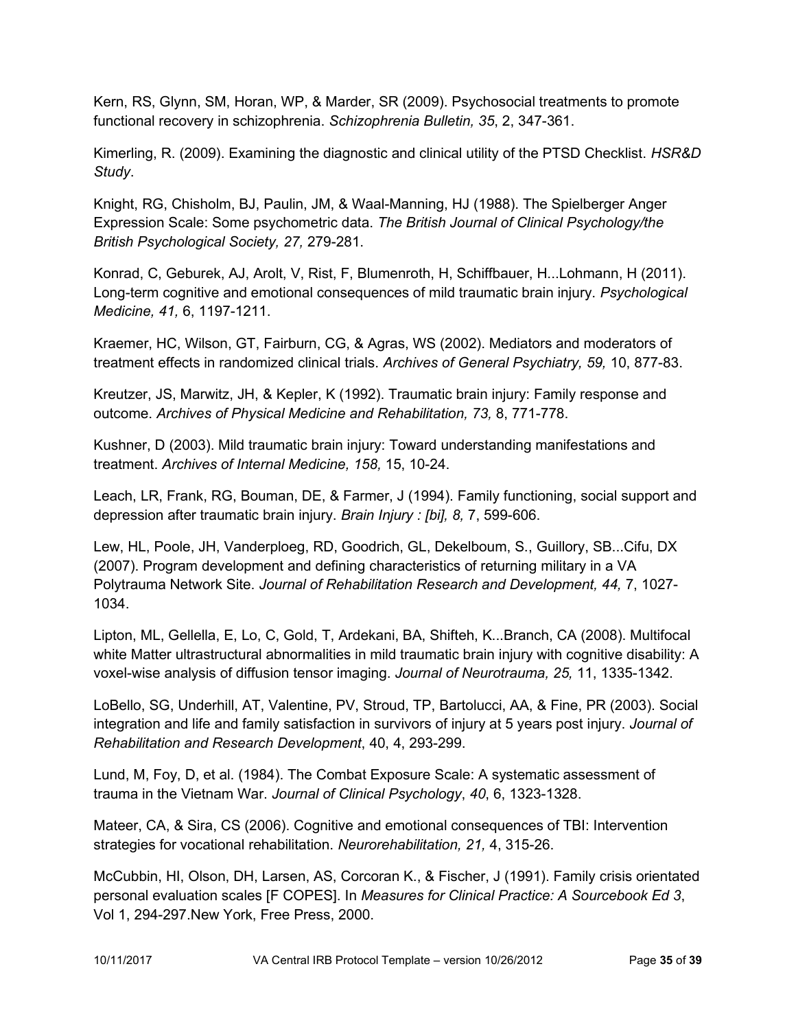Kern, RS, Glynn, SM, Horan, WP, & Marder, SR (2009). Psychosocial treatments to promote functional recovery in schizophrenia. *Schizophrenia Bulletin, 35*, 2, 347-361.

Kimerling, R. (2009). Examining the diagnostic and clinical utility of the PTSD Checklist. *HSR&D Study*.

Knight, RG, Chisholm, BJ, Paulin, JM, & Waal-Manning, HJ (1988). The Spielberger Anger Expression Scale: Some psychometric data. *The British Journal of Clinical Psychology/the British Psychological Society, 27,* 279-281.

Konrad, C, Geburek, AJ, Arolt, V, Rist, F, Blumenroth, H, Schiffbauer, H...Lohmann, H (2011). Long-term cognitive and emotional consequences of mild traumatic brain injury. *Psychological Medicine, 41,* 6, 1197-1211.

Kraemer, HC, Wilson, GT, Fairburn, CG, & Agras, WS (2002). Mediators and moderators of treatment effects in randomized clinical trials. *Archives of General Psychiatry, 59,* 10, 877-83.

Kreutzer, JS, Marwitz, JH, & Kepler, K (1992). Traumatic brain injury: Family response and outcome. *Archives of Physical Medicine and Rehabilitation, 73,* 8, 771-778.

Kushner, D (2003). Mild traumatic brain injury: Toward understanding manifestations and treatment. *Archives of Internal Medicine, 158,* 15, 10-24.

Leach, LR, Frank, RG, Bouman, DE, & Farmer, J (1994). Family functioning, social support and depression after traumatic brain injury. *Brain Injury : [bi], 8,* 7, 599-606.

Lew, HL, Poole, JH, Vanderploeg, RD, Goodrich, GL, Dekelboum, S., Guillory, SB...Cifu, DX (2007). Program development and defining characteristics of returning military in a VA Polytrauma Network Site. *Journal of Rehabilitation Research and Development, 44,* 7, 1027-1034.

Lipton, ML, Gellella, E, Lo, C, Gold, T, Ardekani, BA, Shifteh, K...Branch, CA (2008). Multifocal white Matter ultrastructural abnormalities in mild traumatic brain injury with cognitive disability: A voxel-wise analysis of diffusion tensor imaging. *Journal of Neurotrauma, 25,* 11, 1335-1342.

LoBello, SG, Underhill, AT, Valentine, PV, Stroud, TP, Bartolucci, AA, & Fine, PR (2003). Social integration and life and family satisfaction in survivors of injury at 5 years post injury. *Journal of Rehabilitation and Research Development*, 40, 4, 293-299.

Lund, M, Foy, D, et al. (1984). The Combat Exposure Scale: A systematic assessment of trauma in the Vietnam War. *Journal of Clinical Psychology*, *40*, 6, 1323-1328.

Mateer, CA, & Sira, CS (2006). Cognitive and emotional consequences of TBI: Intervention strategies for vocational rehabilitation. *Neurorehabilitation, 21,* 4, 315-26.

McCubbin, HI, Olson, DH, Larsen, AS, Corcoran K., & Fischer, J (1991). Family crisis orientated personal evaluation scales [F COPES]. In *Measures for Clinical Practice: A Sourcebook Ed 3*, Vol 1, 294-297.New York, Free Press, 2000.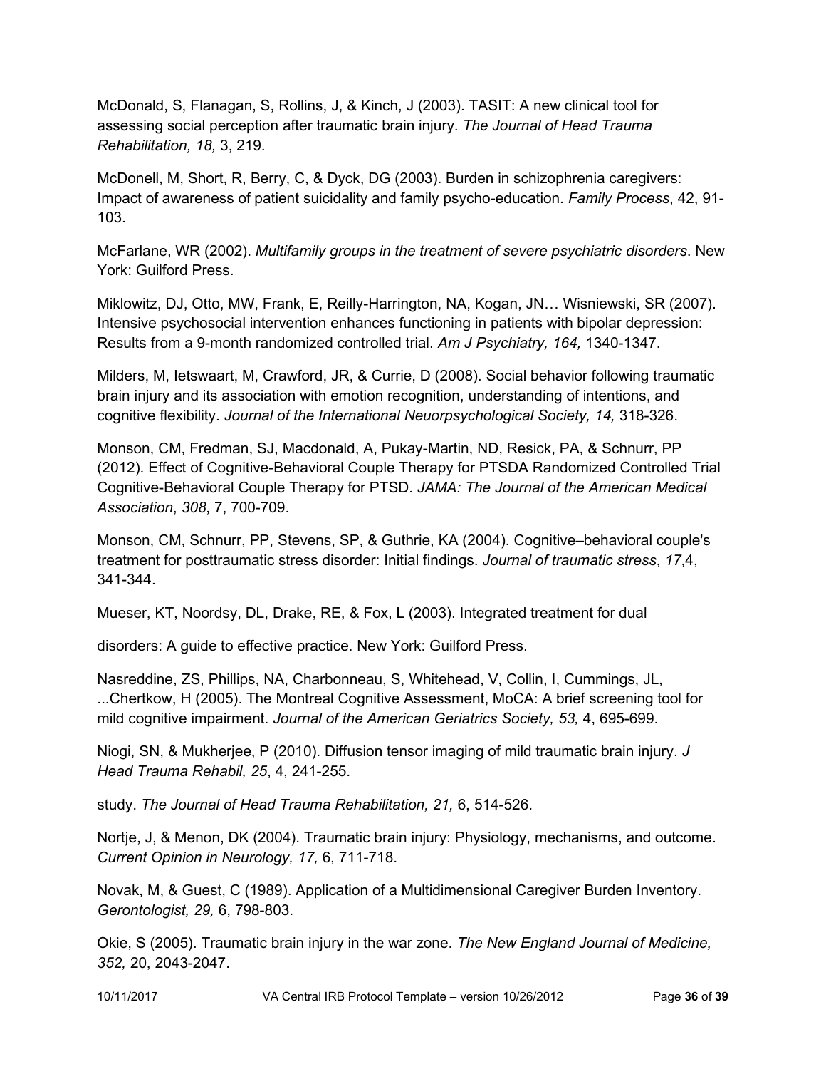McDonald, S, Flanagan, S, Rollins, J, & Kinch, J (2003). TASIT: A new clinical tool for assessing social perception after traumatic brain injury. *The Journal of Head Trauma Rehabilitation, 18,* 3, 219.

McDonell, M, Short, R, Berry, C, & Dyck, DG (2003). Burden in schizophrenia caregivers: Impact of awareness of patient suicidality and family psycho-education. *Family Process*, 42, 91-103.

McFarlane, WR (2002). *Multifamily groups in the treatment of severe psychiatric disorders*. New York: Guilford Press.

Miklowitz, DJ, Otto, MW, Frank, E, Reilly-Harrington, NA, Kogan, JN… Wisniewski, SR (2007). Intensive psychosocial intervention enhances functioning in patients with bipolar depression: Results from a 9-month randomized controlled trial. *Am J Psychiatry, 164,* 1340-1347.

Milders, M, Ietswaart, M, Crawford, JR, & Currie, D (2008). Social behavior following traumatic brain injury and its association with emotion recognition, understanding of intentions, and cognitive flexibility. *Journal of the International Neuorpsychological Society, 14,* 318-326.

Monson, CM, Fredman, SJ, Macdonald, A, Pukay-Martin, ND, Resick, PA, & Schnurr, PP (2012). Effect of Cognitive-Behavioral Couple Therapy for PTSDA Randomized Controlled Trial Cognitive-Behavioral Couple Therapy for PTSD. *JAMA: The Journal of the American Medical Association*, *308*, 7, 700-709.

Monson, CM, Schnurr, PP, Stevens, SP, & Guthrie, KA (2004). Cognitive–behavioral couple's treatment for posttraumatic stress disorder: Initial findings. *Journal of traumatic stress*, *17*,4, 341-344.

Mueser, KT, Noordsy, DL, Drake, RE, & Fox, L (2003). Integrated treatment for dual

disorders: A guide to effective practice. New York: Guilford Press.

Nasreddine, ZS, Phillips, NA, Charbonneau, S, Whitehead, V, Collin, I, Cummings, JL, ...Chertkow, H (2005). The Montreal Cognitive Assessment, MoCA: A brief screening tool for mild cognitive impairment. *Journal of the American Geriatrics Society, 53,* 4, 695-699.

Niogi, SN, & Mukherjee, P (2010). Diffusion tensor imaging of mild traumatic brain injury. *J Head Trauma Rehabil, 25*, 4, 241-255.

study. *The Journal of Head Trauma Rehabilitation, 21,* 6, 514-526.

Nortje, J, & Menon, DK (2004). Traumatic brain injury: Physiology, mechanisms, and outcome. *Current Opinion in Neurology, 17,* 6, 711-718.

Novak, M, & Guest, C (1989). Application of a Multidimensional Caregiver Burden Inventory. *Gerontologist, 29,* 6, 798-803.

Okie, S (2005). Traumatic brain injury in the war zone. *The New England Journal of Medicine, 352,* 20, 2043-2047.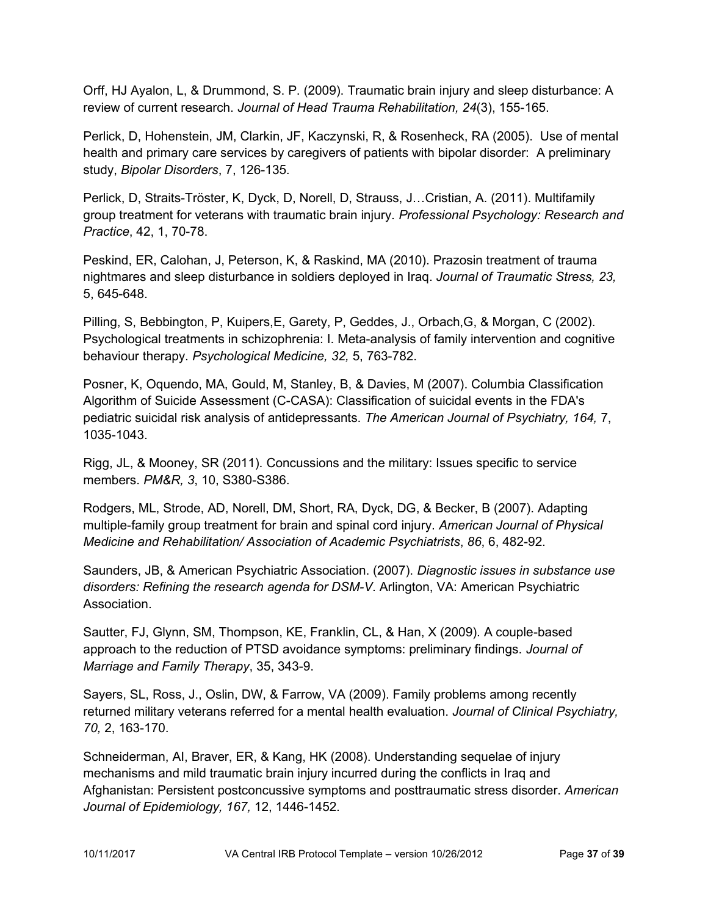Orff, HJ Ayalon, L, & Drummond, S. P. (2009). Traumatic brain injury and sleep disturbance: A review of current research. *Journal of Head Trauma Rehabilitation, 24*(3), 155-165.

Perlick, D, Hohenstein, JM, Clarkin, JF, Kaczynski, R, & Rosenheck, RA (2005). Use of mental health and primary care services by caregivers of patients with bipolar disorder: A preliminary study, *Bipolar Disorders*, 7, 126-135.

Perlick, D, Straits-Tröster, K, Dyck, D, Norell, D, Strauss, J…Cristian, A. (2011). Multifamily group treatment for veterans with traumatic brain injury. *Professional Psychology: Research and Practice*, 42, 1, 70-78.

Peskind, ER, Calohan, J, Peterson, K, & Raskind, MA (2010). Prazosin treatment of trauma nightmares and sleep disturbance in soldiers deployed in Iraq. *Journal of Traumatic Stress, 23,* 5, 645-648.

Pilling, S, Bebbington, P, Kuipers,E, Garety, P, Geddes, J., Orbach,G, & Morgan, C (2002). Psychological treatments in schizophrenia: I. Meta-analysis of family intervention and cognitive behaviour therapy. *Psychological Medicine, 32,* 5, 763-782.

Posner, K, Oquendo, MA, Gould, M, Stanley, B, & Davies, M (2007). Columbia Classification Algorithm of Suicide Assessment (C-CASA): Classification of suicidal events in the FDA's pediatric suicidal risk analysis of antidepressants. *The American Journal of Psychiatry, 164,* 7, 1035-1043.

Rigg, JL, & Mooney, SR (2011). Concussions and the military: Issues specific to service members. *PM&R, 3*, 10, S380-S386.

Rodgers, ML, Strode, AD, Norell, DM, Short, RA, Dyck, DG, & Becker, B (2007). Adapting multiple-family group treatment for brain and spinal cord injury. *American Journal of Physical Medicine and Rehabilitation/ Association of Academic Psychiatrists*, *86*, 6, 482-92.

Saunders, JB, & American Psychiatric Association. (2007). *Diagnostic issues in substance use disorders: Refining the research agenda for DSM-V*. Arlington, VA: American Psychiatric Association.

Sautter, FJ, Glynn, SM, Thompson, KE, Franklin, CL, & Han, X (2009). A couple-based approach to the reduction of PTSD avoidance symptoms: preliminary findings. *Journal of Marriage and Family Therapy*, 35, 343-9.

Sayers, SL, Ross, J., Oslin, DW, & Farrow, VA (2009). Family problems among recently returned military veterans referred for a mental health evaluation. *Journal of Clinical Psychiatry, 70,* 2, 163-170.

Schneiderman, AI, Braver, ER, & Kang, HK (2008). Understanding sequelae of injury mechanisms and mild traumatic brain injury incurred during the conflicts in Iraq and Afghanistan: Persistent postconcussive symptoms and posttraumatic stress disorder. *American Journal of Epidemiology, 167,* 12, 1446-1452.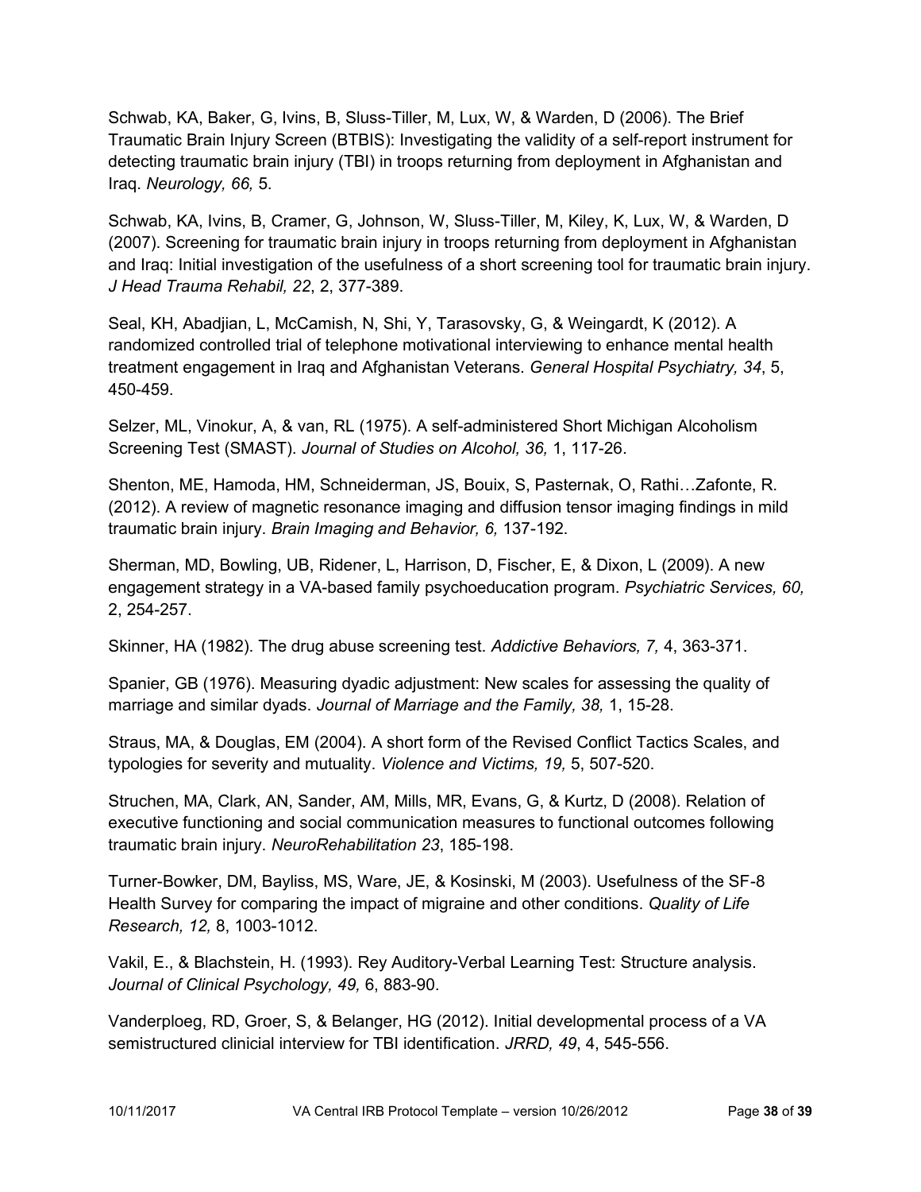Schwab, KA, Baker, G, Ivins, B, Sluss-Tiller, M, Lux, W, & Warden, D (2006). The Brief Traumatic Brain Injury Screen (BTBIS): Investigating the validity of a self-report instrument for detecting traumatic brain injury (TBI) in troops returning from deployment in Afghanistan and Iraq. *Neurology, 66,* 5.

Schwab, KA, Ivins, B, Cramer, G, Johnson, W, Sluss-Tiller, M, Kiley, K, Lux, W, & Warden, D (2007). Screening for traumatic brain injury in troops returning from deployment in Afghanistan and Iraq: Initial investigation of the usefulness of a short screening tool for traumatic brain injury. *J Head Trauma Rehabil, 22*, 2, 377-389.

Seal, KH, Abadjian, L, McCamish, N, Shi, Y, Tarasovsky, G, & Weingardt, K (2012). A randomized controlled trial of telephone motivational interviewing to enhance mental health treatment engagement in Iraq and Afghanistan Veterans. *General Hospital Psychiatry, 34*, 5, 450-459.

Selzer, ML, Vinokur, A, & van, RL (1975). A self-administered Short Michigan Alcoholism Screening Test (SMAST). *Journal of Studies on Alcohol, 36,* 1, 117-26.

Shenton, ME, Hamoda, HM, Schneiderman, JS, Bouix, S, Pasternak, O, Rathi…Zafonte, R. (2012). A review of magnetic resonance imaging and diffusion tensor imaging findings in mild traumatic brain injury. *Brain Imaging and Behavior, 6,* 137-192.

Sherman, MD, Bowling, UB, Ridener, L, Harrison, D, Fischer, E, & Dixon, L (2009). A new engagement strategy in a VA-based family psychoeducation program. *Psychiatric Services, 60,* 2, 254-257.

Skinner, HA (1982). The drug abuse screening test. *Addictive Behaviors, 7,* 4, 363-371.

Spanier, GB (1976). Measuring dyadic adjustment: New scales for assessing the quality of marriage and similar dyads. *Journal of Marriage and the Family, 38,* 1, 15-28.

Straus, MA, & Douglas, EM (2004). A short form of the Revised Conflict Tactics Scales, and typologies for severity and mutuality. *Violence and Victims, 19,* 5, 507-520.

Struchen, MA, Clark, AN, Sander, AM, Mills, MR, Evans, G, & Kurtz, D (2008). Relation of executive functioning and social communication measures to functional outcomes following traumatic brain injury. *NeuroRehabilitation 23*, 185-198.

Turner-Bowker, DM, Bayliss, MS, Ware, JE, & Kosinski, M (2003). Usefulness of the SF-8 Health Survey for comparing the impact of migraine and other conditions. *Quality of Life Research, 12,* 8, 1003-1012.

Vakil, E., & Blachstein, H. (1993). Rey Auditory-Verbal Learning Test: Structure analysis. *Journal of Clinical Psychology, 49,* 6, 883-90.

Vanderploeg, RD, Groer, S, & Belanger, HG (2012). Initial developmental process of a VA semistructured clinicial interview for TBI identification. *JRRD, 49*, 4, 545-556.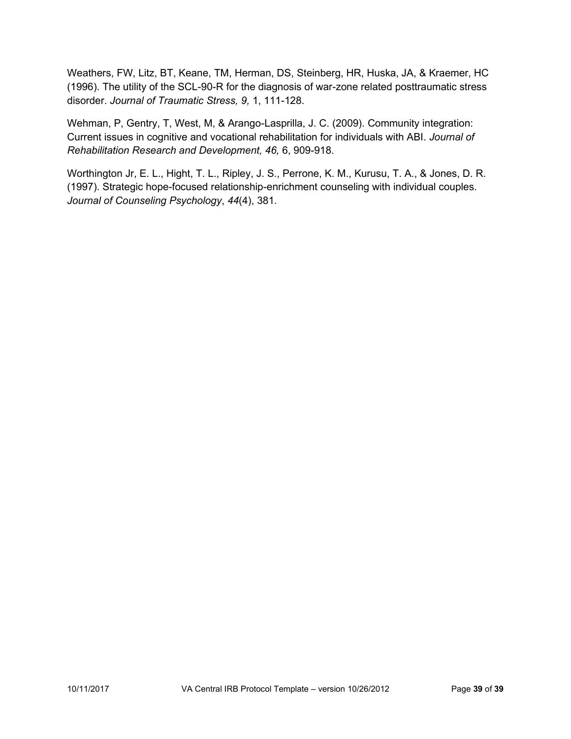Weathers, FW, Litz, BT, Keane, TM, Herman, DS, Steinberg, HR, Huska, JA, & Kraemer, HC (1996). The utility of the SCL-90-R for the diagnosis of war-zone related posttraumatic stress disorder. *Journal of Traumatic Stress, 9,* 1, 111-128.

Wehman, P, Gentry, T, West, M, & Arango-Lasprilla, J. C. (2009). Community integration: Current issues in cognitive and vocational rehabilitation for individuals with ABI. *Journal of Rehabilitation Research and Development, 46,* 6, 909-918.

Worthington Jr, E. L., Hight, T. L., Ripley, J. S., Perrone, K. M., Kurusu, T. A., & Jones, D. R. (1997). Strategic hope-focused relationship-enrichment counseling with individual couples. *Journal of Counseling Psychology*, *44*(4), 381.